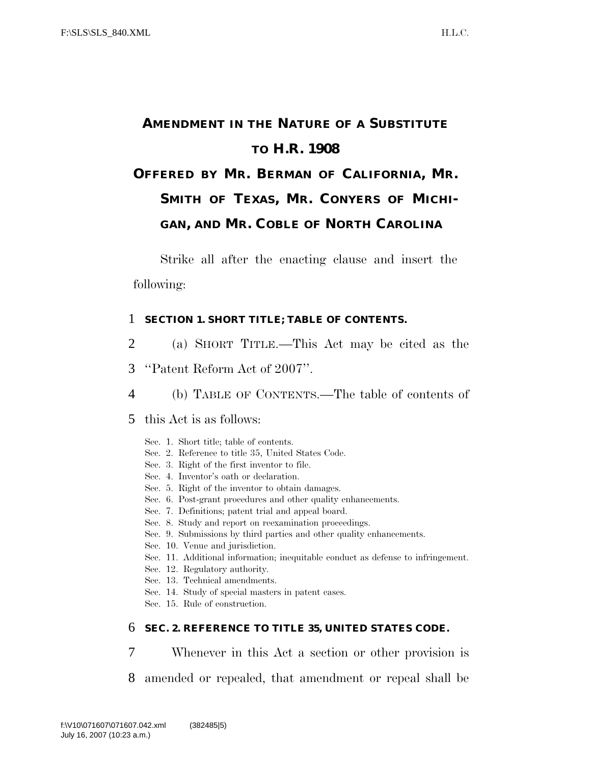# AMENDMENT IN THE NATURE OF A SUBSTITUTE TO H.R. 1908

## OFFERED BY MR. BERMAN OF CALIFORNIA, MR. SMITH OF TEXAS, MR. CONYERS OF MICHIGAN, AND MR. COBLE OF NORTH CAROLINA

Strike all after the enacting clause and insert the following:

### SECTION 1. SHORT TITLE; TABLE OF CONTENTS.

(a) SHORT TITLE.—This Act may be cited as the ''Patent Reform Act of 2007''.

(b) TABLE OF CONTENTS.—The table of contents of this Act is as follows:

Sec. 1. Short title; table of contents.
Sec. 2. Reference to title 35, United States Code.
Sec. 3. Right of the first inventor to file.
Sec. 4. Inventor's oath or declaration.
Sec. 5. Right of the inventor to obtain damages.
Sec. 6. Post-grant procedures and other quality enhancements.
Sec. 7. Definitions; patent trial and appeal board.
Sec. 8. Study and report on reexamination proceedings.
Sec. 9. Submissions by third parties and other quality enhancements.
Sec. 10. Venue and jurisdiction.
Sec. 11. Additional information; inequitable conduct as defense to infringement.
Sec. 12. Regulatory authority.
Sec. 13. Technical amendments.
Sec. 14. Study of special masters in patent cases.
Sec. 15. Rule of construction.

### SEC. 2. REFERENCE TO TITLE 35, UNITED STATES CODE.

Whenever in this Act a section or other provision is amended or repealed, that amendment or repeal shall be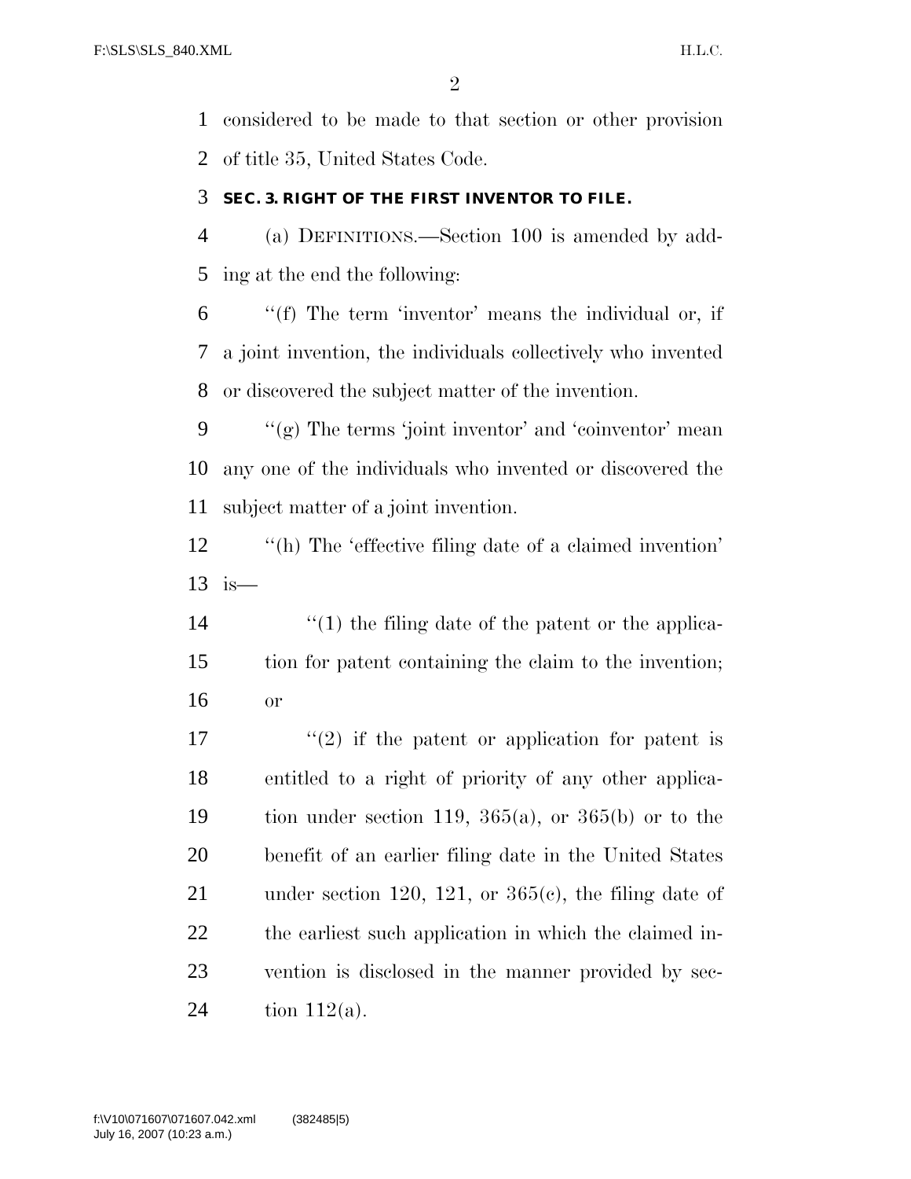considered to be made to that section or other provision of title 35, United States Code.

### SEC. 3. RIGHT OF THE FIRST INVENTOR TO FILE.

(a) DEFINITIONS.—Section 100 is amended by adding at the end the following:

''(f) The term 'inventor' means the individual or, if a joint invention, the individuals collectively who invented or discovered the subject matter of the invention.

''(g) The terms 'joint inventor' and 'coinventor' mean any one of the individuals who invented or discovered the subject matter of a joint invention.

''(h) The 'effective filing date of a claimed invention' is—

''(1) the filing date of the patent or the application for patent containing the claim to the invention; or

''(2) if the patent or application for patent is entitled to a right of priority of any other application under section 119, 365(a), or 365(b) or to the benefit of an earlier filing date in the United States under section 120, 121, or 365(c), the filing date of the earliest such application in which the claimed invention is disclosed in the manner provided by section 112(a).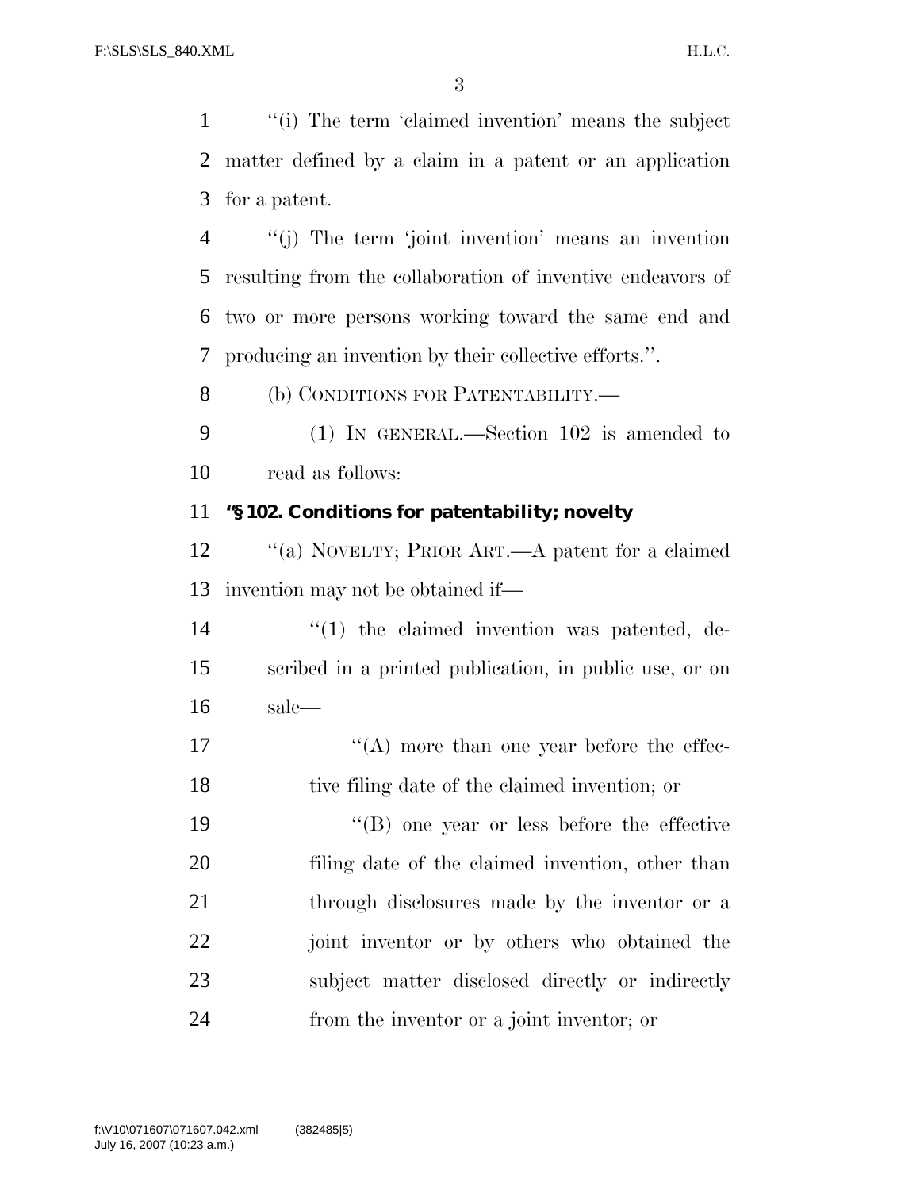''(i) The term 'claimed invention' means the subject matter defined by a claim in a patent or an application for a patent.

''(j) The term 'joint invention' means an invention resulting from the collaboration of inventive endeavors of two or more persons working toward the same end and producing an invention by their collective efforts.''.

(b) CONDITIONS FOR PATENTABILITY.—

(1) IN GENERAL.—Section 102 is amended to read as follows:

**''§ 102. Conditions for patentability; novelty**

''(a) NOVELTY; PRIOR ART.—A patent for a claimed invention may not be obtained if—

''(1) the claimed invention was patented, described in a printed publication, in public use, or on sale—

''(A) more than one year before the effective filing date of the claimed invention; or

''(B) one year or less before the effective filing date of the claimed invention, other than through disclosures made by the inventor or a joint inventor or by others who obtained the subject matter disclosed directly or indirectly from the inventor or a joint inventor; or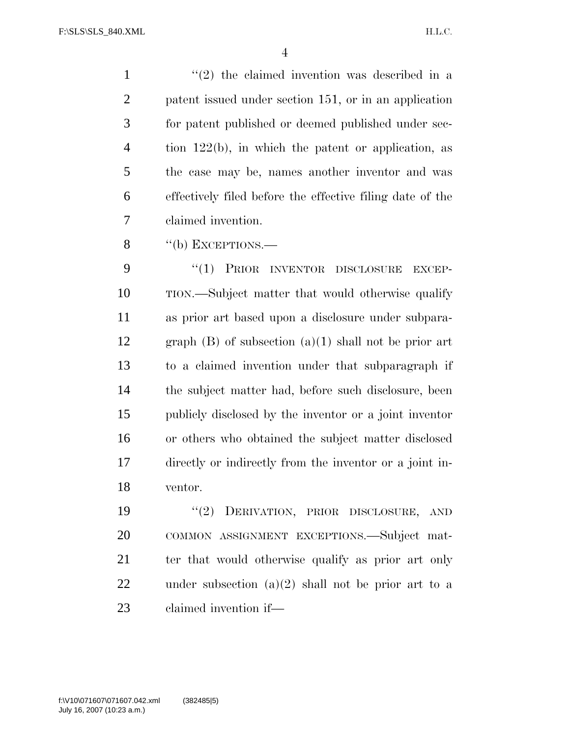"(2) the claimed invention was described in a patent issued under section 151, or in an application for patent published or deemed published under section 122(b), in which the patent or application, as the case may be, names another inventor and was effectively filed before the effective filing date of the claimed invention.

"(b) EXCEPTIONS.—

"(1) PRIOR INVENTOR DISCLOSURE EXCEPTION.—Subject matter that would otherwise qualify as prior art based upon a disclosure under subparagraph (B) of subsection (a)(1) shall not be prior art to a claimed invention under that subparagraph if the subject matter had, before such disclosure, been publicly disclosed by the inventor or a joint inventor or others who obtained the subject matter disclosed directly or indirectly from the inventor or a joint inventor.

"(2) DERIVATION, PRIOR DISCLOSURE, AND COMMON ASSIGNMENT EXCEPTIONS.—Subject matter that would otherwise qualify as prior art only under subsection (a)(2) shall not be prior art to a claimed invention if—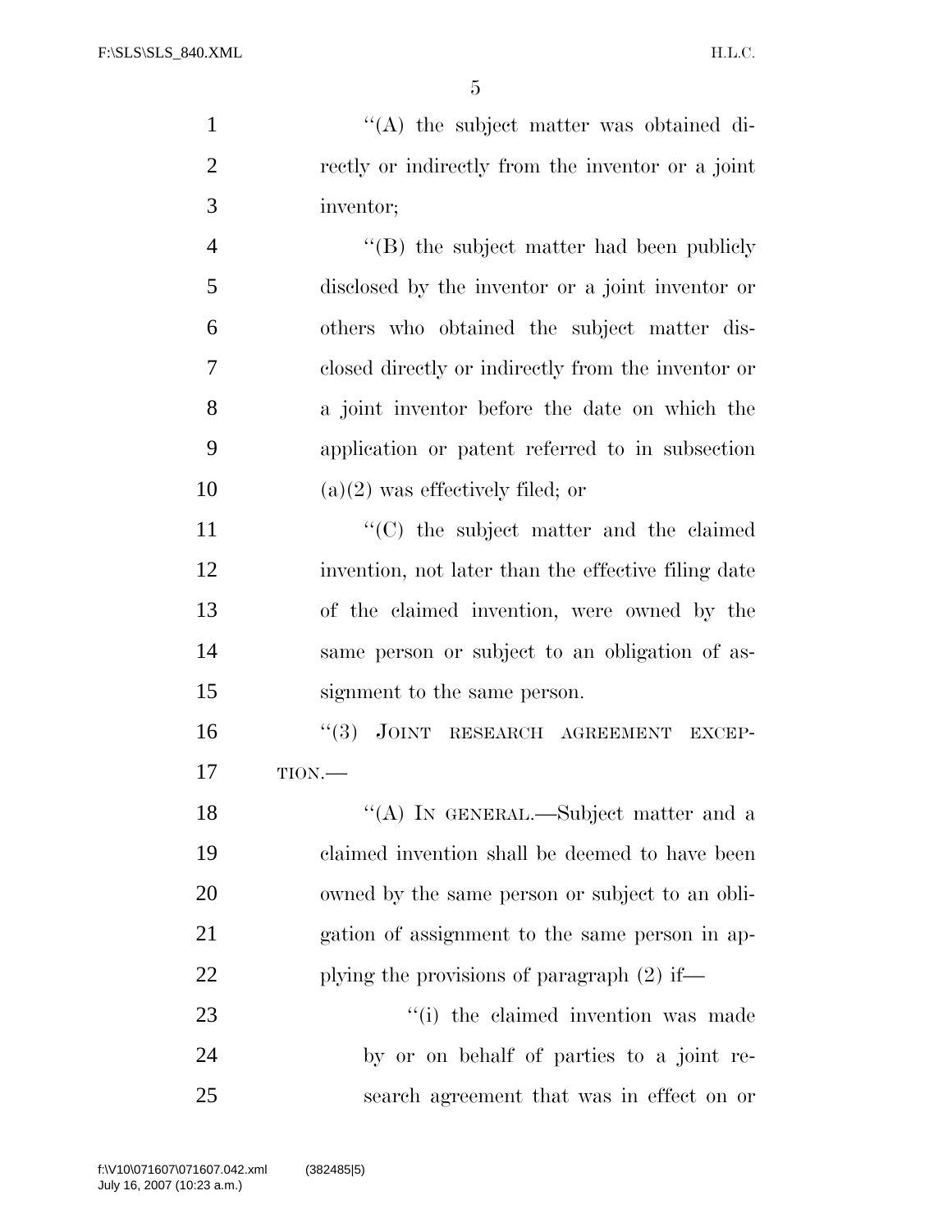“(A) the subject matter was obtained directly or indirectly from the inventor or a joint inventor;

“(B) the subject matter had been publicly disclosed by the inventor or a joint inventor or others who obtained the subject matter disclosed directly or indirectly from the inventor or a joint inventor before the date on which the application or patent referred to in subsection (a)(2) was effectively filed; or

“(C) the subject matter and the claimed invention, not later than the effective filing date of the claimed invention, were owned by the same person or subject to an obligation of assignment to the same person.

“(3) JOINT RESEARCH AGREEMENT EXCEPTION.—

“(A) IN GENERAL.—Subject matter and a claimed invention shall be deemed to have been owned by the same person or subject to an obligation of assignment to the same person in applying the provisions of paragraph (2) if—

“(i) the claimed invention was made by or on behalf of parties to a joint research agreement that was in effect on or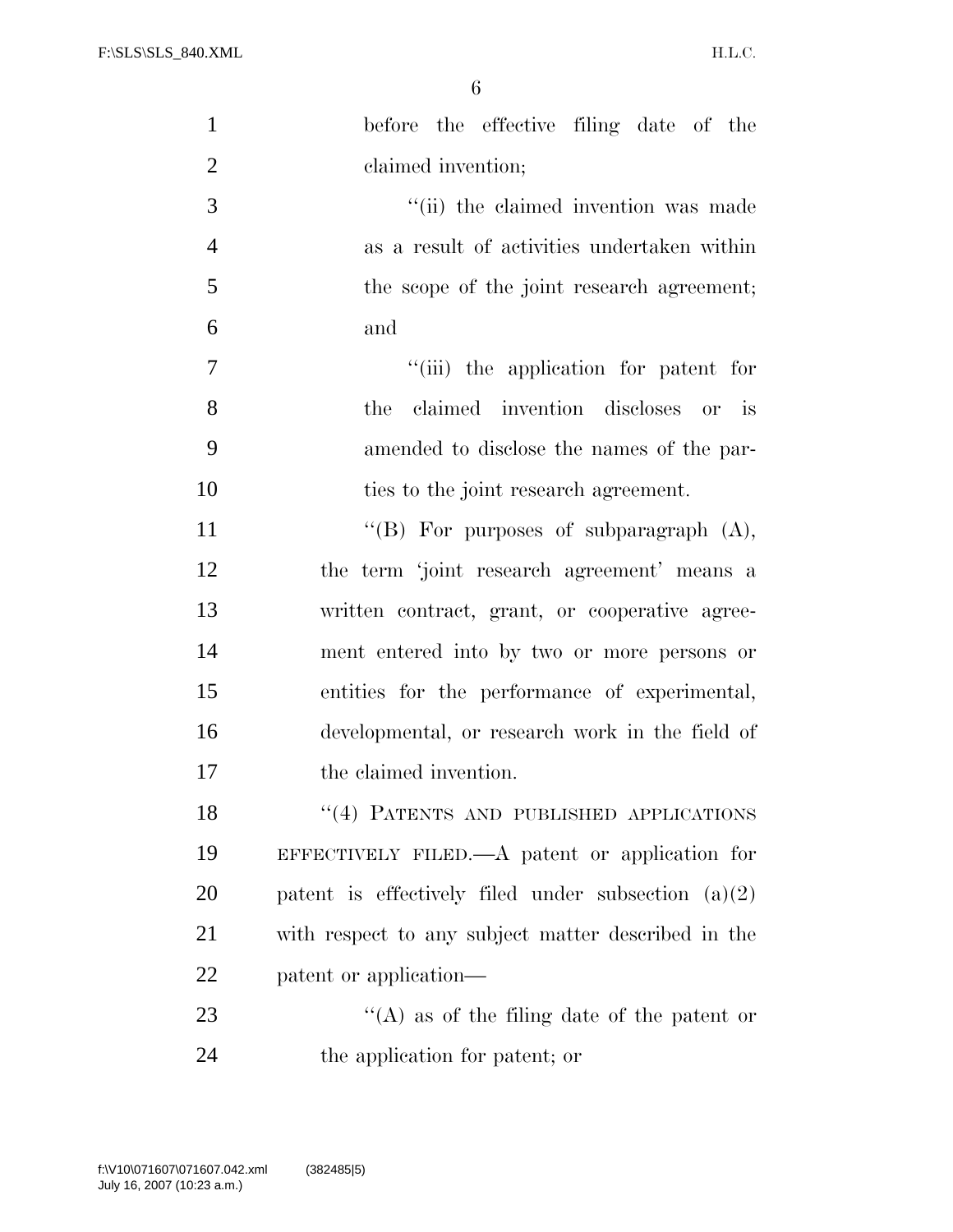before the effective filing date of the claimed invention;

''(ii) the claimed invention was made as a result of activities undertaken within the scope of the joint research agreement; and

''(iii) the application for patent for the claimed invention discloses or is amended to disclose the names of the parties to the joint research agreement.

''(B) For purposes of subparagraph (A), the term 'joint research agreement' means a written contract, grant, or cooperative agreement entered into by two or more persons or entities for the performance of experimental, developmental, or research work in the field of the claimed invention.

''(4) PATENTS AND PUBLISHED APPLICATIONS EFFECTIVELY FILED.—A patent or application for patent is effectively filed under subsection (a)(2) with respect to any subject matter described in the patent or application—

''(A) as of the filing date of the patent or the application for patent; or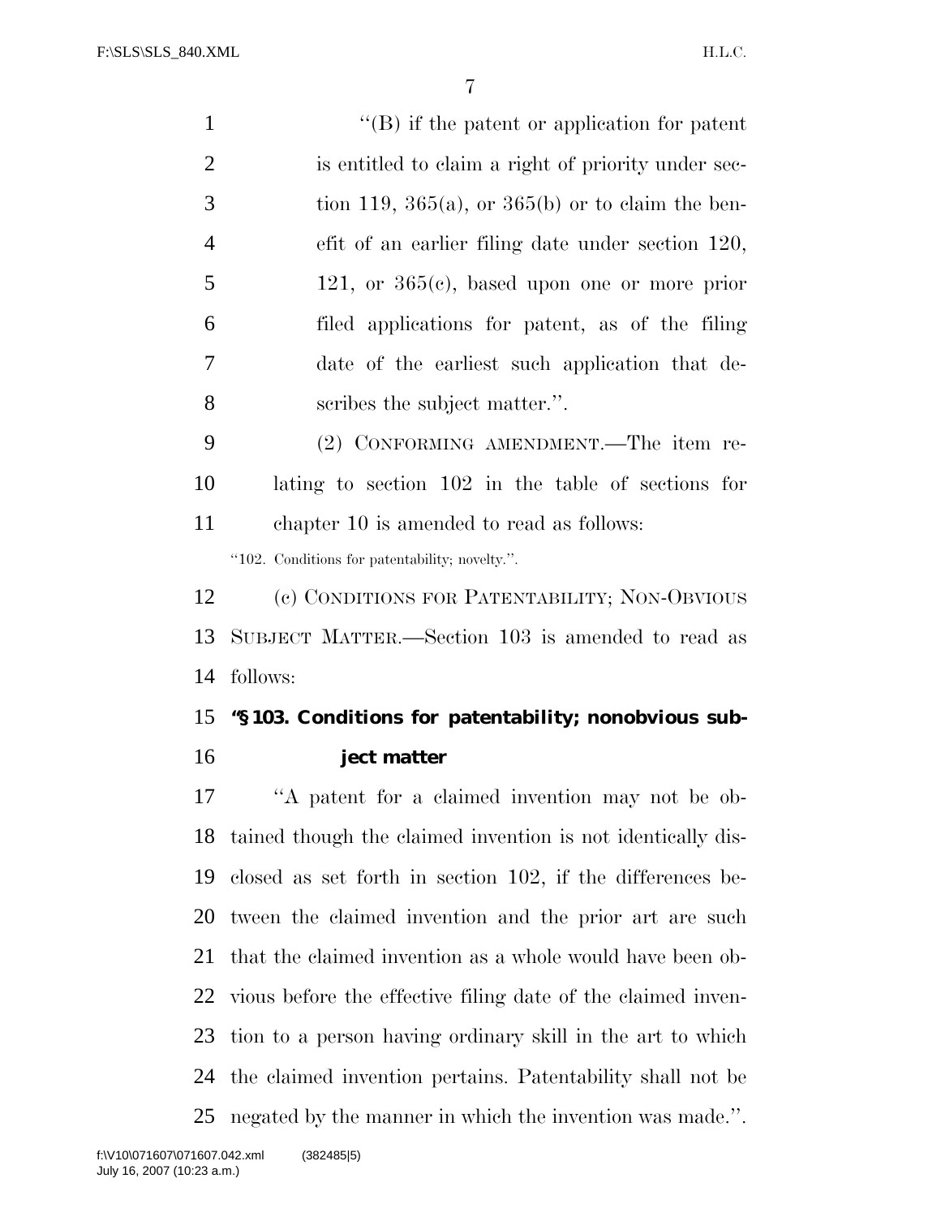''(B) if the patent or application for patent is entitled to claim a right of priority under section 119, 365(a), or 365(b) or to claim the benefit of an earlier filing date under section 120, 121, or 365(c), based upon one or more prior filed applications for patent, as of the filing date of the earliest such application that describes the subject matter.''.

(2) CONFORMING AMENDMENT.—The item relating to section 102 in the table of sections for chapter 10 is amended to read as follows:

''102. Conditions for patentability; novelty.''.

(c) CONDITIONS FOR PATENTABILITY; NON-OBVIOUS SUBJECT MATTER.—Section 103 is amended to read as follows:

**''§ 103. Conditions for patentability; nonobvious subject matter**

''A patent for a claimed invention may not be obtained though the claimed invention is not identically disclosed as set forth in section 102, if the differences between the claimed invention and the prior art are such that the claimed invention as a whole would have been obvious before the effective filing date of the claimed invention to a person having ordinary skill in the art to which the claimed invention pertains. Patentability shall not be negated by the manner in which the invention was made.''.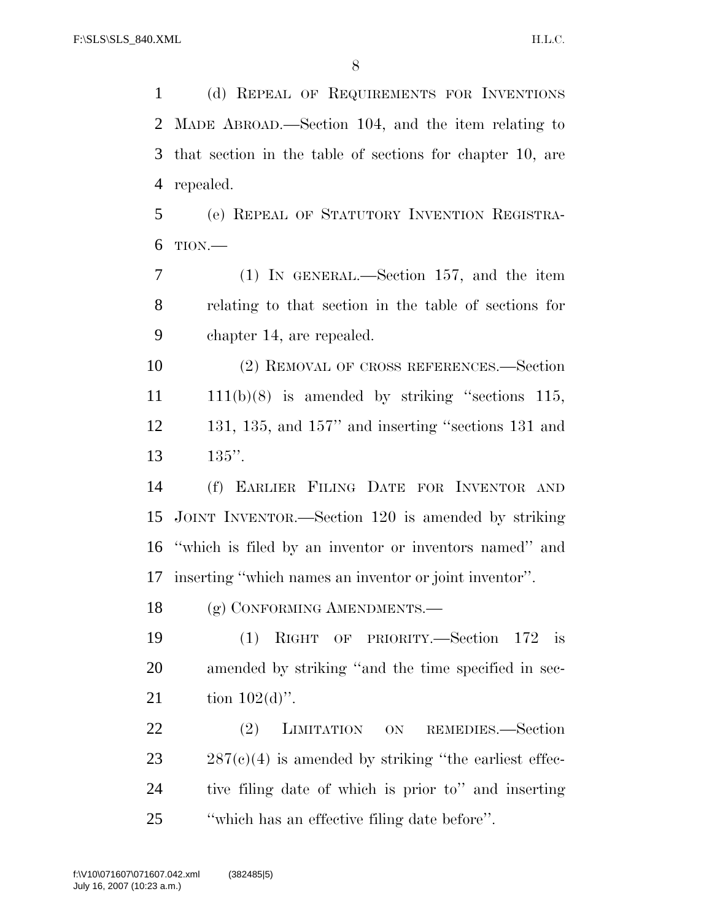(d) REPEAL OF REQUIREMENTS FOR INVENTIONS MADE ABROAD.—Section 104, and the item relating to that section in the table of sections for chapter 10, are repealed.

(e) REPEAL OF STATUTORY INVENTION REGISTRATION.—

(1) IN GENERAL.—Section 157, and the item relating to that section in the table of sections for chapter 14, are repealed.

(2) REMOVAL OF CROSS REFERENCES.—Section 111(b)(8) is amended by striking "sections 115, 131, 135, and 157" and inserting "sections 131 and 135".

(f) EARLIER FILING DATE FOR INVENTOR AND JOINT INVENTOR.—Section 120 is amended by striking "which is filed by an inventor or inventors named" and inserting "which names an inventor or joint inventor".

(g) CONFORMING AMENDMENTS.—

(1) RIGHT OF PRIORITY.—Section 172 is amended by striking "and the time specified in section 102(d)".

(2) LIMITATION ON REMEDIES.—Section 287(c)(4) is amended by striking "the earliest effective filing date of which is prior to" and inserting "which has an effective filing date before".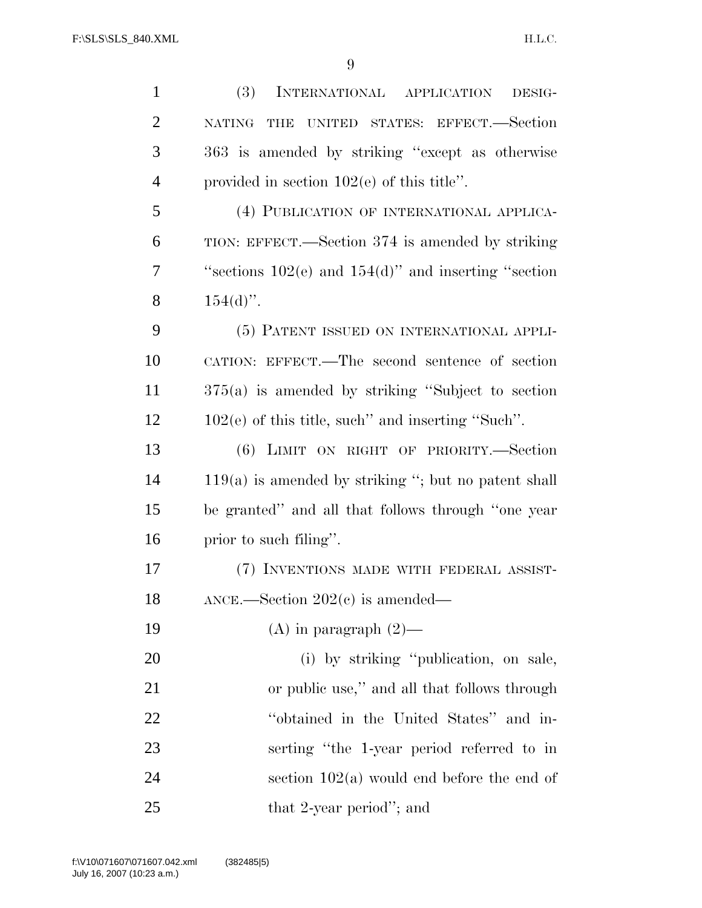(3) INTERNATIONAL APPLICATION DESIGNATING THE UNITED STATES: EFFECT.—Section 363 is amended by striking ''except as otherwise provided in section 102(e) of this title''.

(4) PUBLICATION OF INTERNATIONAL APPLICATION: EFFECT.—Section 374 is amended by striking ''sections 102(e) and 154(d)'' and inserting ''section 154(d)''.

(5) PATENT ISSUED ON INTERNATIONAL APPLICATION: EFFECT.—The second sentence of section 375(a) is amended by striking ''Subject to section 102(e) of this title, such'' and inserting ''Such''.

(6) LIMIT ON RIGHT OF PRIORITY.—Section 119(a) is amended by striking ''; but no patent shall be granted'' and all that follows through ''one year prior to such filing''.

(7) INVENTIONS MADE WITH FEDERAL ASSISTANCE.—Section 202(c) is amended—

(A) in paragraph (2)—

(i) by striking ''publication, on sale, or public use,'' and all that follows through ''obtained in the United States'' and inserting ''the 1-year period referred to in section 102(a) would end before the end of that 2-year period''; and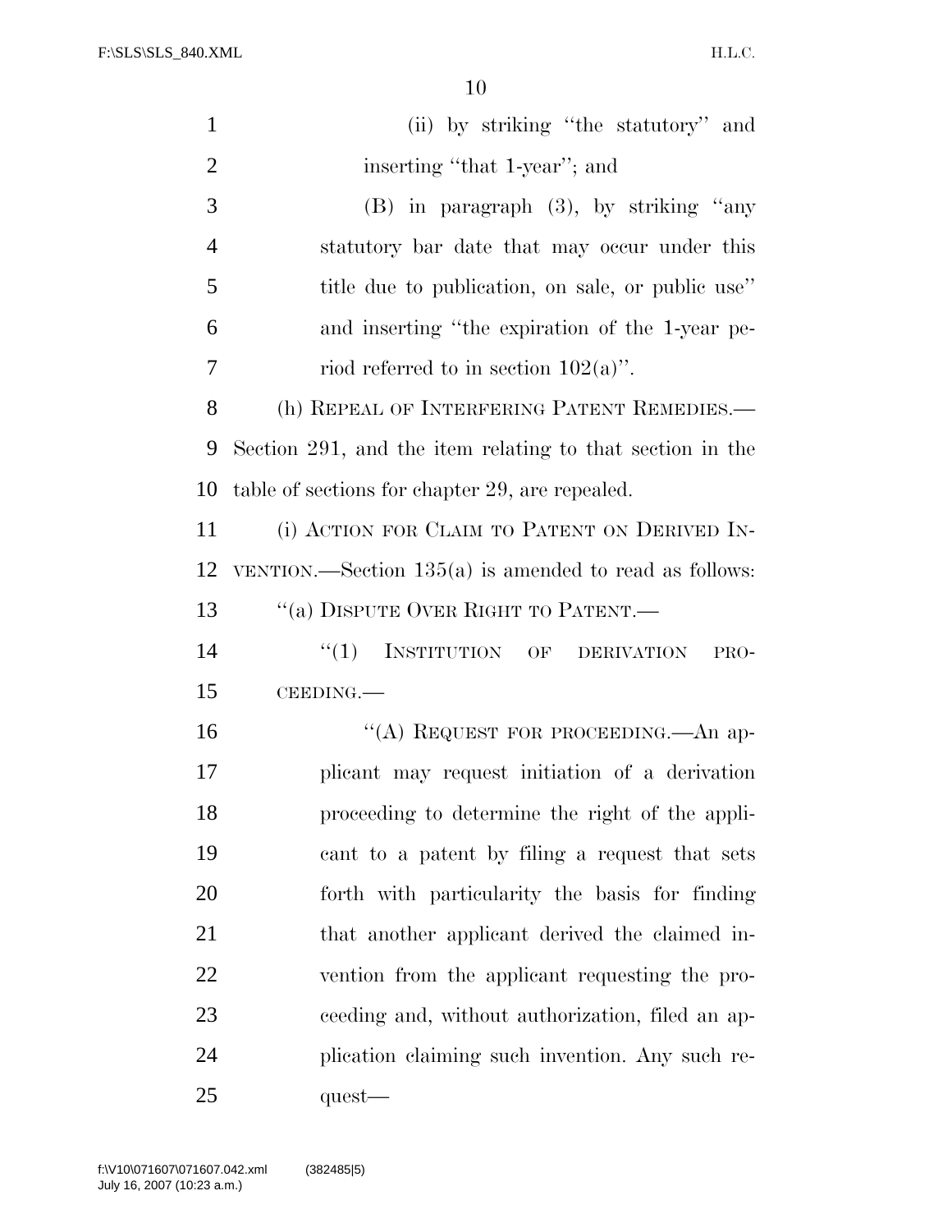(ii) by striking "the statutory" and inserting "that 1-year"; and

(B) in paragraph (3), by striking "any statutory bar date that may occur under this title due to publication, on sale, or public use" and inserting "the expiration of the 1-year period referred to in section 102(a)".

(h) REPEAL OF INTERFERING PATENT REMEDIES.—Section 291, and the item relating to that section in the table of sections for chapter 29, are repealed.

(i) ACTION FOR CLAIM TO PATENT ON DERIVED INVENTION.—Section 135(a) is amended to read as follows:

"(a) DISPUTE OVER RIGHT TO PATENT.—

"(1) INSTITUTION OF DERIVATION PROCEEDING.—

"(A) REQUEST FOR PROCEEDING.—An applicant may request initiation of a derivation proceeding to determine the right of the applicant to a patent by filing a request that sets forth with particularity the basis for finding that another applicant derived the claimed invention from the applicant requesting the proceeding and, without authorization, filed an application claiming such invention. Any such request—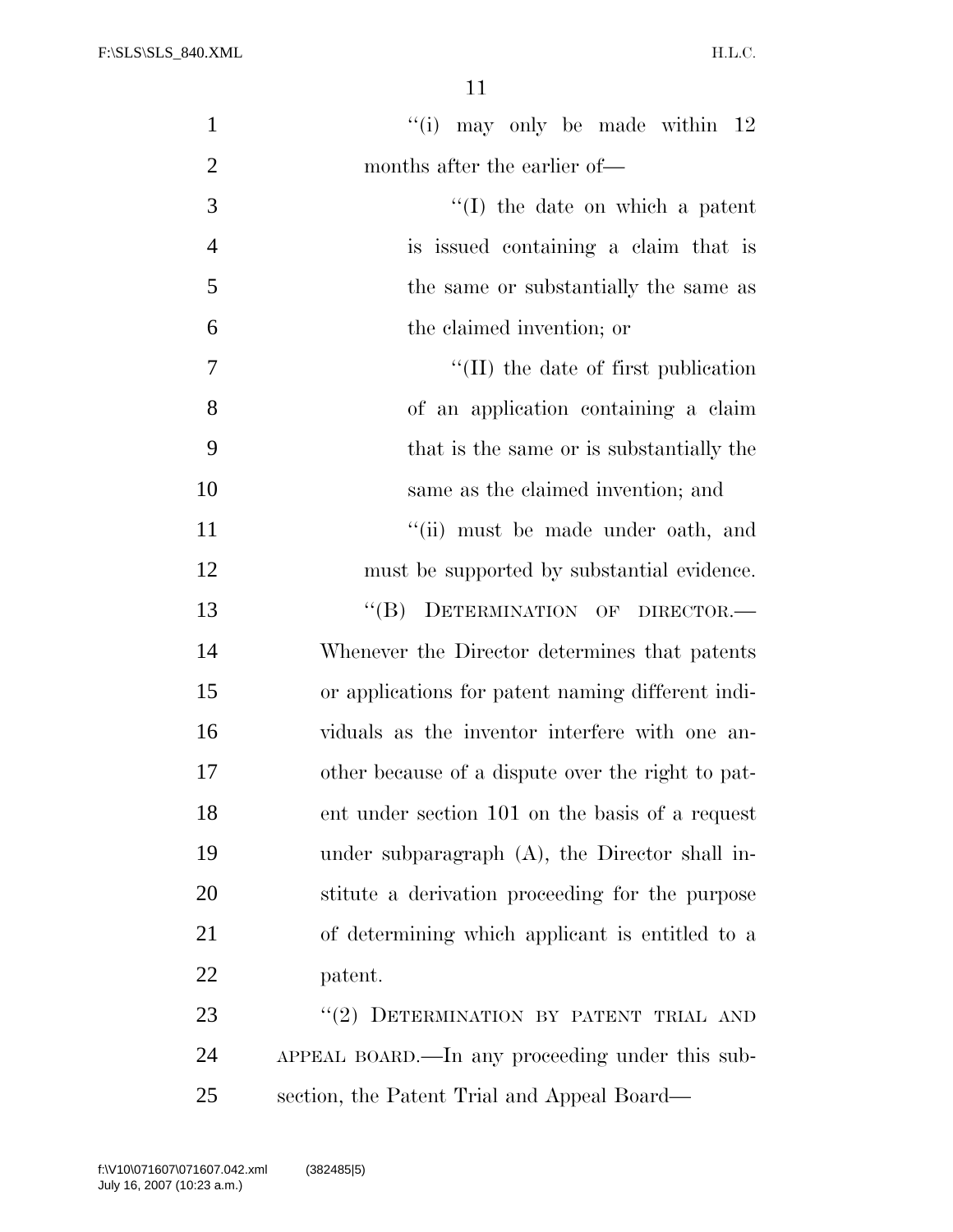"(i) may only be made within 12 months after the earlier of—

"(I) the date on which a patent is issued containing a claim that is the same or substantially the same as the claimed invention; or

"(II) the date of first publication of an application containing a claim that is the same or is substantially the same as the claimed invention; and

"(ii) must be made under oath, and must be supported by substantial evidence.

"(B) DETERMINATION OF DIRECTOR.—Whenever the Director determines that patents or applications for patent naming different individuals as the inventor interfere with one another because of a dispute over the right to patent under section 101 on the basis of a request under subparagraph (A), the Director shall institute a derivation proceeding for the purpose of determining which applicant is entitled to a patent.

"(2) DETERMINATION BY PATENT TRIAL AND APPEAL BOARD.—In any proceeding under this subsection, the Patent Trial and Appeal Board—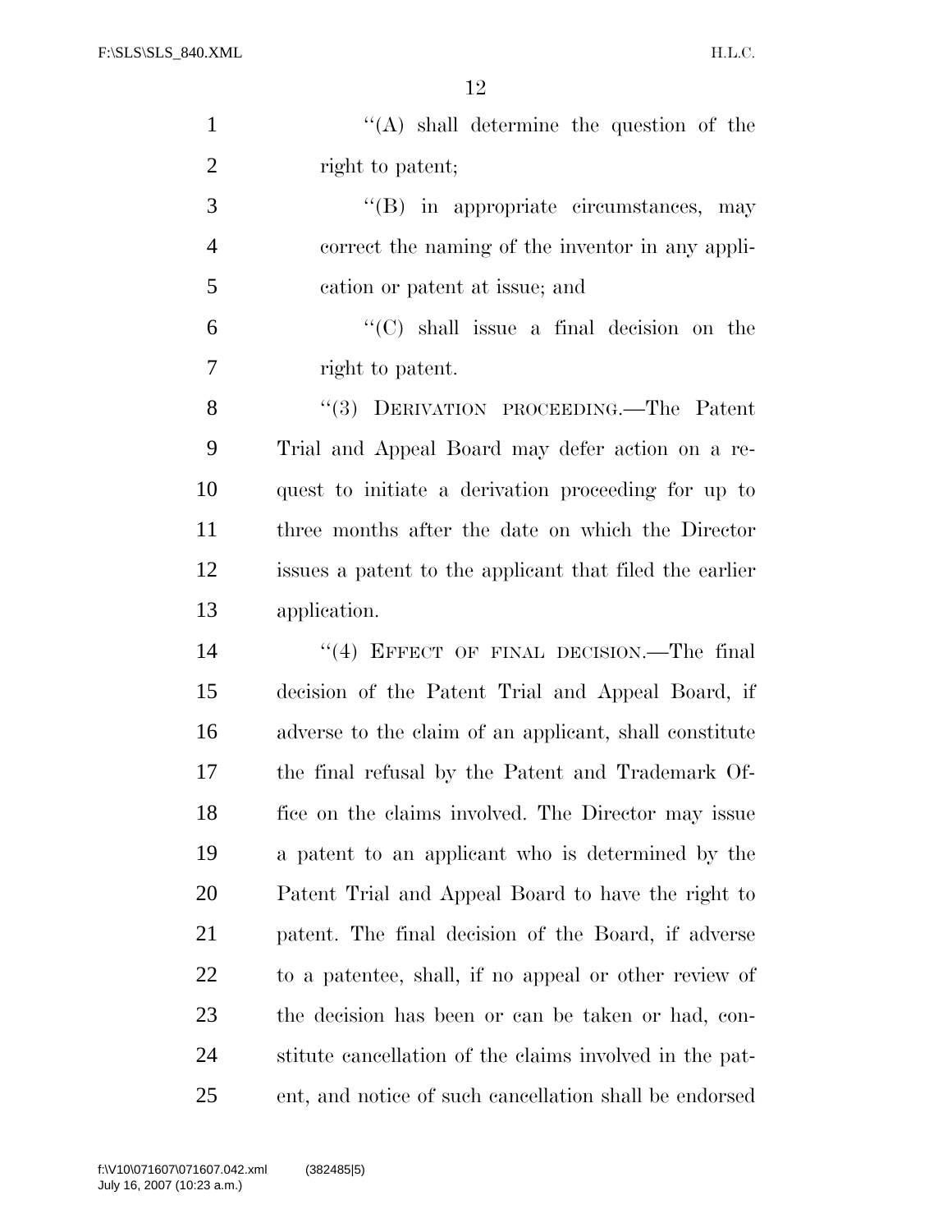''(A) shall determine the question of the right to patent;

''(B) in appropriate circumstances, may correct the naming of the inventor in any application or patent at issue; and

''(C) shall issue a final decision on the right to patent.

''(3) DERIVATION PROCEEDING.—The Patent Trial and Appeal Board may defer action on a request to initiate a derivation proceeding for up to three months after the date on which the Director issues a patent to the applicant that filed the earlier application.

''(4) EFFECT OF FINAL DECISION.—The final decision of the Patent Trial and Appeal Board, if adverse to the claim of an applicant, shall constitute the final refusal by the Patent and Trademark Office on the claims involved. The Director may issue a patent to an applicant who is determined by the Patent Trial and Appeal Board to have the right to patent. The final decision of the Board, if adverse to a patentee, shall, if no appeal or other review of the decision has been or can be taken or had, constitute cancellation of the claims involved in the patent, and notice of such cancellation shall be endorsed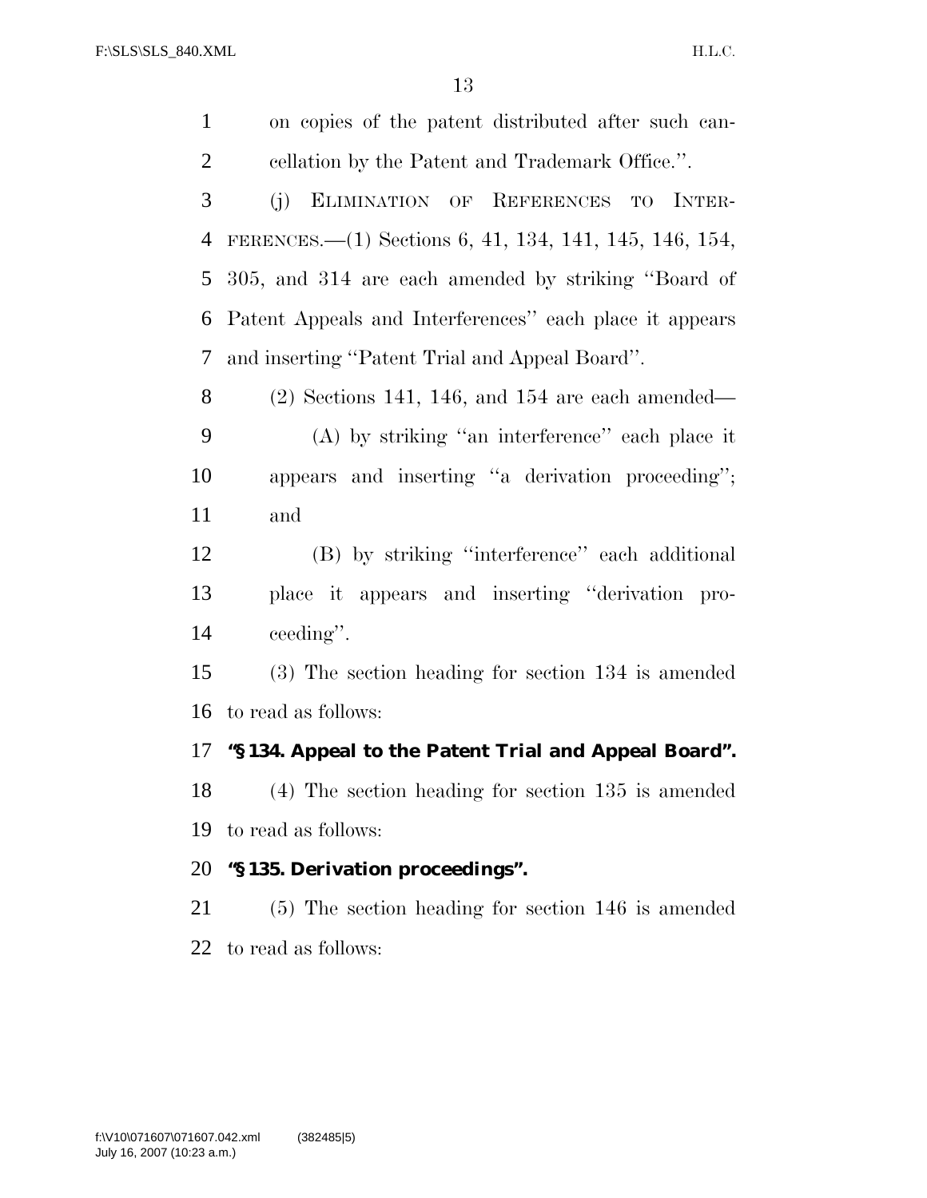on copies of the patent distributed after such cancellation by the Patent and Trademark Office.''.

(j) ELIMINATION OF REFERENCES TO INTERFERENCES.—(1) Sections 6, 41, 134, 141, 145, 146, 154, 305, and 314 are each amended by striking ''Board of Patent Appeals and Interferences'' each place it appears and inserting ''Patent Trial and Appeal Board''.

(2) Sections 141, 146, and 154 are each amended—

(A) by striking ''an interference'' each place it appears and inserting ''a derivation proceeding''; and

(B) by striking ''interference'' each additional place it appears and inserting ''derivation proceeding''.

(3) The section heading for section 134 is amended to read as follows:

**''§ 134. Appeal to the Patent Trial and Appeal Board''.**

(4) The section heading for section 135 is amended to read as follows:

**''§ 135. Derivation proceedings''.**

(5) The section heading for section 146 is amended to read as follows: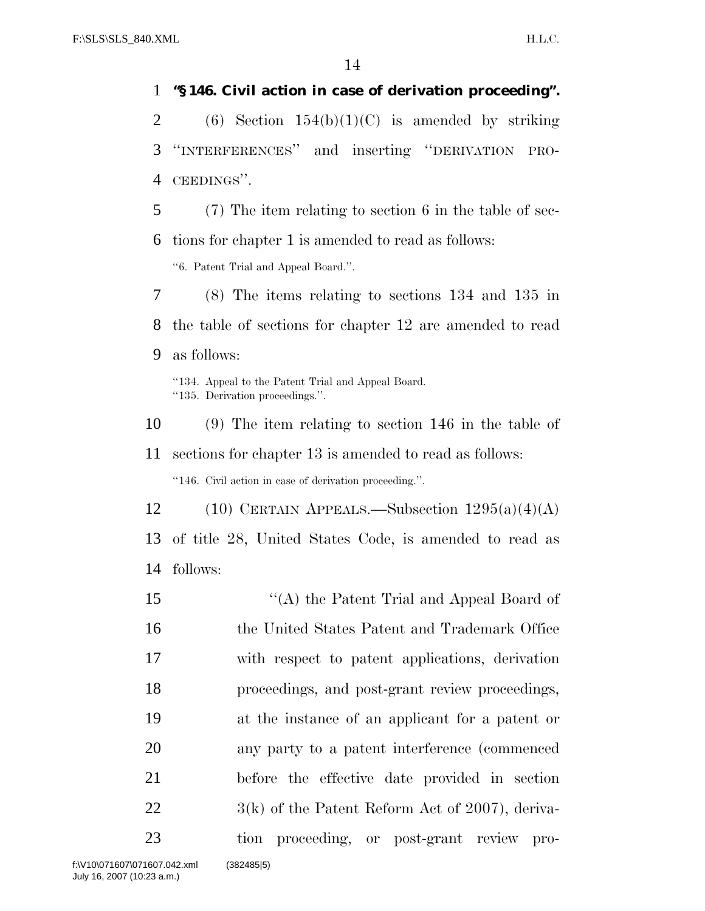**"§ 146. Civil action in case of derivation proceeding".**

(6) Section 154(b)(1)(C) is amended by striking "INTERFERENCES" and inserting "DERIVATION PROCEEDINGS".

(7) The item relating to section 6 in the table of sections for chapter 1 is amended to read as follows:

"6. Patent Trial and Appeal Board.".

(8) The items relating to sections 134 and 135 in the table of sections for chapter 12 are amended to read as follows:

"134. Appeal to the Patent Trial and Appeal Board.
"135. Derivation proceedings.".

(9) The item relating to section 146 in the table of sections for chapter 13 is amended to read as follows:

"146. Civil action in case of derivation proceeding.".

(10) CERTAIN APPEALS.—Subsection 1295(a)(4)(A) of title 28, United States Code, is amended to read as follows:

"(A) the Patent Trial and Appeal Board of the United States Patent and Trademark Office with respect to patent applications, derivation proceedings, and post-grant review proceedings, at the instance of an applicant for a patent or any party to a patent interference (commenced before the effective date provided in section 3(k) of the Patent Reform Act of 2007), derivation proceeding, or post-grant review pro-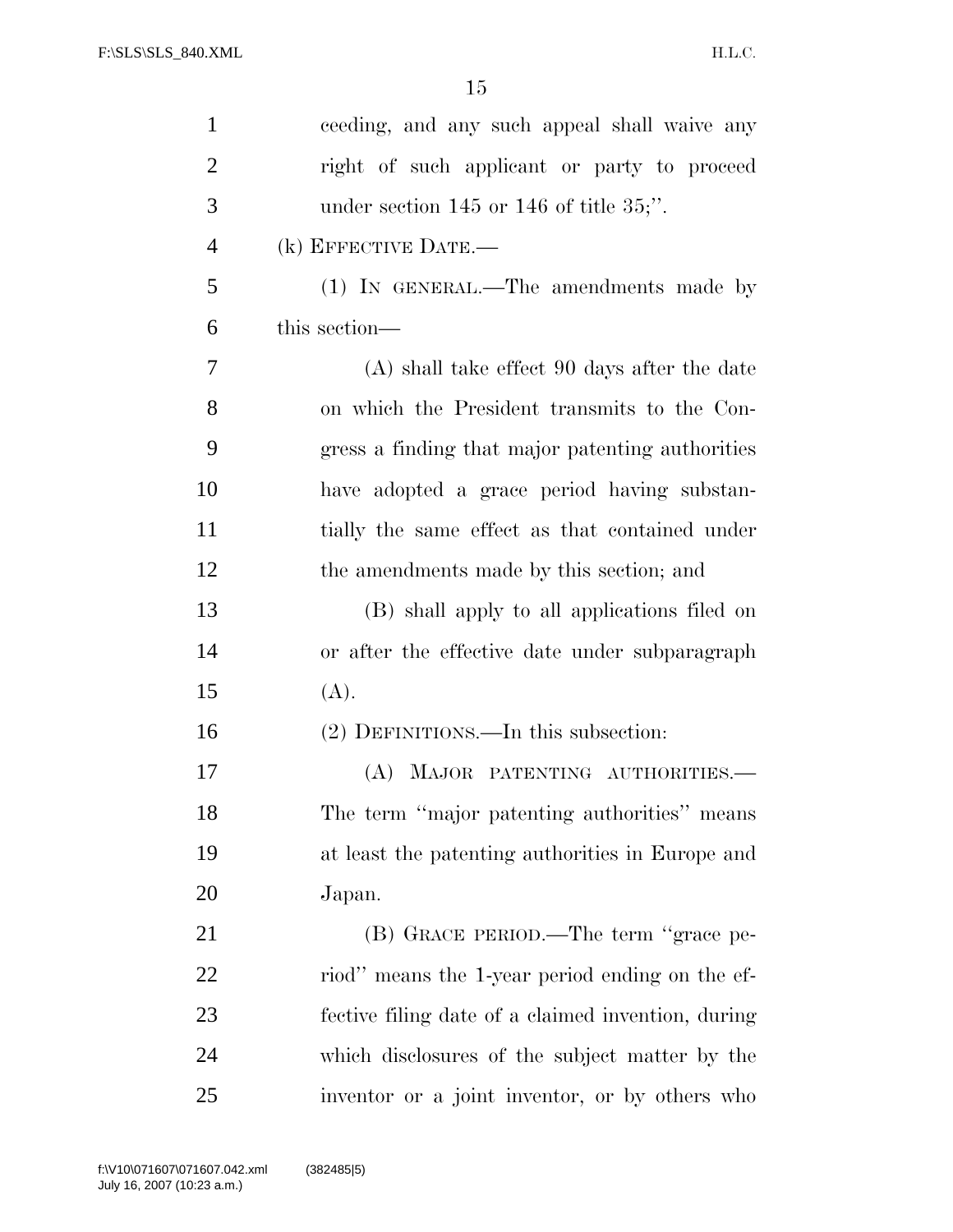ceeding, and any such appeal shall waive any right of such applicant or party to proceed under section 145 or 146 of title 35;''.

(k) EFFECTIVE DATE.—

(1) IN GENERAL.—The amendments made by this section—

(A) shall take effect 90 days after the date on which the President transmits to the Congress a finding that major patenting authorities have adopted a grace period having substantially the same effect as that contained under the amendments made by this section; and

(B) shall apply to all applications filed on or after the effective date under subparagraph (A).

(2) DEFINITIONS.—In this subsection:

(A) MAJOR PATENTING AUTHORITIES.— The term ''major patenting authorities'' means at least the patenting authorities in Europe and Japan.

(B) GRACE PERIOD.—The term ''grace period'' means the 1-year period ending on the effective filing date of a claimed invention, during which disclosures of the subject matter by the inventor or a joint inventor, or by others who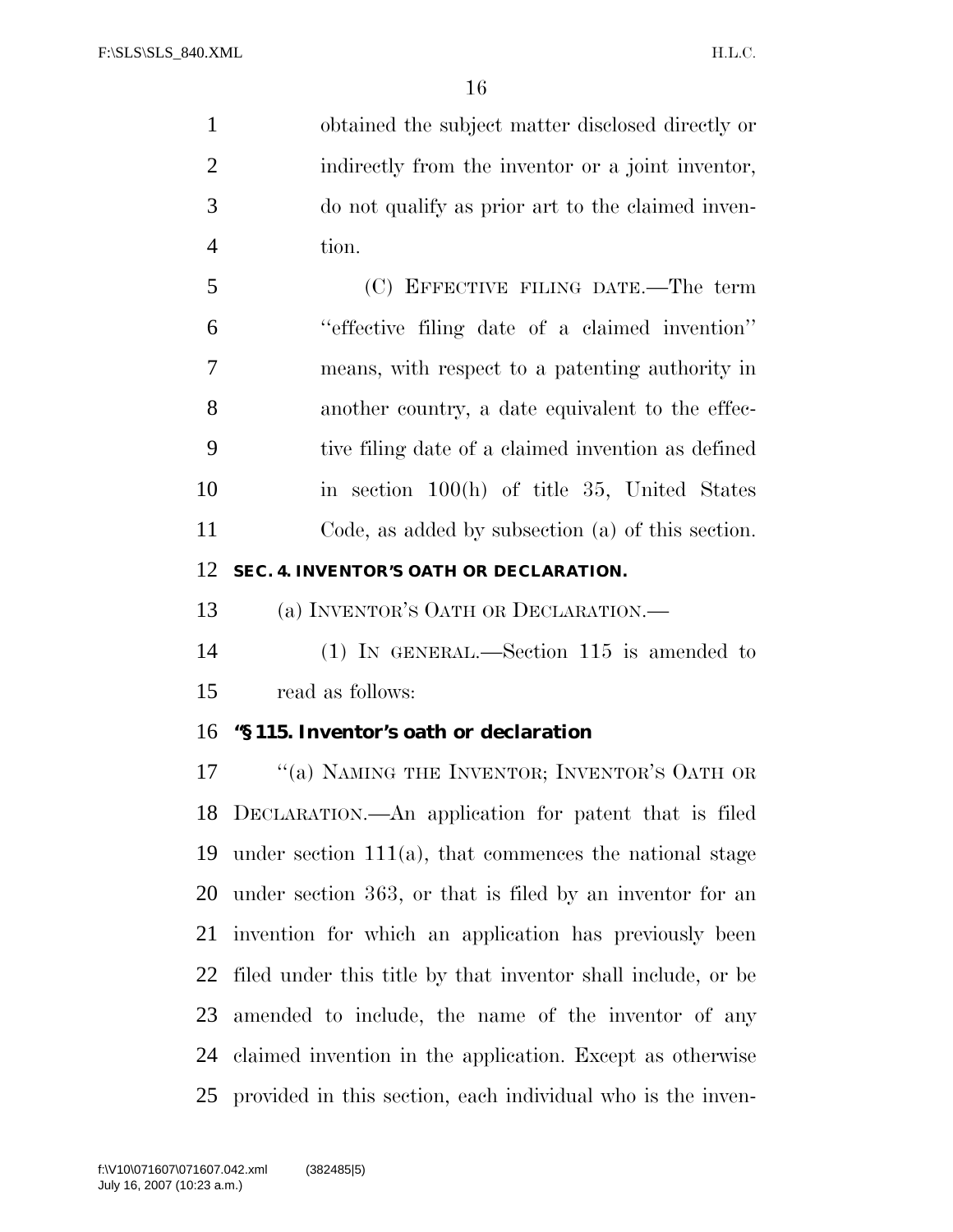obtained the subject matter disclosed directly or indirectly from the inventor or a joint inventor, do not qualify as prior art to the claimed invention.

(C) EFFECTIVE FILING DATE.—The term ''effective filing date of a claimed invention'' means, with respect to a patenting authority in another country, a date equivalent to the effective filing date of a claimed invention as defined in section 100(h) of title 35, United States Code, as added by subsection (a) of this section.

**SEC. 4. INVENTOR'S OATH OR DECLARATION.**

(a) INVENTOR'S OATH OR DECLARATION.—

(1) IN GENERAL.—Section 115 is amended to read as follows:

**''§ 115. Inventor's oath or declaration**

''(a) NAMING THE INVENTOR; INVENTOR'S OATH OR DECLARATION.—An application for patent that is filed under section 111(a), that commences the national stage under section 363, or that is filed by an inventor for an invention for which an application has previously been filed under this title by that inventor shall include, or be amended to include, the name of the inventor of any claimed invention in the application. Except as otherwise provided in this section, each individual who is the inven-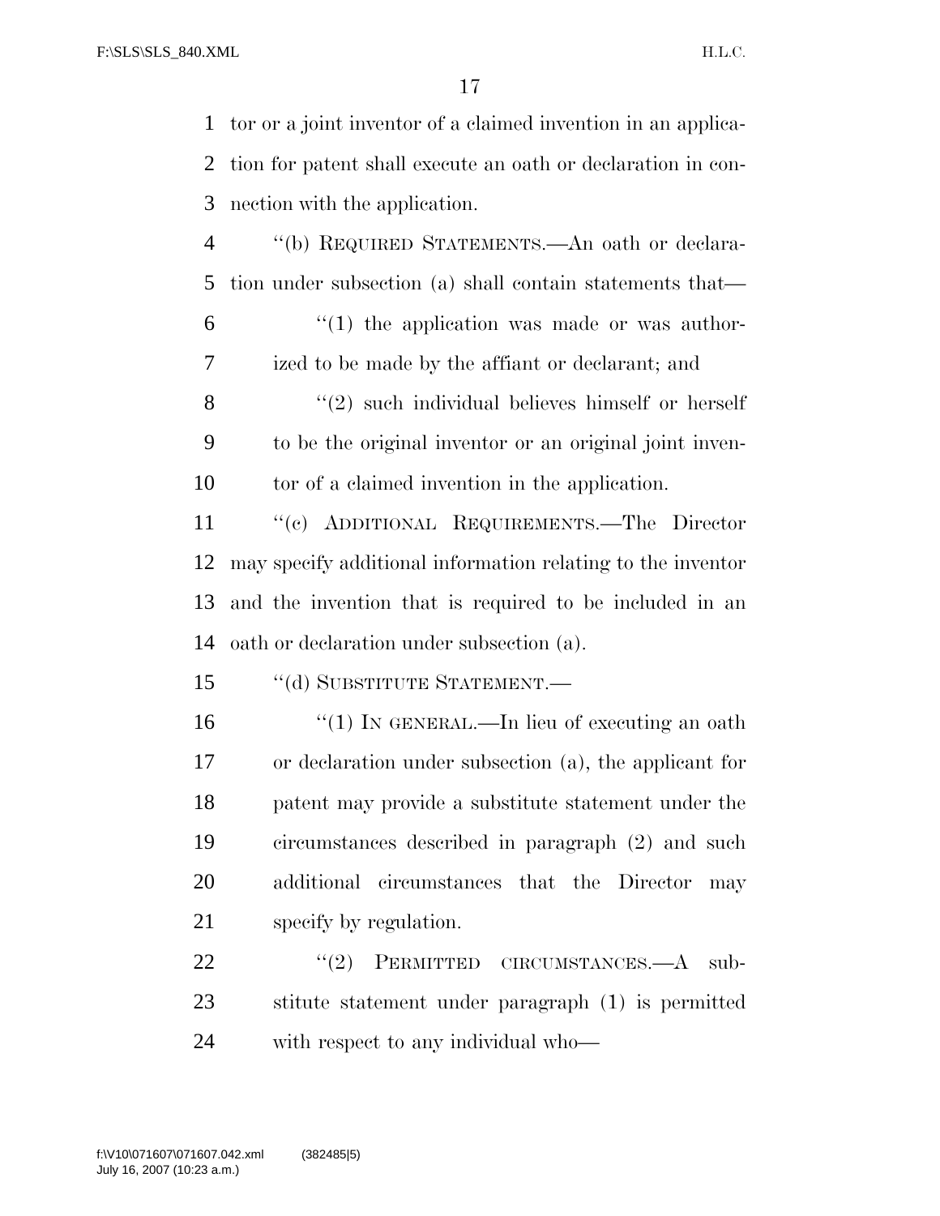tor or a joint inventor of a claimed invention in an application for patent shall execute an oath or declaration in connection with the application.

"(b) REQUIRED STATEMENTS.—An oath or declaration under subsection (a) shall contain statements that—

"(1) the application was made or was authorized to be made by the affiant or declarant; and

"(2) such individual believes himself or herself to be the original inventor or an original joint inventor of a claimed invention in the application.

"(c) ADDITIONAL REQUIREMENTS.—The Director may specify additional information relating to the inventor and the invention that is required to be included in an oath or declaration under subsection (a).

"(d) SUBSTITUTE STATEMENT.—

"(1) IN GENERAL.—In lieu of executing an oath or declaration under subsection (a), the applicant for patent may provide a substitute statement under the circumstances described in paragraph (2) and such additional circumstances that the Director may specify by regulation.

"(2) PERMITTED CIRCUMSTANCES.—A substitute statement under paragraph (1) is permitted with respect to any individual who—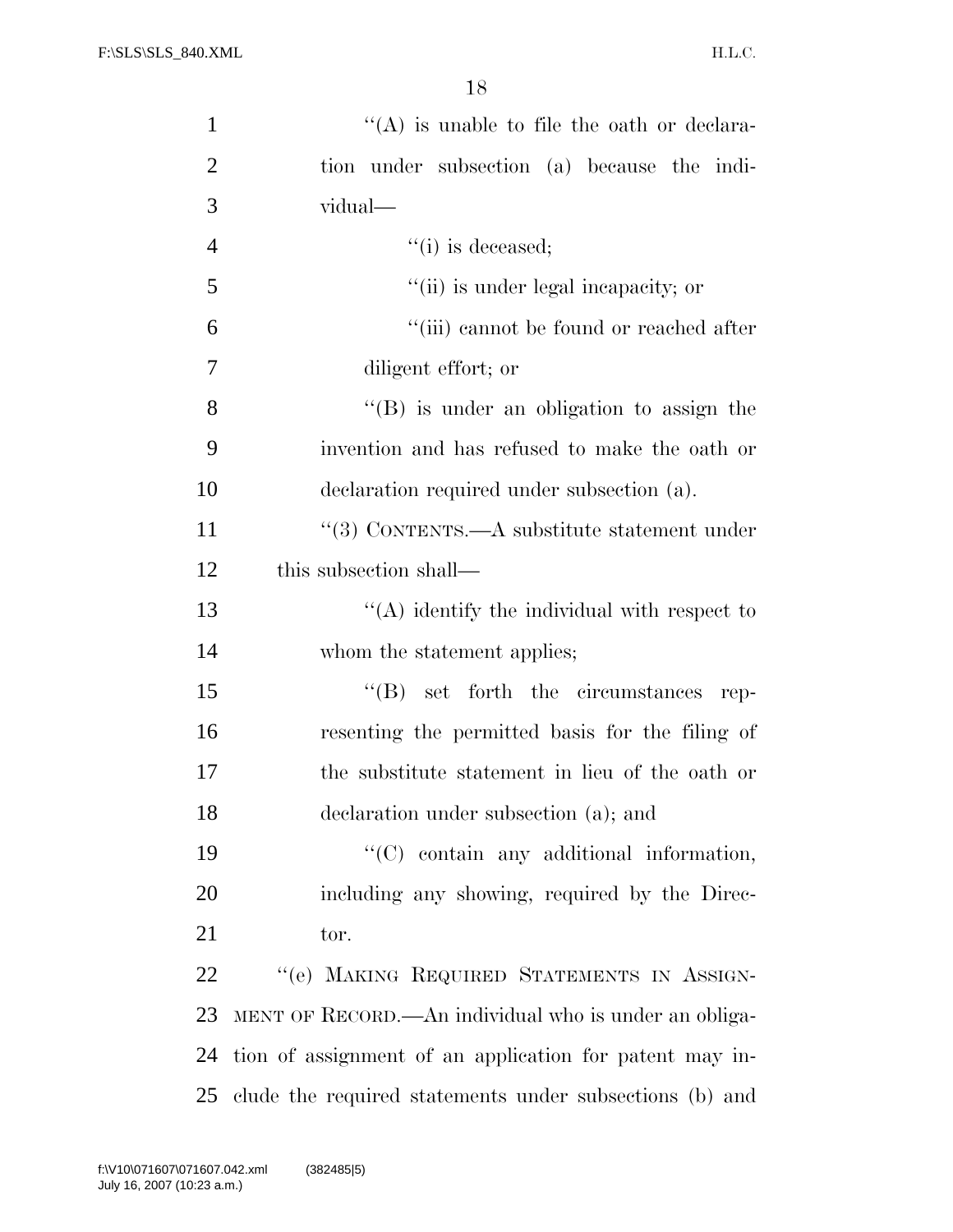''(A) is unable to file the oath or declaration under subsection (a) because the individual—

''(i) is deceased;

''(ii) is under legal incapacity; or

''(iii) cannot be found or reached after diligent effort; or

''(B) is under an obligation to assign the invention and has refused to make the oath or declaration required under subsection (a).

''(3) CONTENTS.—A substitute statement under this subsection shall—

''(A) identify the individual with respect to whom the statement applies;

''(B) set forth the circumstances representing the permitted basis for the filing of the substitute statement in lieu of the oath or declaration under subsection (a); and

''(C) contain any additional information, including any showing, required by the Director.

''(e) MAKING REQUIRED STATEMENTS IN ASSIGNMENT OF RECORD.—An individual who is under an obligation of assignment of an application for patent may include the required statements under subsections (b) and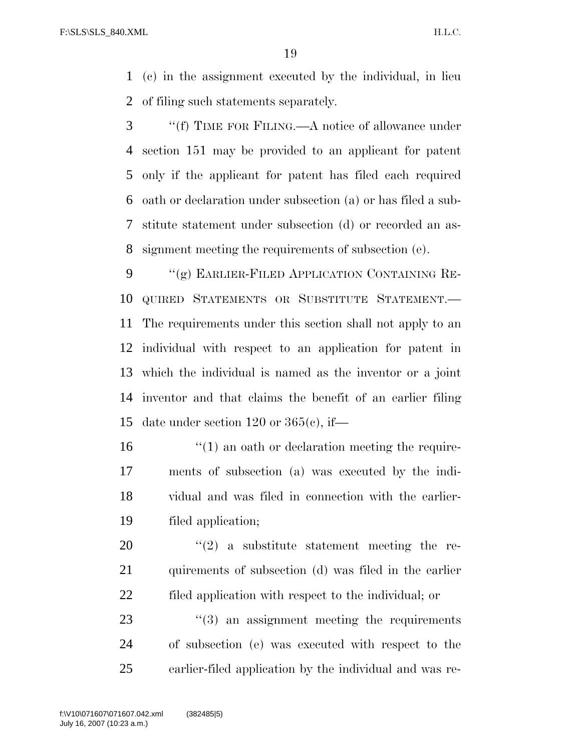(c) in the assignment executed by the individual, in lieu of filing such statements separately.

"(f) TIME FOR FILING.—A notice of allowance under section 151 may be provided to an applicant for patent only if the applicant for patent has filed each required oath or declaration under subsection (a) or has filed a substitute statement under subsection (d) or recorded an assignment meeting the requirements of subsection (e).

"(g) EARLIER-FILED APPLICATION CONTAINING REQUIRED STATEMENTS OR SUBSTITUTE STATEMENT.—The requirements under this section shall not apply to an individual with respect to an application for patent in which the individual is named as the inventor or a joint inventor and that claims the benefit of an earlier filing date under section 120 or 365(c), if—

"(1) an oath or declaration meeting the requirements of subsection (a) was executed by the individual and was filed in connection with the earlier-filed application;

"(2) a substitute statement meeting the requirements of subsection (d) was filed in the earlier filed application with respect to the individual; or

"(3) an assignment meeting the requirements of subsection (e) was executed with respect to the earlier-filed application by the individual and was re-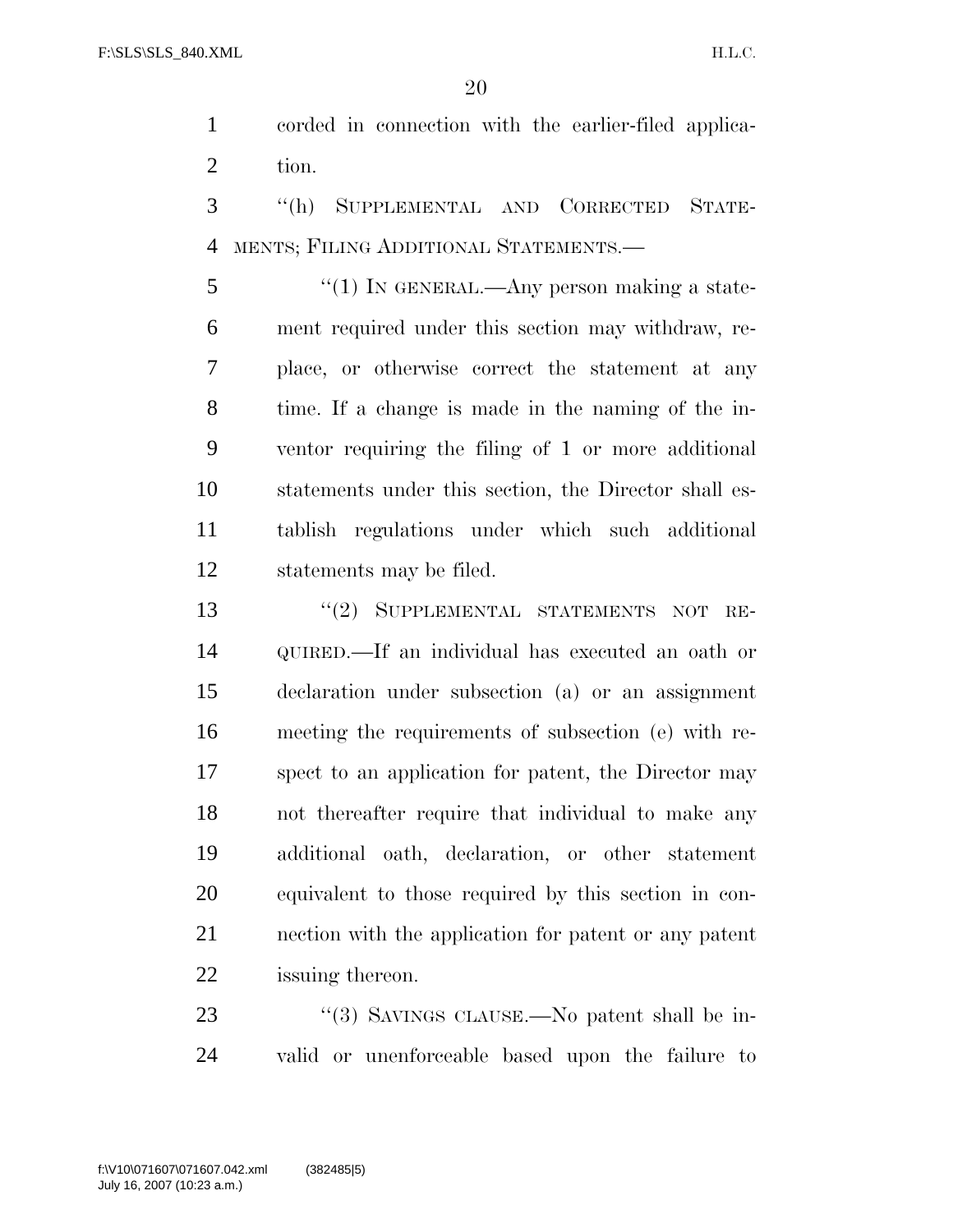corded in connection with the earlier-filed application.

"(h) SUPPLEMENTAL AND CORRECTED STATEMENTS; FILING ADDITIONAL STATEMENTS.—

"(1) IN GENERAL.—Any person making a statement required under this section may withdraw, replace, or otherwise correct the statement at any time. If a change is made in the naming of the inventor requiring the filing of 1 or more additional statements under this section, the Director shall establish regulations under which such additional statements may be filed.

"(2) SUPPLEMENTAL STATEMENTS NOT REQUIRED.—If an individual has executed an oath or declaration under subsection (a) or an assignment meeting the requirements of subsection (e) with respect to an application for patent, the Director may not thereafter require that individual to make any additional oath, declaration, or other statement equivalent to those required by this section in connection with the application for patent or any patent issuing thereon.

"(3) SAVINGS CLAUSE.—No patent shall be invalid or unenforceable based upon the failure to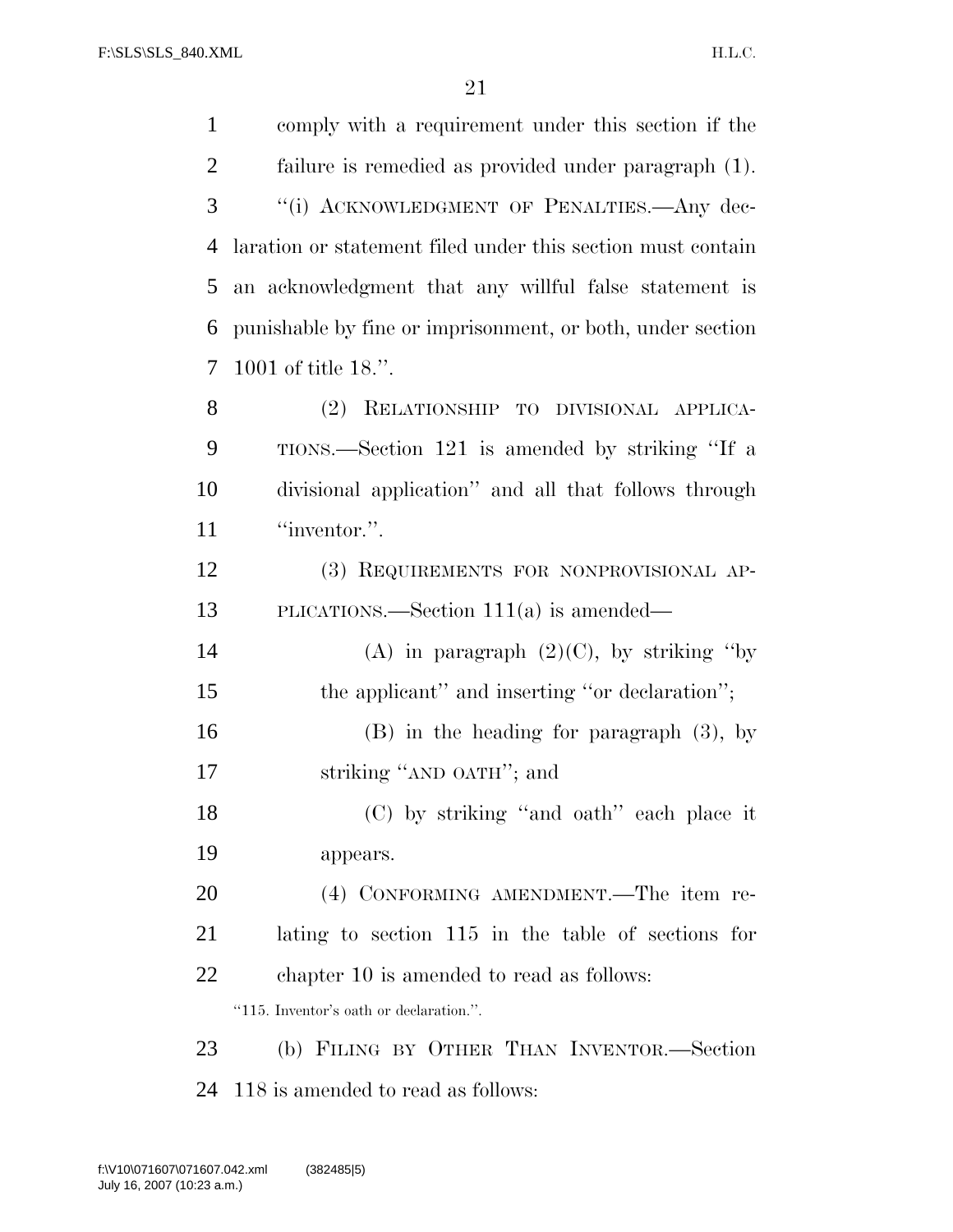comply with a requirement under this section if the failure is remedied as provided under paragraph (1).

"(i) ACKNOWLEDGMENT OF PENALTIES.—Any declaration or statement filed under this section must contain an acknowledgment that any willful false statement is punishable by fine or imprisonment, or both, under section 1001 of title 18.".

(2) RELATIONSHIP TO DIVISIONAL APPLICATIONS.—Section 121 is amended by striking "If a divisional application" and all that follows through "inventor.".

(3) REQUIREMENTS FOR NONPROVISIONAL APPLICATIONS.—Section 111(a) is amended—

(A) in paragraph (2)(C), by striking "by the applicant" and inserting "or declaration";

(B) in the heading for paragraph (3), by striking "AND OATH"; and

(C) by striking "and oath" each place it appears.

(4) CONFORMING AMENDMENT.—The item relating to section 115 in the table of sections for chapter 10 is amended to read as follows:

"115. Inventor's oath or declaration.".

(b) FILING BY OTHER THAN INVENTOR.—Section 118 is amended to read as follows: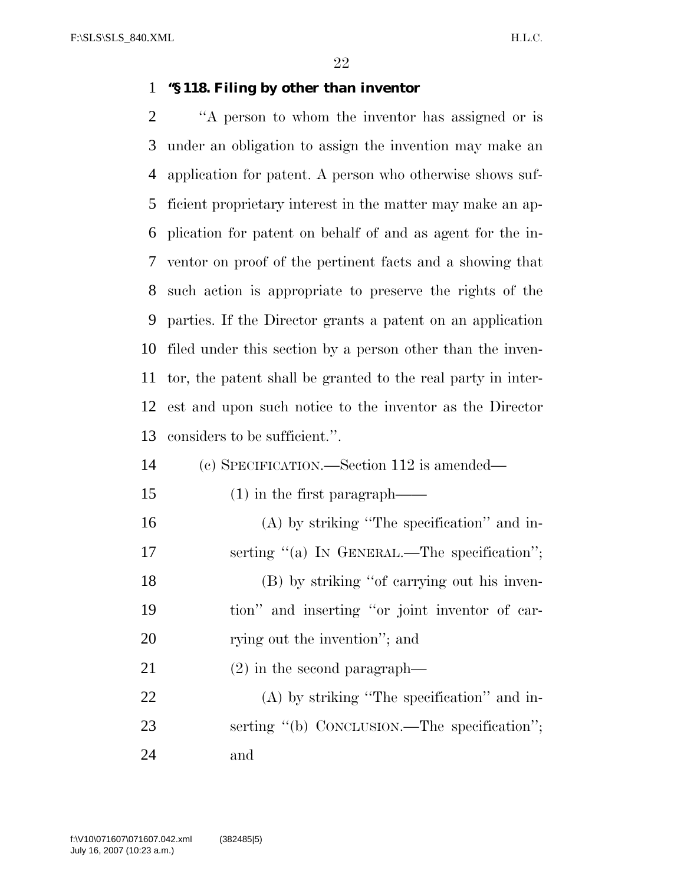**"§ 118. Filing by other than inventor**

"A person to whom the inventor has assigned or is under an obligation to assign the invention may make an application for patent. A person who otherwise shows sufficient proprietary interest in the matter may make an application for patent on behalf of and as agent for the inventor on proof of the pertinent facts and a showing that such action is appropriate to preserve the rights of the parties. If the Director grants a patent on an application filed under this section by a person other than the inventor, the patent shall be granted to the real party in interest and upon such notice to the inventor as the Director considers to be sufficient.".

(c) SPECIFICATION.—Section 112 is amended—

(1) in the first paragraph——

(A) by striking "The specification" and inserting "(a) IN GENERAL.—The specification";

(B) by striking "of carrying out his invention" and inserting "or joint inventor of carrying out the invention"; and

(2) in the second paragraph—

(A) by striking "The specification" and inserting "(b) CONCLUSION.—The specification"; and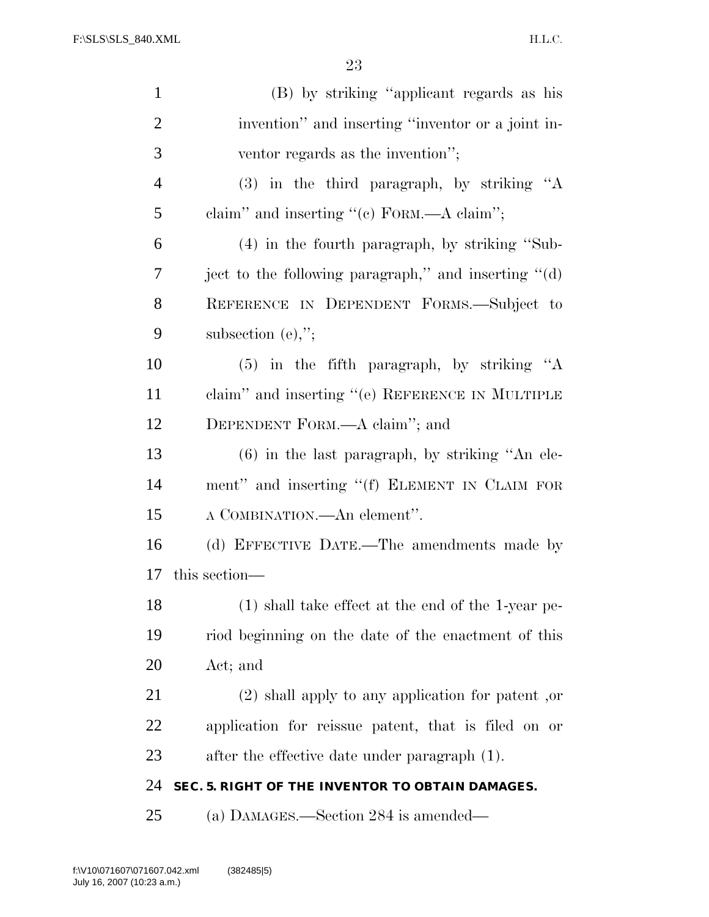(B) by striking "applicant regards as his invention" and inserting "inventor or a joint inventor regards as the invention";

(3) in the third paragraph, by striking "A claim" and inserting "(c) FORM.—A claim";

(4) in the fourth paragraph, by striking "Subject to the following paragraph," and inserting "(d) REFERENCE IN DEPENDENT FORMS.—Subject to subsection (e),";

(5) in the fifth paragraph, by striking "A claim" and inserting "(e) REFERENCE IN MULTIPLE DEPENDENT FORM.—A claim"; and

(6) in the last paragraph, by striking "An element" and inserting "(f) ELEMENT IN CLAIM FOR A COMBINATION.—An element".

(d) EFFECTIVE DATE.—The amendments made by this section—

(1) shall take effect at the end of the 1-year period beginning on the date of the enactment of this Act; and

(2) shall apply to any application for patent ,or application for reissue patent, that is filed on or after the effective date under paragraph (1).

**SEC. 5. RIGHT OF THE INVENTOR TO OBTAIN DAMAGES.**

(a) DAMAGES.—Section 284 is amended—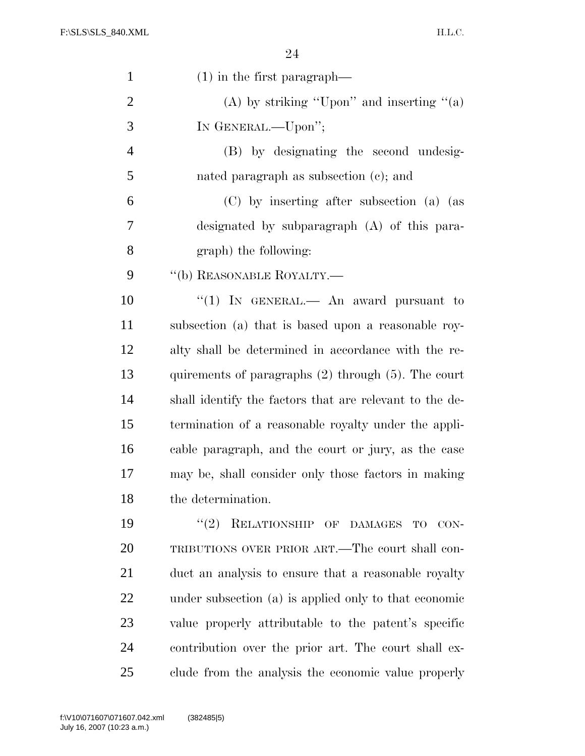(1) in the first paragraph—

(A) by striking ''Upon'' and inserting ''(a) IN GENERAL.—Upon'';

(B) by designating the second undesignated paragraph as subsection (c); and

(C) by inserting after subsection (a) (as designated by subparagraph (A) of this paragraph) the following:

''(b) REASONABLE ROYALTY.—

''(1) IN GENERAL.— An award pursuant to subsection (a) that is based upon a reasonable royalty shall be determined in accordance with the requirements of paragraphs (2) through (5). The court shall identify the factors that are relevant to the determination of a reasonable royalty under the applicable paragraph, and the court or jury, as the case may be, shall consider only those factors in making the determination.

''(2) RELATIONSHIP OF DAMAGES TO CONTRIBUTIONS OVER PRIOR ART.—The court shall conduct an analysis to ensure that a reasonable royalty under subsection (a) is applied only to that economic value properly attributable to the patent's specific contribution over the prior art. The court shall exclude from the analysis the economic value properly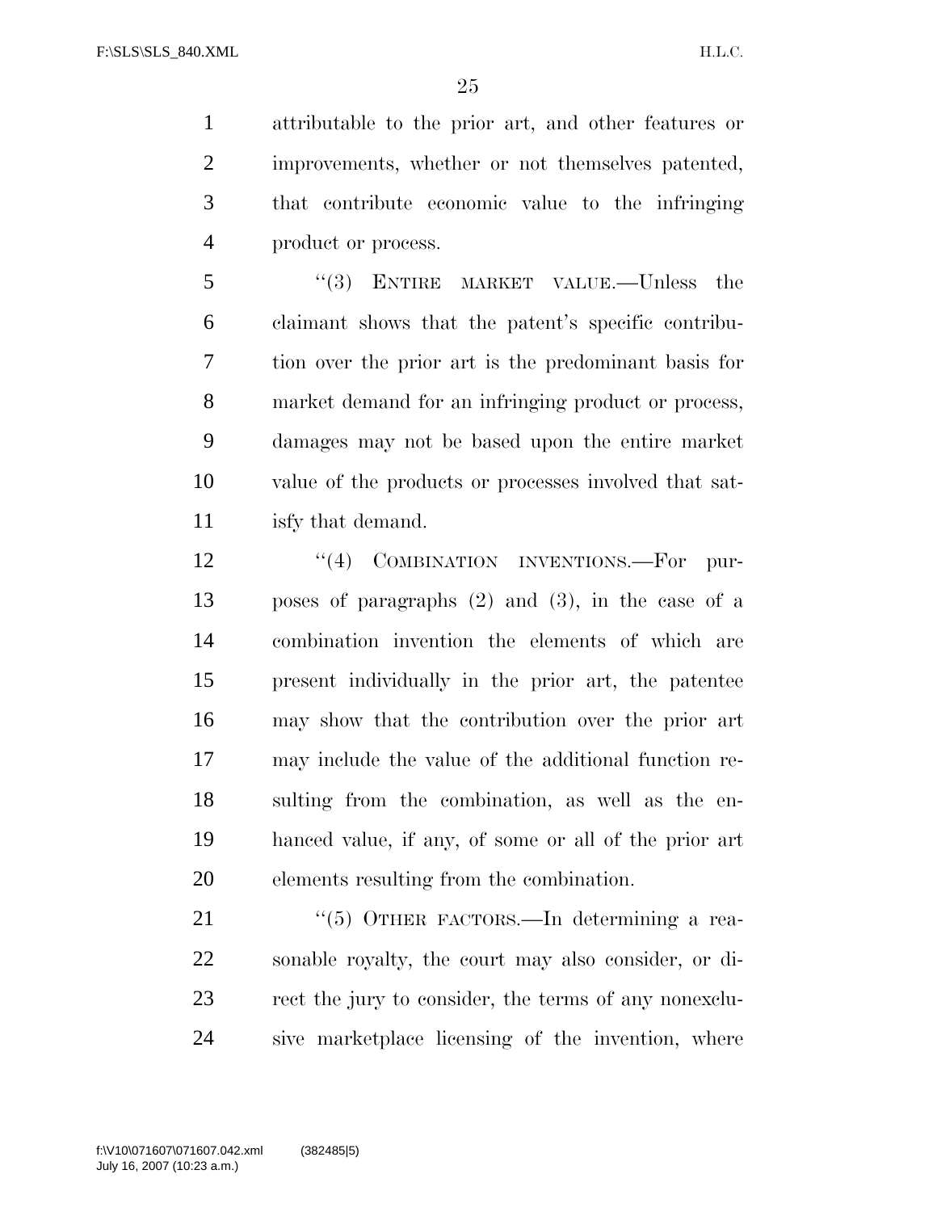attributable to the prior art, and other features or improvements, whether or not themselves patented, that contribute economic value to the infringing product or process.

"(3) ENTIRE MARKET VALUE.—Unless the claimant shows that the patent's specific contribution over the prior art is the predominant basis for market demand for an infringing product or process, damages may not be based upon the entire market value of the products or processes involved that satisfy that demand.

"(4) COMBINATION INVENTIONS.—For purposes of paragraphs (2) and (3), in the case of a combination invention the elements of which are present individually in the prior art, the patentee may show that the contribution over the prior art may include the value of the additional function resulting from the combination, as well as the enhanced value, if any, of some or all of the prior art elements resulting from the combination.

"(5) OTHER FACTORS.—In determining a reasonable royalty, the court may also consider, or direct the jury to consider, the terms of any nonexclusive marketplace licensing of the invention, where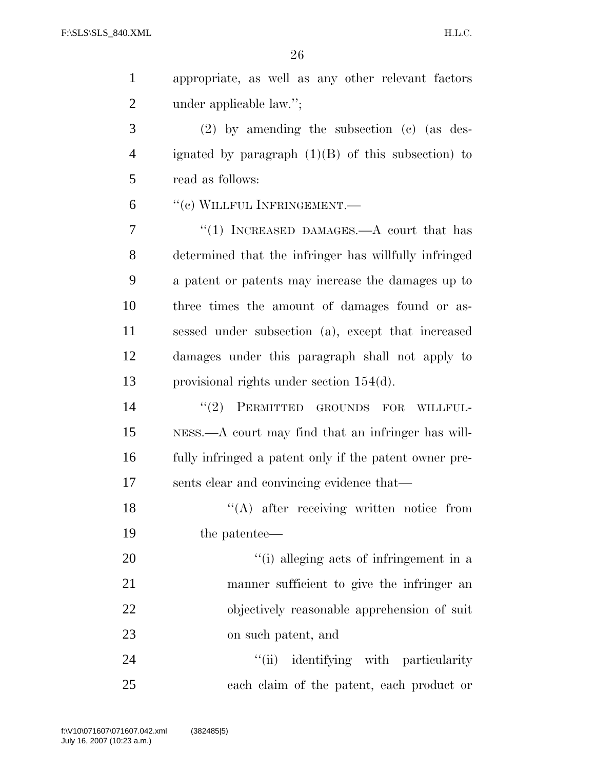appropriate, as well as any other relevant factors under applicable law.'';

(2) by amending the subsection (c) (as designated by paragraph (1)(B) of this subsection) to read as follows:

''(c) WILLFUL INFRINGEMENT.—

''(1) INCREASED DAMAGES.—A court that has determined that the infringer has willfully infringed a patent or patents may increase the damages up to three times the amount of damages found or assessed under subsection (a), except that increased damages under this paragraph shall not apply to provisional rights under section 154(d).

''(2) PERMITTED GROUNDS FOR WILLFULNESS.—A court may find that an infringer has willfully infringed a patent only if the patent owner presents clear and convincing evidence that—

''(A) after receiving written notice from the patentee—

''(i) alleging acts of infringement in a manner sufficient to give the infringer an objectively reasonable apprehension of suit on such patent, and

''(ii) identifying with particularity each claim of the patent, each product or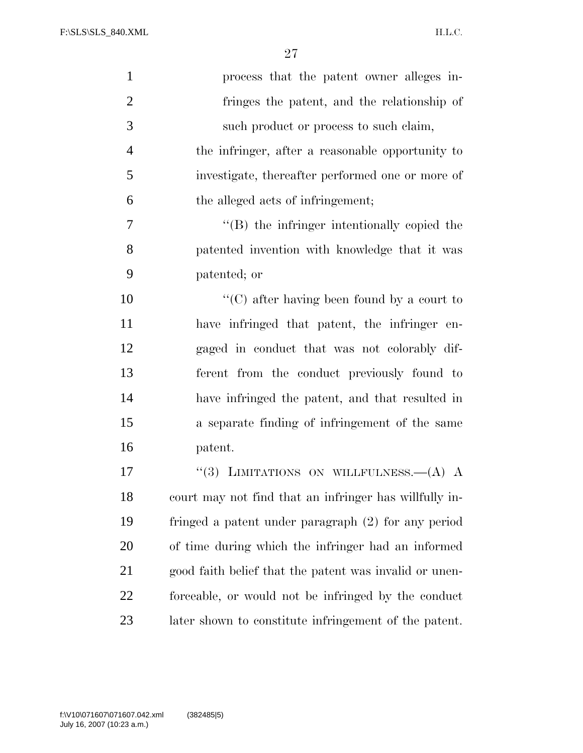process that the patent owner alleges infringes the patent, and the relationship of such product or process to such claim,

the infringer, after a reasonable opportunity to investigate, thereafter performed one or more of the alleged acts of infringement;

"(B) the infringer intentionally copied the patented invention with knowledge that it was patented; or

"(C) after having been found by a court to have infringed that patent, the infringer engaged in conduct that was not colorably different from the conduct previously found to have infringed the patent, and that resulted in a separate finding of infringement of the same patent.

"(3) LIMITATIONS ON WILLFULNESS.—(A) A court may not find that an infringer has willfully infringed a patent under paragraph (2) for any period of time during which the infringer had an informed good faith belief that the patent was invalid or unenforceable, or would not be infringed by the conduct later shown to constitute infringement of the patent.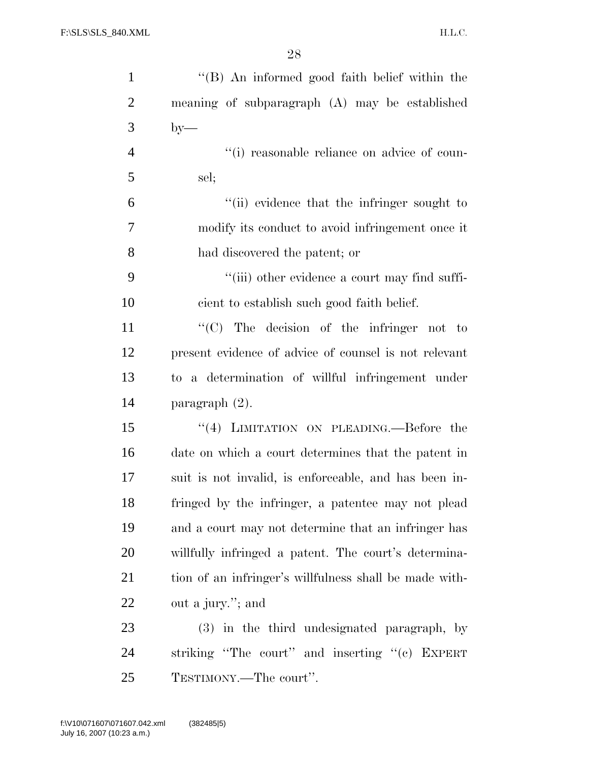''(B) An informed good faith belief within the meaning of subparagraph (A) may be established by—

''(i) reasonable reliance on advice of counsel;

''(ii) evidence that the infringer sought to modify its conduct to avoid infringement once it had discovered the patent; or

''(iii) other evidence a court may find sufficient to establish such good faith belief.

''(C) The decision of the infringer not to present evidence of advice of counsel is not relevant to a determination of willful infringement under paragraph (2).

''(4) LIMITATION ON PLEADING.—Before the date on which a court determines that the patent in suit is not invalid, is enforceable, and has been infringed by the infringer, a patentee may not plead and a court may not determine that an infringer has willfully infringed a patent. The court's determination of an infringer's willfulness shall be made without a jury.''; and

(3) in the third undesignated paragraph, by striking ''The court'' and inserting ''(c) EXPERT TESTIMONY.—The court''.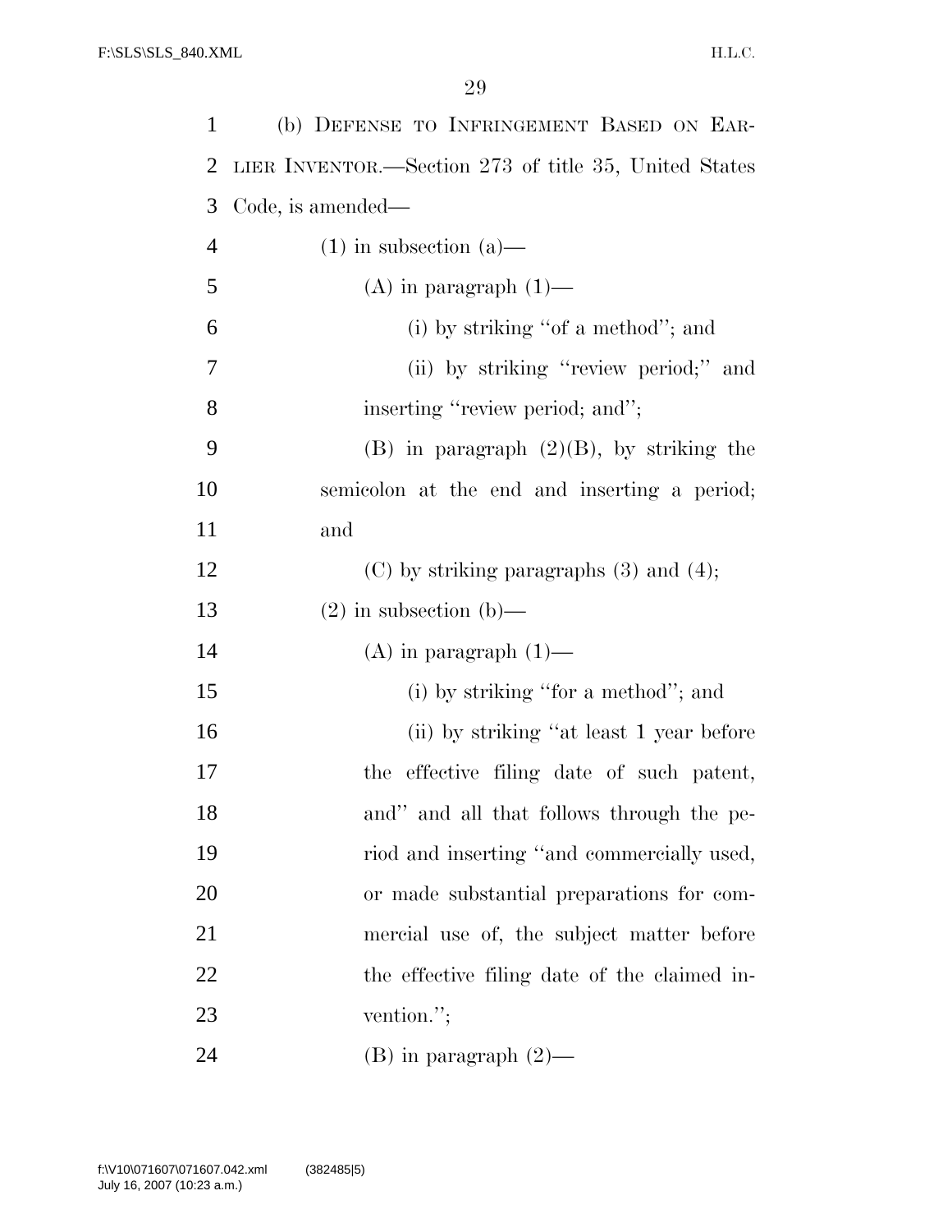(b) DEFENSE TO INFRINGEMENT BASED ON EARLIER INVENTOR.—Section 273 of title 35, United States Code, is amended—

(1) in subsection (a)—

(A) in paragraph (1)—

(i) by striking ''of a method''; and

(ii) by striking ''review period;'' and inserting ''review period; and'';

(B) in paragraph (2)(B), by striking the semicolon at the end and inserting a period; and

(C) by striking paragraphs (3) and (4);

(2) in subsection (b)—

(A) in paragraph (1)—

(i) by striking ''for a method''; and

(ii) by striking ''at least 1 year before the effective filing date of such patent, and'' and all that follows through the period and inserting ''and commercially used, or made substantial preparations for commercial use of, the subject matter before the effective filing date of the claimed invention.'';

(B) in paragraph (2)—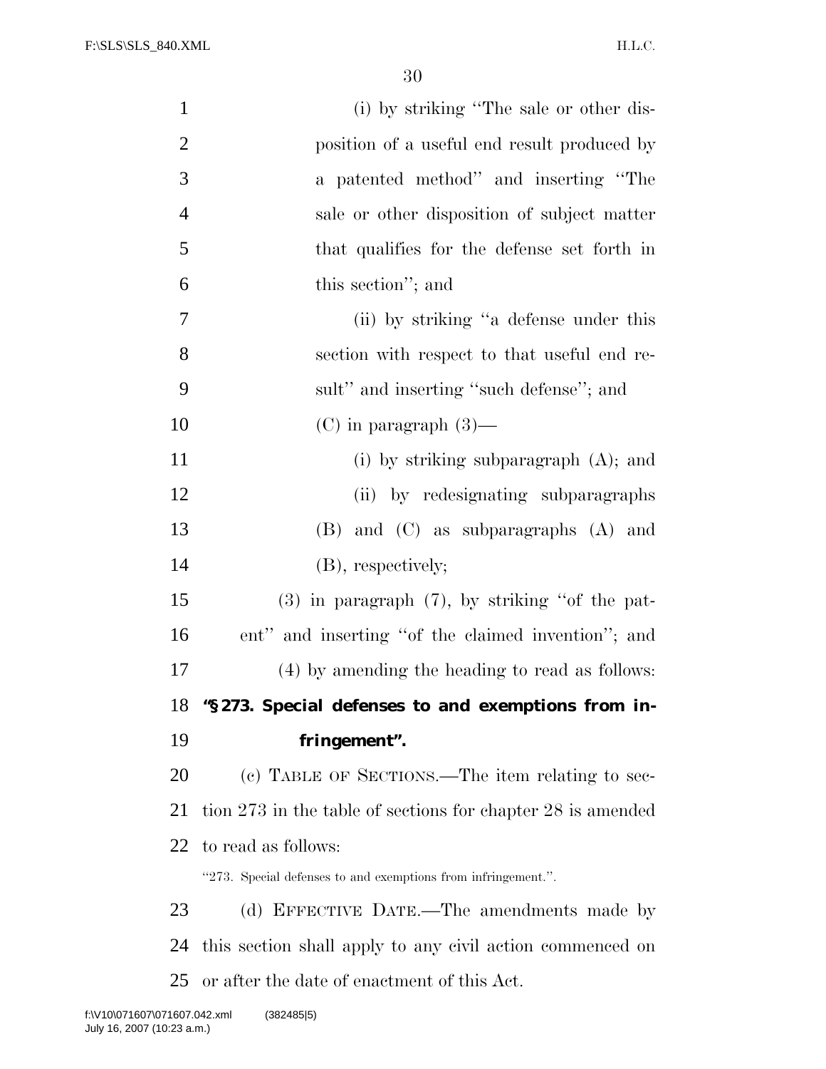(i) by striking "The sale or other disposition of a useful end result produced by a patented method" and inserting "The sale or other disposition of subject matter that qualifies for the defense set forth in this section"; and

(ii) by striking "a defense under this section with respect to that useful end result" and inserting "such defense"; and

(C) in paragraph (3)—

(i) by striking subparagraph (A); and

(ii) by redesignating subparagraphs (B) and (C) as subparagraphs (A) and (B), respectively;

(3) in paragraph (7), by striking "of the patent" and inserting "of the claimed invention"; and

(4) by amending the heading to read as follows:

**"§ 273. Special defenses to and exemptions from infringement".**

(c) TABLE OF SECTIONS.—The item relating to section 273 in the table of sections for chapter 28 is amended to read as follows:

"273. Special defenses to and exemptions from infringement.".

(d) EFFECTIVE DATE.—The amendments made by this section shall apply to any civil action commenced on or after the date of enactment of this Act.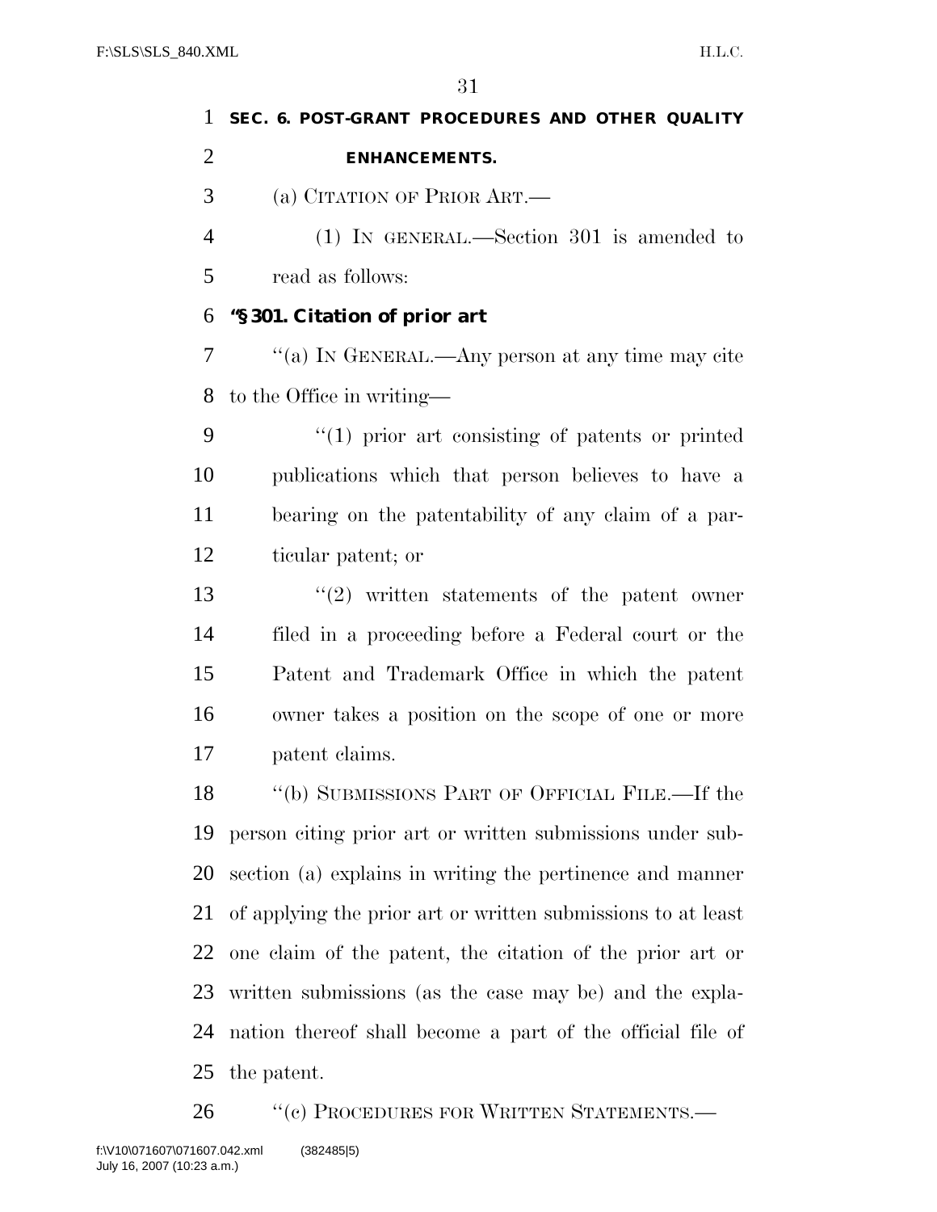**SEC. 6. POST-GRANT PROCEDURES AND OTHER QUALITY ENHANCEMENTS.**

(a) CITATION OF PRIOR ART.—

(1) IN GENERAL.—Section 301 is amended to read as follows:

**"§ 301. Citation of prior art**

"(a) IN GENERAL.—Any person at any time may cite to the Office in writing—

"(1) prior art consisting of patents or printed publications which that person believes to have a bearing on the patentability of any claim of a particular patent; or

"(2) written statements of the patent owner filed in a proceeding before a Federal court or the Patent and Trademark Office in which the patent owner takes a position on the scope of one or more patent claims.

"(b) SUBMISSIONS PART OF OFFICIAL FILE.—If the person citing prior art or written submissions under subsection (a) explains in writing the pertinence and manner of applying the prior art or written submissions to at least one claim of the patent, the citation of the prior art or written submissions (as the case may be) and the explanation thereof shall become a part of the official file of the patent.

"(c) PROCEDURES FOR WRITTEN STATEMENTS.—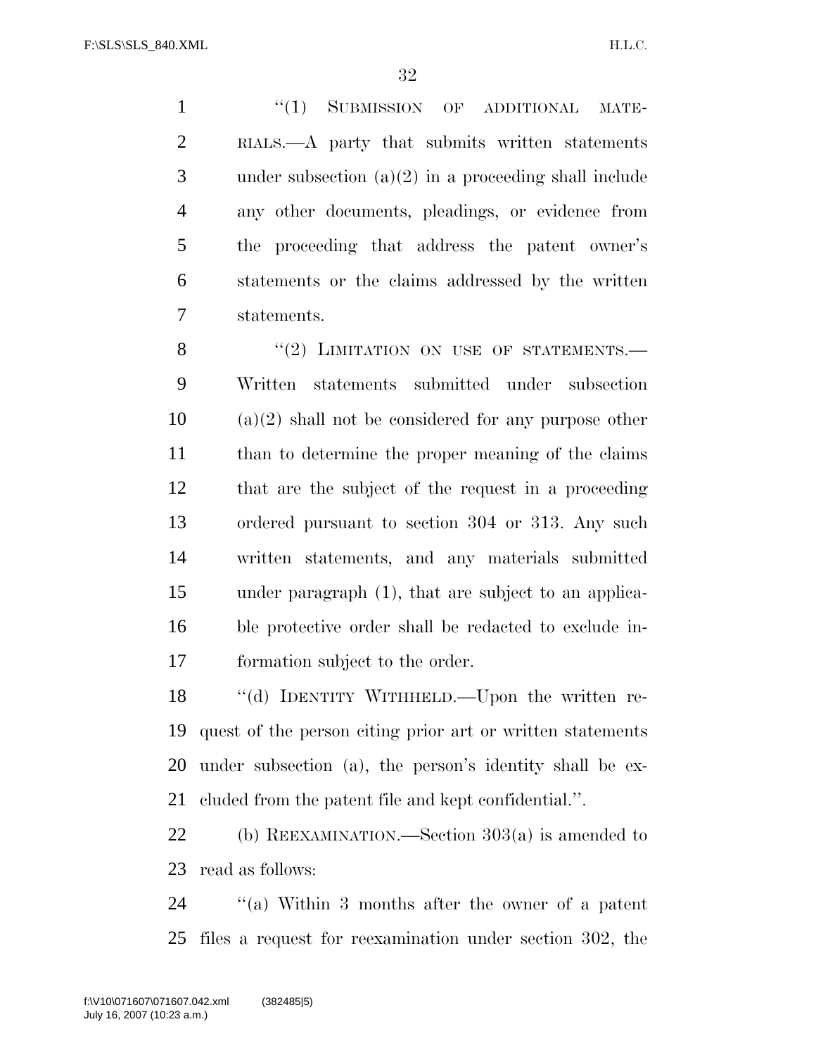"(1) SUBMISSION OF ADDITIONAL MATERIALS.—A party that submits written statements under subsection (a)(2) in a proceeding shall include any other documents, pleadings, or evidence from the proceeding that address the patent owner's statements or the claims addressed by the written statements.

"(2) LIMITATION ON USE OF STATEMENTS.—Written statements submitted under subsection (a)(2) shall not be considered for any purpose other than to determine the proper meaning of the claims that are the subject of the request in a proceeding ordered pursuant to section 304 or 313. Any such written statements, and any materials submitted under paragraph (1), that are subject to an applicable protective order shall be redacted to exclude information subject to the order.

"(d) IDENTITY WITHHELD.—Upon the written request of the person citing prior art or written statements under subsection (a), the person's identity shall be excluded from the patent file and kept confidential.".

(b) REEXAMINATION.—Section 303(a) is amended to read as follows:

"(a) Within 3 months after the owner of a patent files a request for reexamination under section 302, the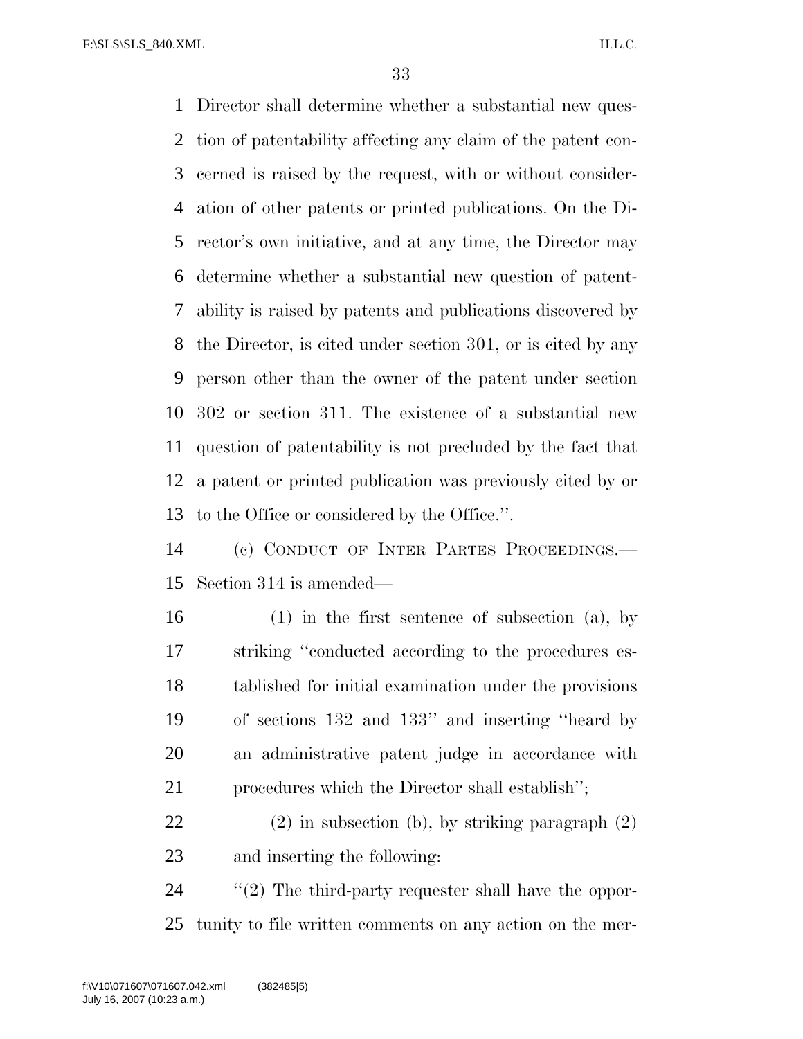Director shall determine whether a substantial new question of patentability affecting any claim of the patent concerned is raised by the request, with or without consideration of other patents or printed publications. On the Director's own initiative, and at any time, the Director may determine whether a substantial new question of patentability is raised by patents and publications discovered by the Director, is cited under section 301, or is cited by any person other than the owner of the patent under section 302 or section 311. The existence of a substantial new question of patentability is not precluded by the fact that a patent or printed publication was previously cited by or to the Office or considered by the Office.''.

(c) CONDUCT OF INTER PARTES PROCEEDINGS.—Section 314 is amended—

(1) in the first sentence of subsection (a), by striking ''conducted according to the procedures established for initial examination under the provisions of sections 132 and 133'' and inserting ''heard by an administrative patent judge in accordance with procedures which the Director shall establish'';

(2) in subsection (b), by striking paragraph (2) and inserting the following:

''(2) The third-party requester shall have the opportunity to file written comments on any action on the mer-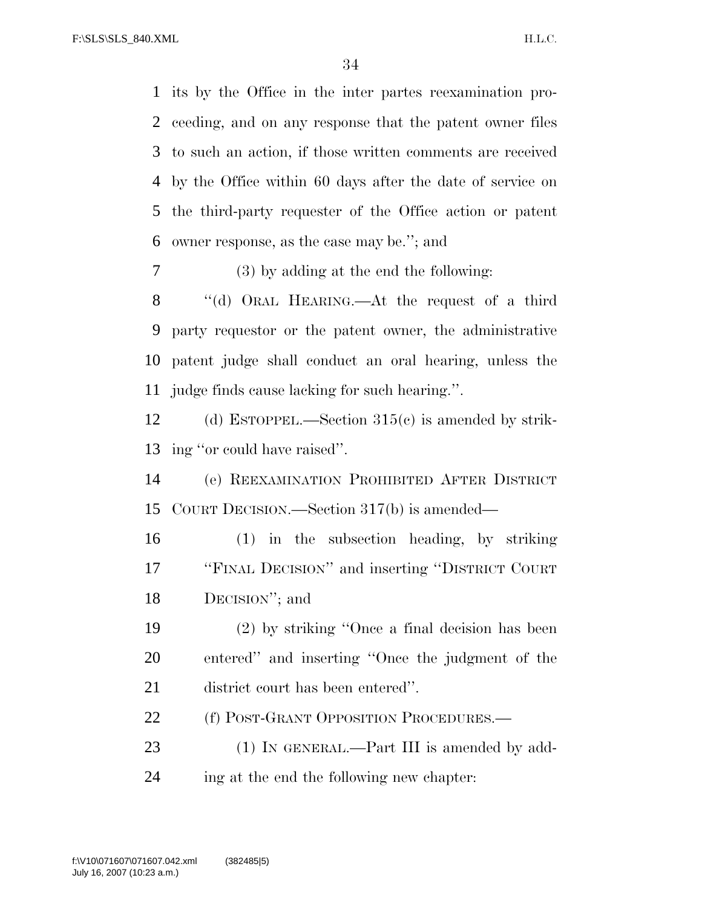its by the Office in the inter partes reexamination proceeding, and on any response that the patent owner files to such an action, if those written comments are received by the Office within 60 days after the date of service on the third-party requester of the Office action or patent owner response, as the case may be.''; and

(3) by adding at the end the following:

''(d) ORAL HEARING.—At the request of a third party requestor or the patent owner, the administrative patent judge shall conduct an oral hearing, unless the judge finds cause lacking for such hearing.''.

(d) ESTOPPEL.—Section 315(c) is amended by striking ''or could have raised''.

(e) REEXAMINATION PROHIBITED AFTER DISTRICT COURT DECISION.—Section 317(b) is amended—

(1) in the subsection heading, by striking ''FINAL DECISION'' and inserting ''DISTRICT COURT DECISION''; and

(2) by striking ''Once a final decision has been entered'' and inserting ''Once the judgment of the district court has been entered''.

(f) POST-GRANT OPPOSITION PROCEDURES.—

(1) IN GENERAL.—Part III is amended by adding at the end the following new chapter: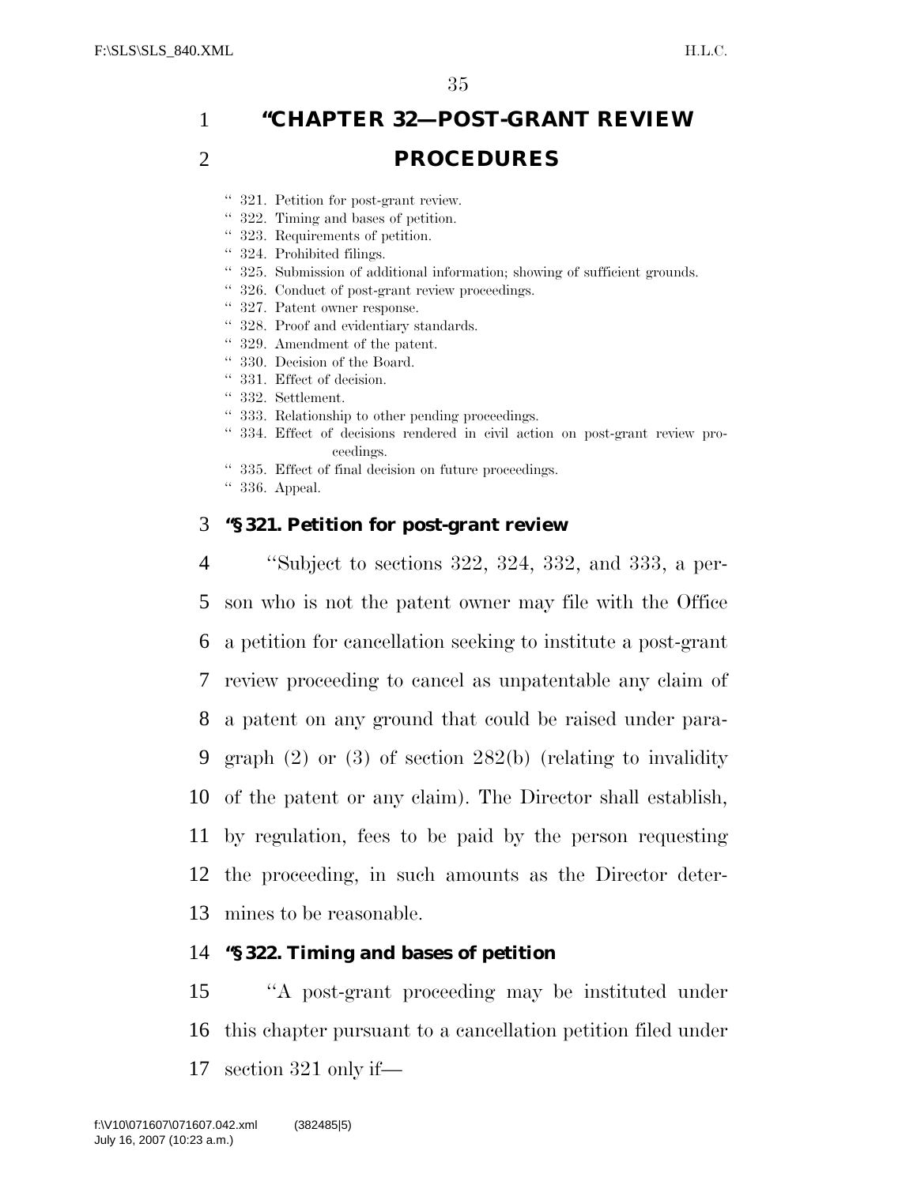# "CHAPTER 32—POST-GRANT REVIEW PROCEDURES

"321. Petition for post-grant review.
"322. Timing and bases of petition.
"323. Requirements of petition.
"324. Prohibited filings.
"325. Submission of additional information; showing of sufficient grounds.
"326. Conduct of post-grant review proceedings.
"327. Patent owner response.
"328. Proof and evidentiary standards.
"329. Amendment of the patent.
"330. Decision of the Board.
"331. Effect of decision.
"332. Settlement.
"333. Relationship to other pending proceedings.
"334. Effect of decisions rendered in civil action on post-grant review proceedings.
"335. Effect of final decision on future proceedings.
"336. Appeal.

**"§ 321. Petition for post-grant review**

"Subject to sections 322, 324, 332, and 333, a person who is not the patent owner may file with the Office a petition for cancellation seeking to institute a post-grant review proceeding to cancel as unpatentable any claim of a patent on any ground that could be raised under paragraph (2) or (3) of section 282(b) (relating to invalidity of the patent or any claim). The Director shall establish, by regulation, fees to be paid by the person requesting the proceeding, in such amounts as the Director determines to be reasonable.

**"§ 322. Timing and bases of petition**

"A post-grant proceeding may be instituted under this chapter pursuant to a cancellation petition filed under section 321 only if—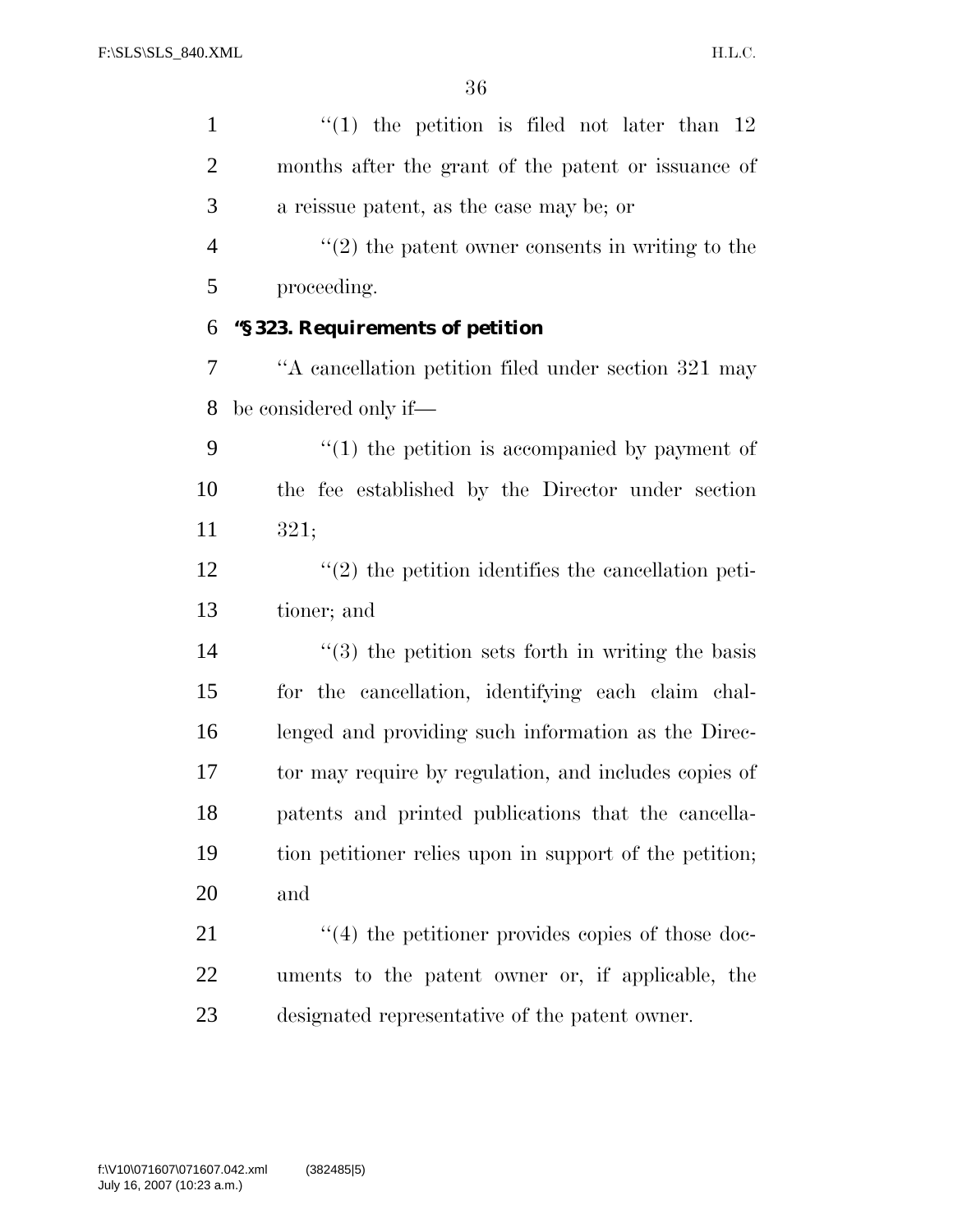''(1) the petition is filed not later than 12 months after the grant of the patent or issuance of a reissue patent, as the case may be; or

''(2) the patent owner consents in writing to the proceeding.

### ''§ 323. Requirements of petition

''A cancellation petition filed under section 321 may be considered only if—

''(1) the petition is accompanied by payment of the fee established by the Director under section 321;

''(2) the petition identifies the cancellation petitioner; and

''(3) the petition sets forth in writing the basis for the cancellation, identifying each claim challenged and providing such information as the Director may require by regulation, and includes copies of patents and printed publications that the cancellation petitioner relies upon in support of the petition; and

''(4) the petitioner provides copies of those documents to the patent owner or, if applicable, the designated representative of the patent owner.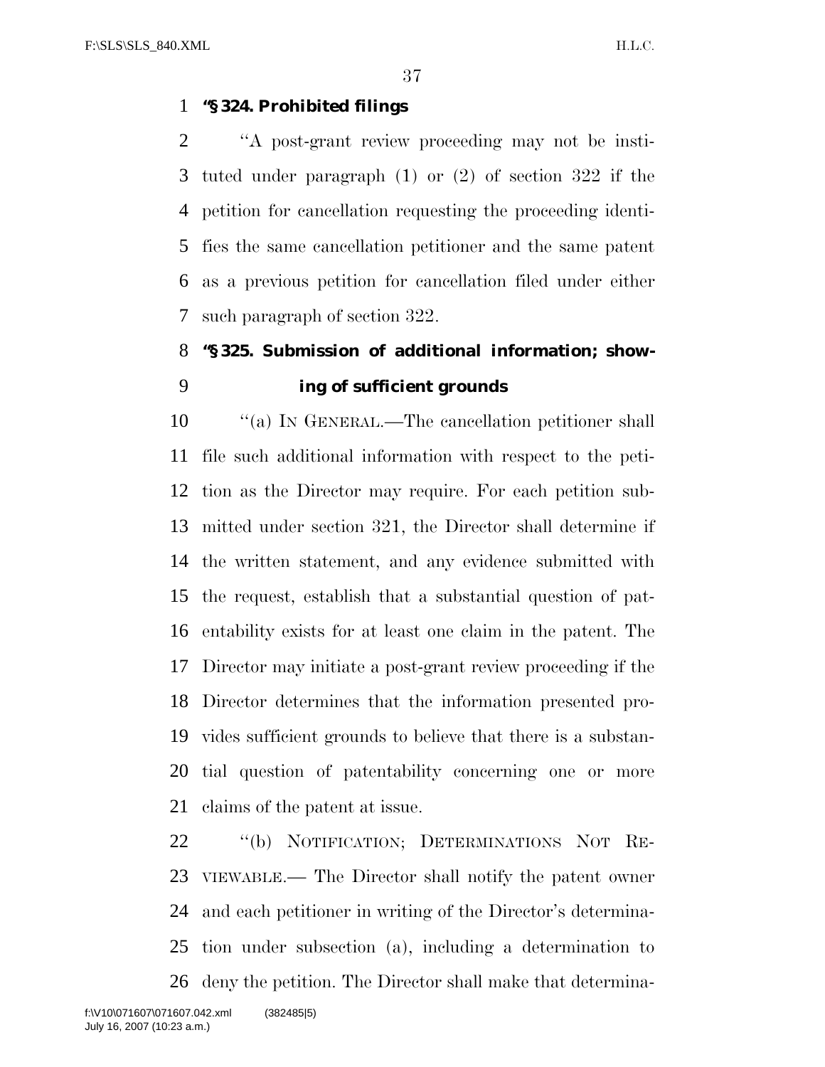**"§ 324. Prohibited filings**

"A post-grant review proceeding may not be instituted under paragraph (1) or (2) of section 322 if the petition for cancellation requesting the proceeding identifies the same cancellation petitioner and the same patent as a previous petition for cancellation filed under either such paragraph of section 322.

**"§ 325. Submission of additional information; showing of sufficient grounds**

"(a) IN GENERAL.—The cancellation petitioner shall file such additional information with respect to the petition as the Director may require. For each petition submitted under section 321, the Director shall determine if the written statement, and any evidence submitted with the request, establish that a substantial question of patentability exists for at least one claim in the patent. The Director may initiate a post-grant review proceeding if the Director determines that the information presented provides sufficient grounds to believe that there is a substantial question of patentability concerning one or more claims of the patent at issue.

"(b) NOTIFICATION; DETERMINATIONS NOT REVIEWABLE.— The Director shall notify the patent owner and each petitioner in writing of the Director's determination under subsection (a), including a determination to deny the petition. The Director shall make that determina-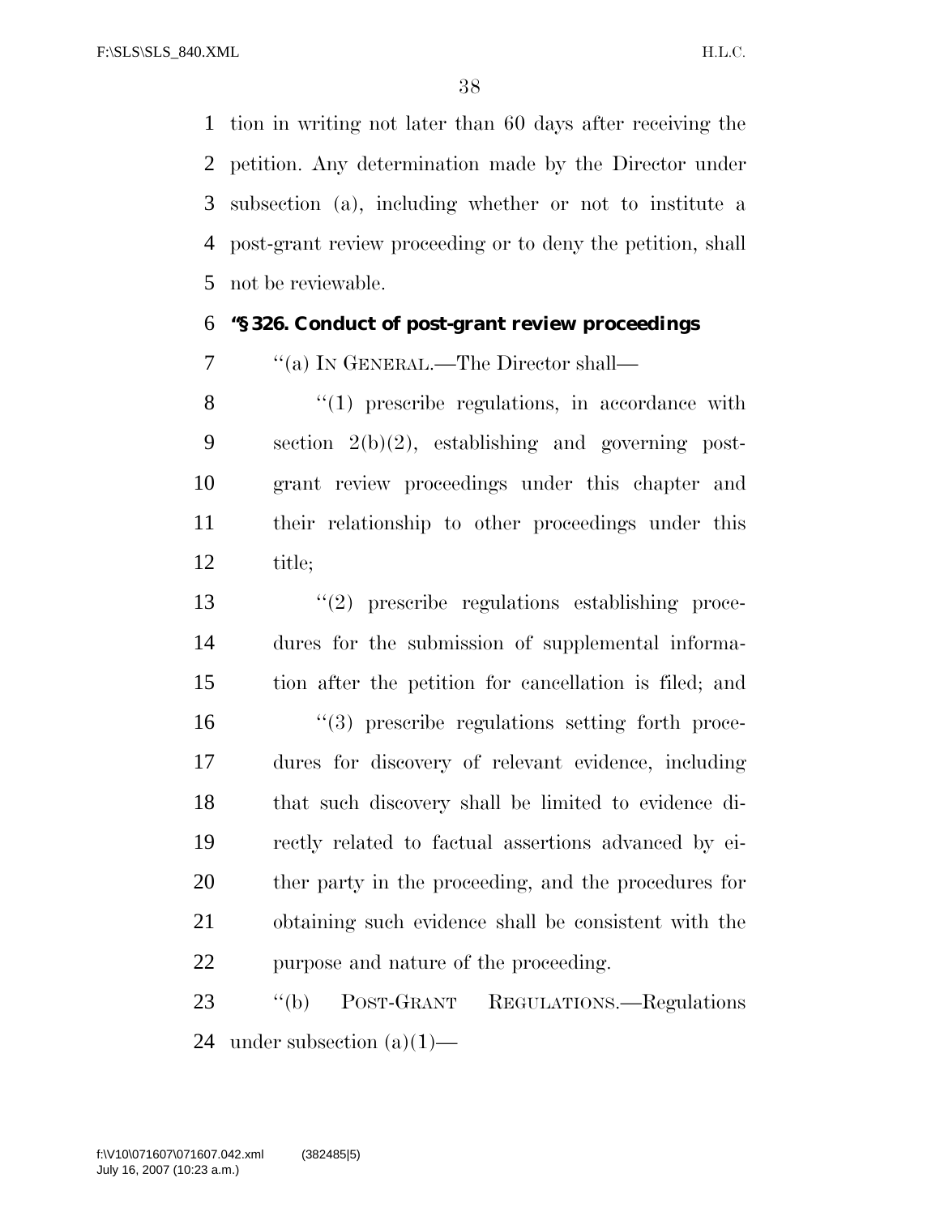tion in writing not later than 60 days after receiving the petition. Any determination made by the Director under subsection (a), including whether or not to institute a post-grant review proceeding or to deny the petition, shall not be reviewable.

**''§ 326. Conduct of post-grant review proceedings**

''(a) IN GENERAL.—The Director shall—

''(1) prescribe regulations, in accordance with section 2(b)(2), establishing and governing post-grant review proceedings under this chapter and their relationship to other proceedings under this title;

''(2) prescribe regulations establishing procedures for the submission of supplemental information after the petition for cancellation is filed; and

''(3) prescribe regulations setting forth procedures for discovery of relevant evidence, including that such discovery shall be limited to evidence directly related to factual assertions advanced by either party in the proceeding, and the procedures for obtaining such evidence shall be consistent with the purpose and nature of the proceeding.

''(b) POST-GRANT REGULATIONS.—Regulations under subsection (a)(1)—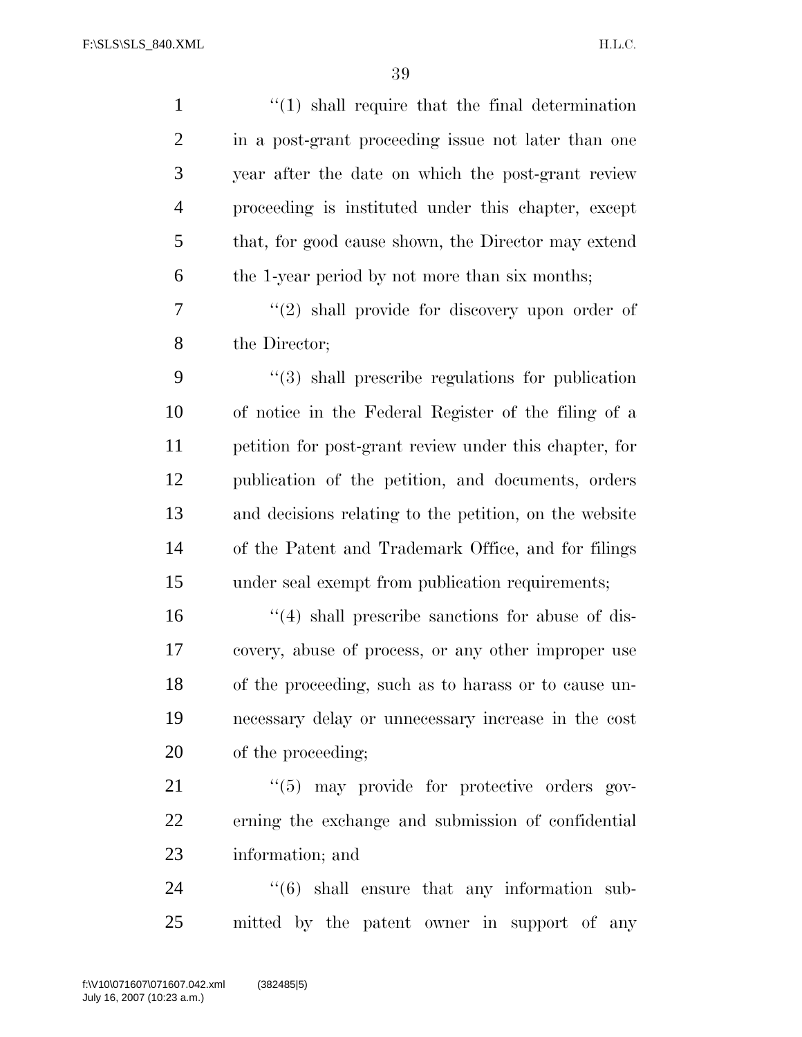"(1) shall require that the final determination in a post-grant proceeding issue not later than one year after the date on which the post-grant review proceeding is instituted under this chapter, except that, for good cause shown, the Director may extend the 1-year period by not more than six months;

"(2) shall provide for discovery upon order of the Director;

"(3) shall prescribe regulations for publication of notice in the Federal Register of the filing of a petition for post-grant review under this chapter, for publication of the petition, and documents, orders and decisions relating to the petition, on the website of the Patent and Trademark Office, and for filings under seal exempt from publication requirements;

"(4) shall prescribe sanctions for abuse of discovery, abuse of process, or any other improper use of the proceeding, such as to harass or to cause unnecessary delay or unnecessary increase in the cost of the proceeding;

"(5) may provide for protective orders governing the exchange and submission of confidential information; and

"(6) shall ensure that any information submitted by the patent owner in support of any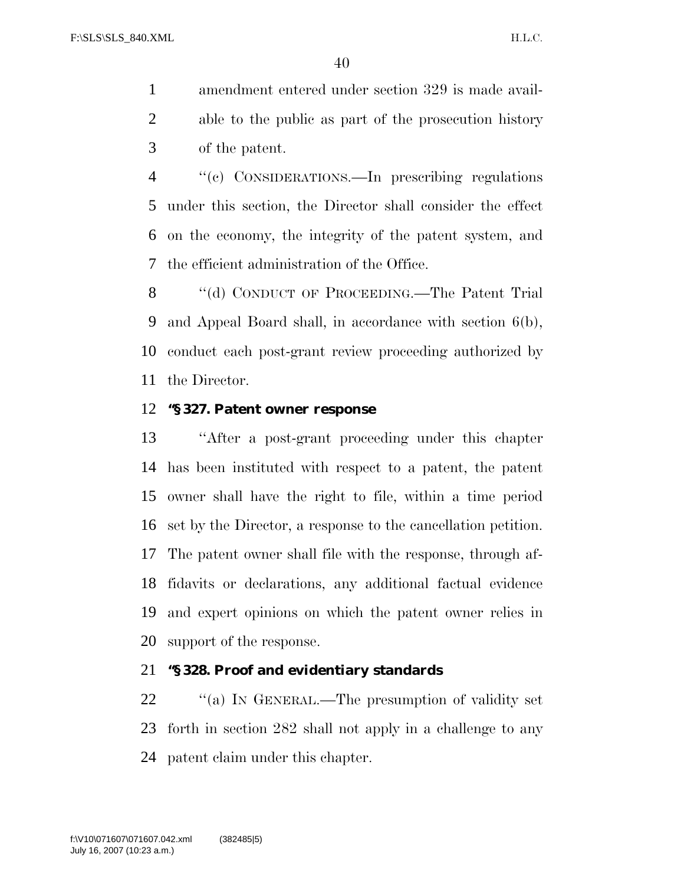amendment entered under section 329 is made available to the public as part of the prosecution history of the patent.

''(c) CONSIDERATIONS.—In prescribing regulations under this section, the Director shall consider the effect on the economy, the integrity of the patent system, and the efficient administration of the Office.

''(d) CONDUCT OF PROCEEDING.—The Patent Trial and Appeal Board shall, in accordance with section 6(b), conduct each post-grant review proceeding authorized by the Director.

**''§ 327. Patent owner response**

''After a post-grant proceeding under this chapter has been instituted with respect to a patent, the patent owner shall have the right to file, within a time period set by the Director, a response to the cancellation petition. The patent owner shall file with the response, through affidavits or declarations, any additional factual evidence and expert opinions on which the patent owner relies in support of the response.

**''§ 328. Proof and evidentiary standards**

''(a) IN GENERAL.—The presumption of validity set forth in section 282 shall not apply in a challenge to any patent claim under this chapter.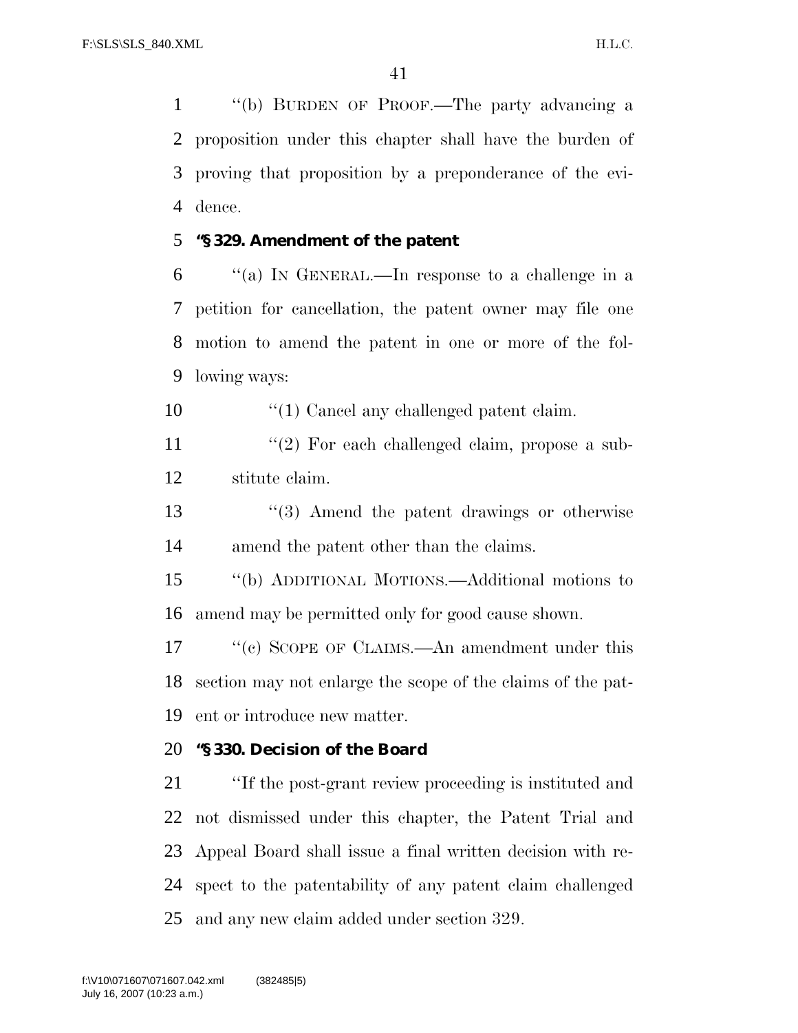''(b) BURDEN OF PROOF.—The party advancing a proposition under this chapter shall have the burden of proving that proposition by a preponderance of the evidence.

**''§ 329. Amendment of the patent**

''(a) IN GENERAL.—In response to a challenge in a petition for cancellation, the patent owner may file one motion to amend the patent in one or more of the following ways:

''(1) Cancel any challenged patent claim.

''(2) For each challenged claim, propose a substitute claim.

''(3) Amend the patent drawings or otherwise amend the patent other than the claims.

''(b) ADDITIONAL MOTIONS.—Additional motions to amend may be permitted only for good cause shown.

''(c) SCOPE OF CLAIMS.—An amendment under this section may not enlarge the scope of the claims of the patent or introduce new matter.

**''§ 330. Decision of the Board**

''If the post-grant review proceeding is instituted and not dismissed under this chapter, the Patent Trial and Appeal Board shall issue a final written decision with respect to the patentability of any patent claim challenged and any new claim added under section 329.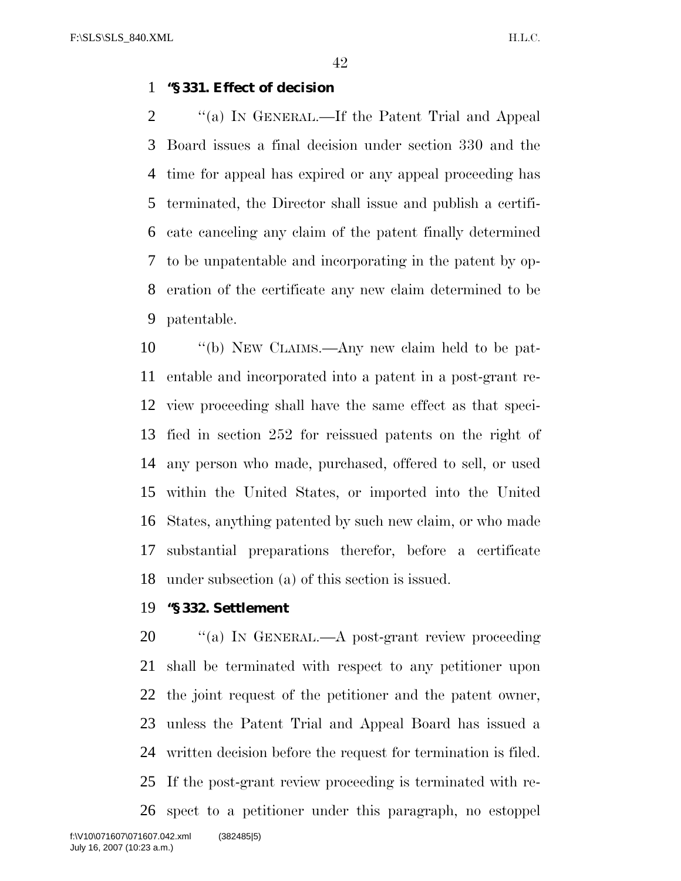**"§ 331. Effect of decision**

"(a) IN GENERAL.—If the Patent Trial and Appeal Board issues a final decision under section 330 and the time for appeal has expired or any appeal proceeding has terminated, the Director shall issue and publish a certificate canceling any claim of the patent finally determined to be unpatentable and incorporating in the patent by operation of the certificate any new claim determined to be patentable.

"(b) NEW CLAIMS.—Any new claim held to be patentable and incorporated into a patent in a post-grant review proceeding shall have the same effect as that specified in section 252 for reissued patents on the right of any person who made, purchased, offered to sell, or used within the United States, or imported into the United States, anything patented by such new claim, or who made substantial preparations therefor, before a certificate under subsection (a) of this section is issued.

**"§ 332. Settlement**

"(a) IN GENERAL.—A post-grant review proceeding shall be terminated with respect to any petitioner upon the joint request of the petitioner and the patent owner, unless the Patent Trial and Appeal Board has issued a written decision before the request for termination is filed. If the post-grant review proceeding is terminated with respect to a petitioner under this paragraph, no estoppel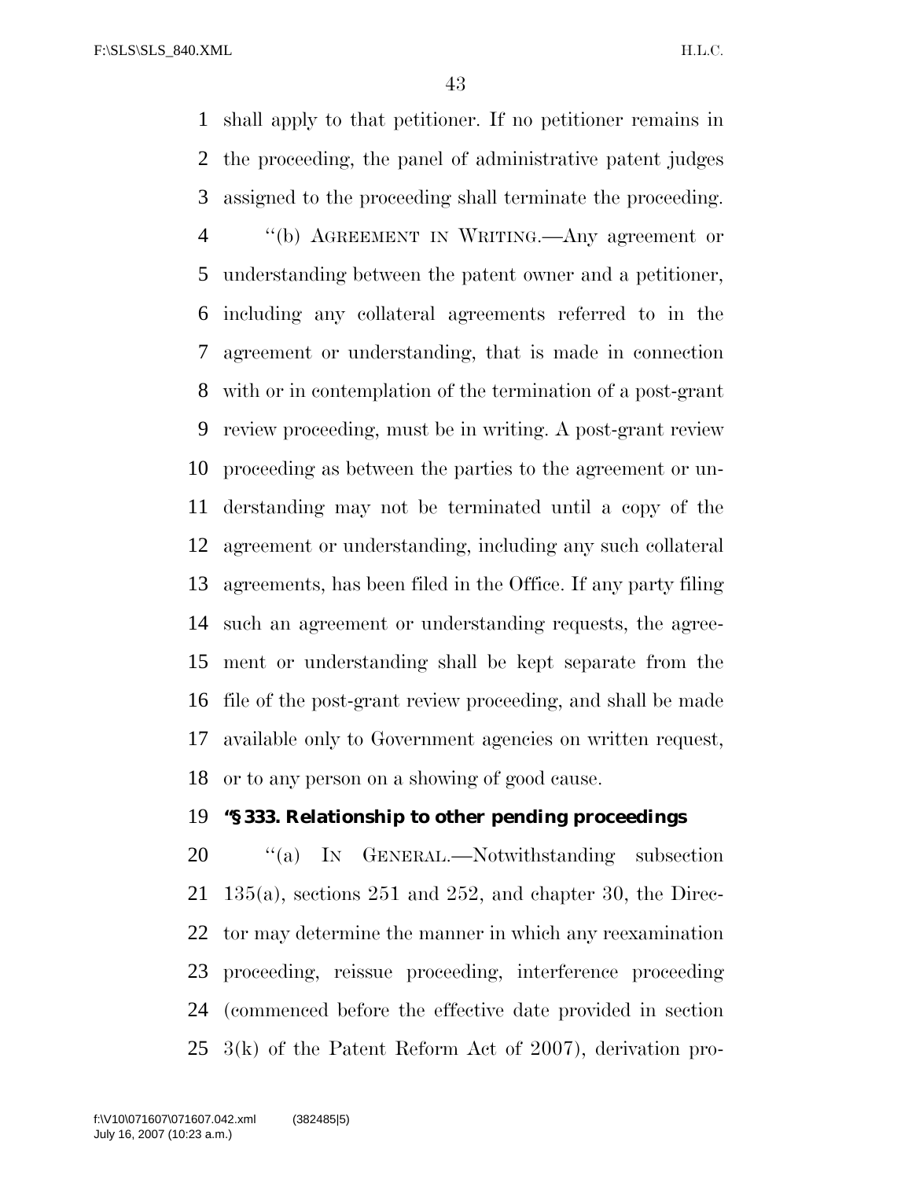shall apply to that petitioner. If no petitioner remains in the proceeding, the panel of administrative patent judges assigned to the proceeding shall terminate the proceeding.

"(b) AGREEMENT IN WRITING.—Any agreement or understanding between the patent owner and a petitioner, including any collateral agreements referred to in the agreement or understanding, that is made in connection with or in contemplation of the termination of a post-grant review proceeding, must be in writing. A post-grant review proceeding as between the parties to the agreement or understanding may not be terminated until a copy of the agreement or understanding, including any such collateral agreements, has been filed in the Office. If any party filing such an agreement or understanding requests, the agreement or understanding shall be kept separate from the file of the post-grant review proceeding, and shall be made available only to Government agencies on written request, or to any person on a showing of good cause.

**"§ 333. Relationship to other pending proceedings**

"(a) IN GENERAL.—Notwithstanding subsection 135(a), sections 251 and 252, and chapter 30, the Director may determine the manner in which any reexamination proceeding, reissue proceeding, interference proceeding (commenced before the effective date provided in section 3(k) of the Patent Reform Act of 2007), derivation pro-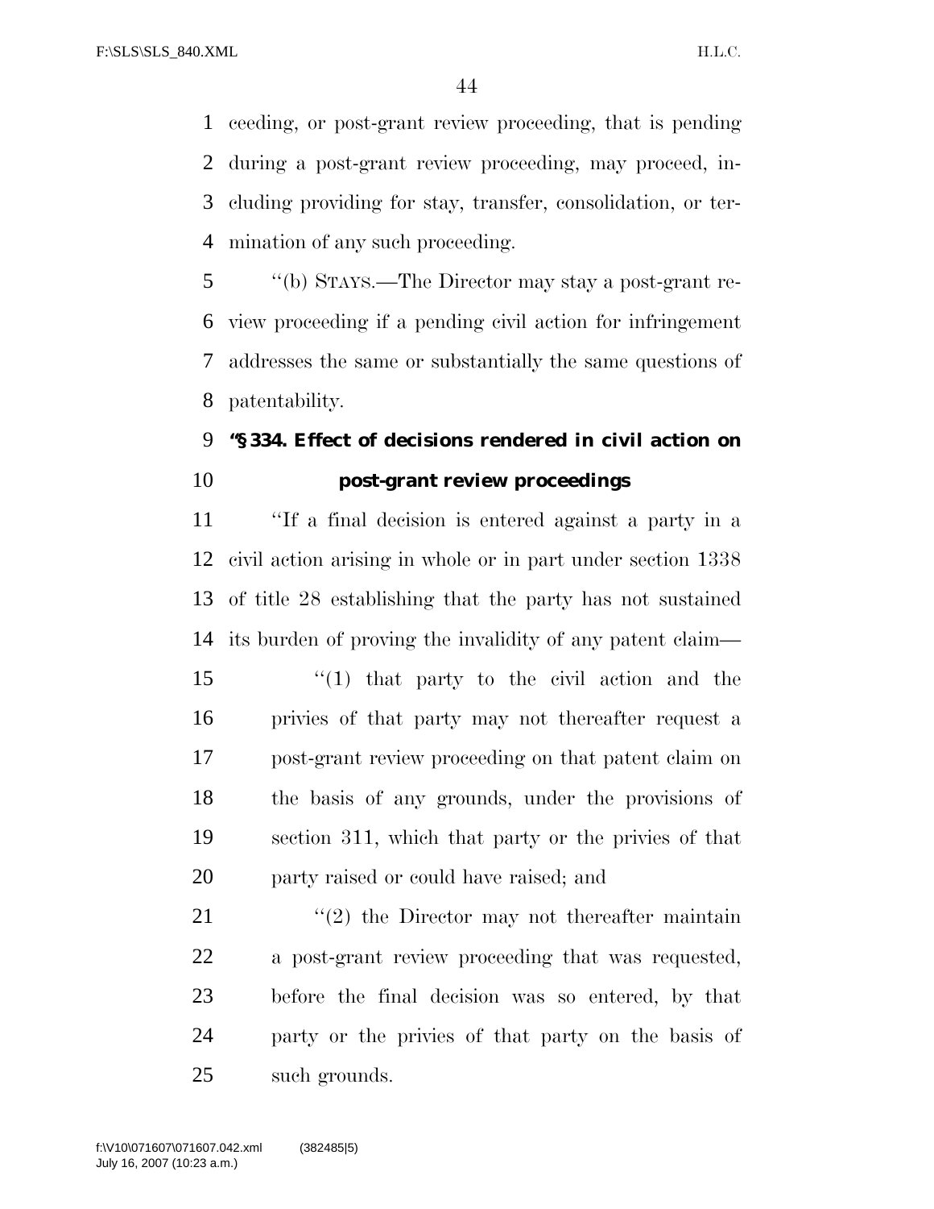ceeding, or post-grant review proceeding, that is pending during a post-grant review proceeding, may proceed, including providing for stay, transfer, consolidation, or termination of any such proceeding.

''(b) STAYS.—The Director may stay a post-grant review proceeding if a pending civil action for infringement addresses the same or substantially the same questions of patentability.

**''§ 334. Effect of decisions rendered in civil action on post-grant review proceedings**

''If a final decision is entered against a party in a civil action arising in whole or in part under section 1338 of title 28 establishing that the party has not sustained its burden of proving the invalidity of any patent claim—

''(1) that party to the civil action and the privies of that party may not thereafter request a post-grant review proceeding on that patent claim on the basis of any grounds, under the provisions of section 311, which that party or the privies of that party raised or could have raised; and

''(2) the Director may not thereafter maintain a post-grant review proceeding that was requested, before the final decision was so entered, by that party or the privies of that party on the basis of such grounds.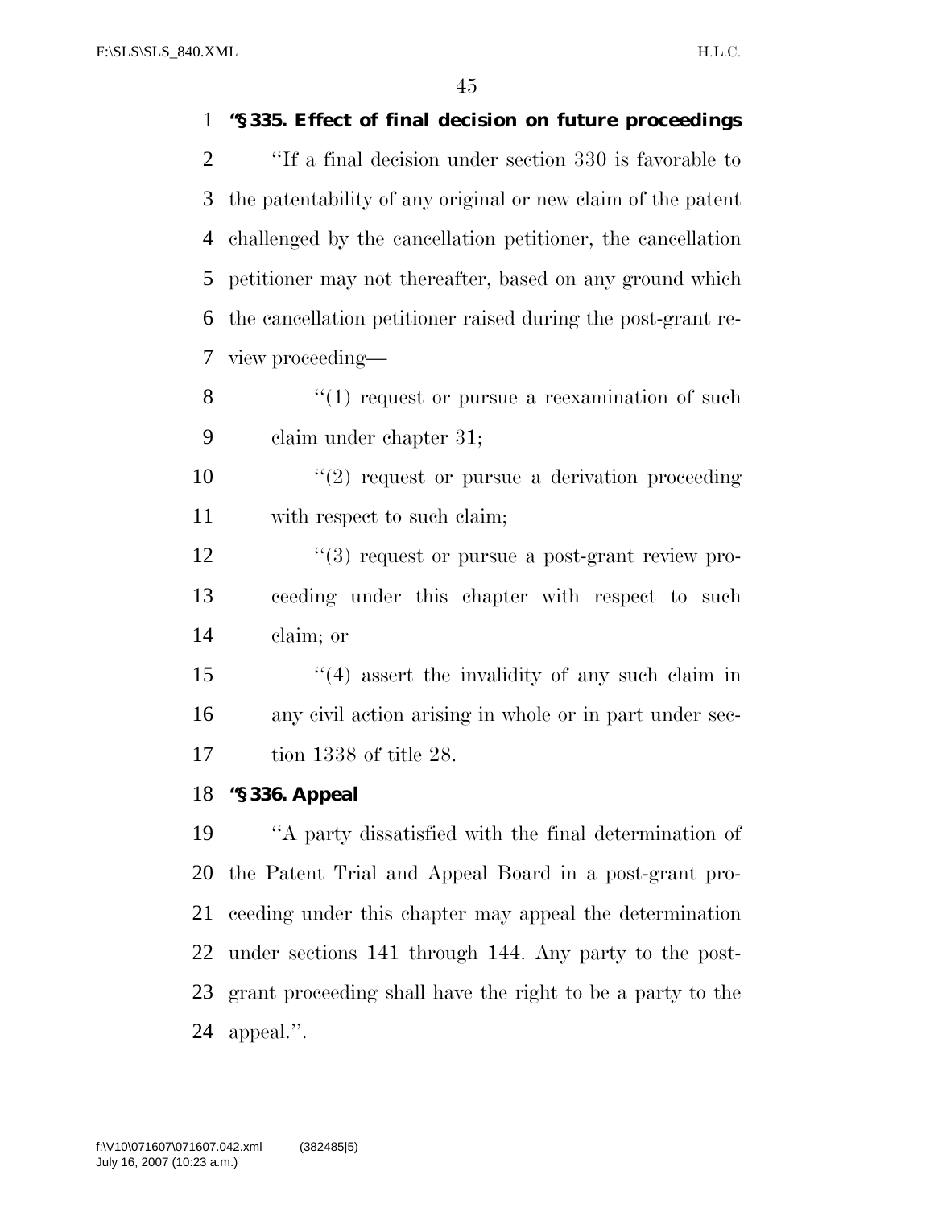**"§ 335. Effect of final decision on future proceedings**

"If a final decision under section 330 is favorable to the patentability of any original or new claim of the patent challenged by the cancellation petitioner, the cancellation petitioner may not thereafter, based on any ground which the cancellation petitioner raised during the post-grant review proceeding—

"(1) request or pursue a reexamination of such claim under chapter 31;

"(2) request or pursue a derivation proceeding with respect to such claim;

"(3) request or pursue a post-grant review proceeding under this chapter with respect to such claim; or

"(4) assert the invalidity of any such claim in any civil action arising in whole or in part under section 1338 of title 28.

**"§ 336. Appeal**

"A party dissatisfied with the final determination of the Patent Trial and Appeal Board in a post-grant proceeding under this chapter may appeal the determination under sections 141 through 144. Any party to the post-grant proceeding shall have the right to be a party to the appeal.".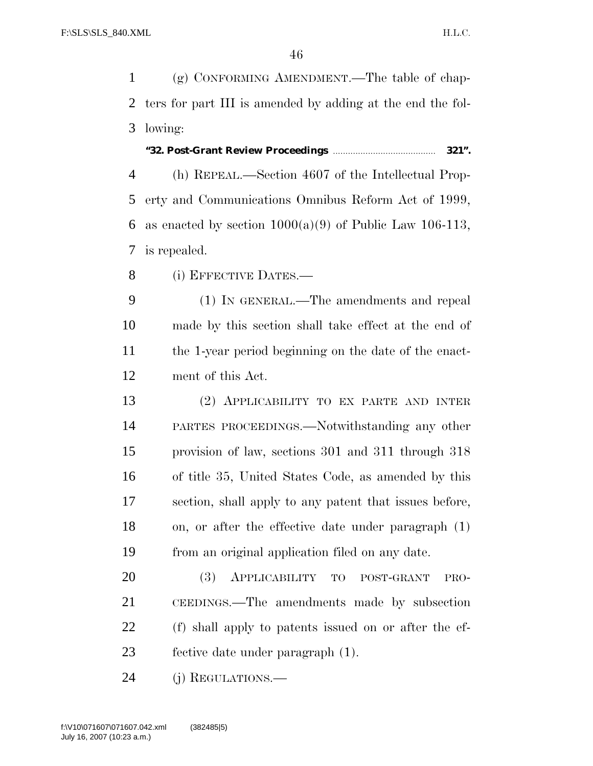(g) CONFORMING AMENDMENT.—The table of chapters for part III is amended by adding at the end the following:

**"32. Post-Grant Review Proceedings ........................................ 321".**

(h) REPEAL.—Section 4607 of the Intellectual Property and Communications Omnibus Reform Act of 1999, as enacted by section 1000(a)(9) of Public Law 106-113, is repealed.

(i) EFFECTIVE DATES.—

(1) IN GENERAL.—The amendments and repeal made by this section shall take effect at the end of the 1-year period beginning on the date of the enactment of this Act.

(2) APPLICABILITY TO EX PARTE AND INTER PARTES PROCEEDINGS.—Notwithstanding any other provision of law, sections 301 and 311 through 318 of title 35, United States Code, as amended by this section, shall apply to any patent that issues before, on, or after the effective date under paragraph (1) from an original application filed on any date.

(3) APPLICABILITY TO POST-GRANT PROCEEDINGS.—The amendments made by subsection (f) shall apply to patents issued on or after the effective date under paragraph (1).

(j) REGULATIONS.—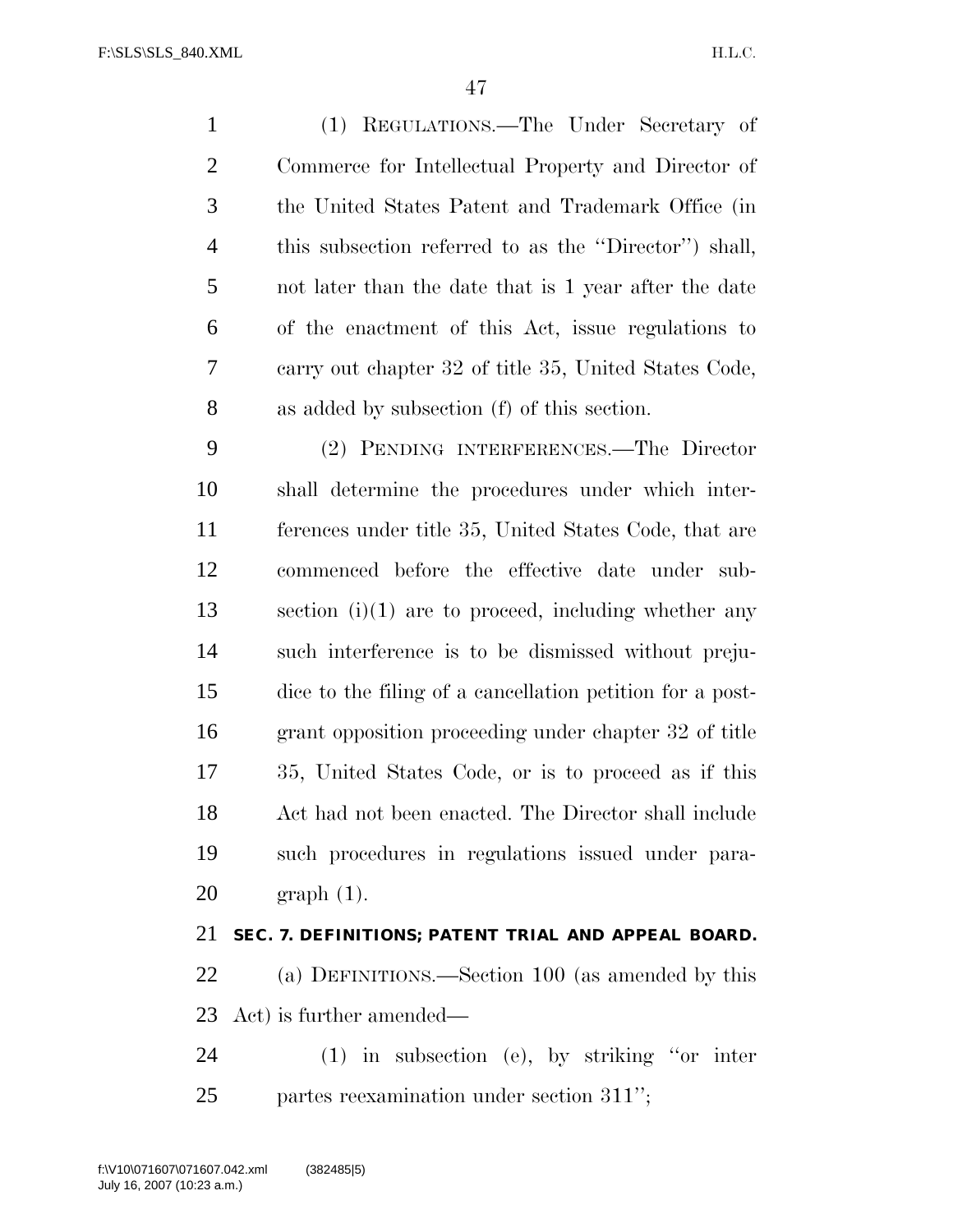(1) REGULATIONS.—The Under Secretary of Commerce for Intellectual Property and Director of the United States Patent and Trademark Office (in this subsection referred to as the ''Director'') shall, not later than the date that is 1 year after the date of the enactment of this Act, issue regulations to carry out chapter 32 of title 35, United States Code, as added by subsection (f) of this section.

(2) PENDING INTERFERENCES.—The Director shall determine the procedures under which interferences under title 35, United States Code, that are commenced before the effective date under subsection (i)(1) are to proceed, including whether any such interference is to be dismissed without prejudice to the filing of a cancellation petition for a post-grant opposition proceeding under chapter 32 of title 35, United States Code, or is to proceed as if this Act had not been enacted. The Director shall include such procedures in regulations issued under paragraph (1).

**SEC. 7. DEFINITIONS; PATENT TRIAL AND APPEAL BOARD.**

(a) DEFINITIONS.—Section 100 (as amended by this Act) is further amended—

(1) in subsection (e), by striking ''or inter partes reexamination under section 311'';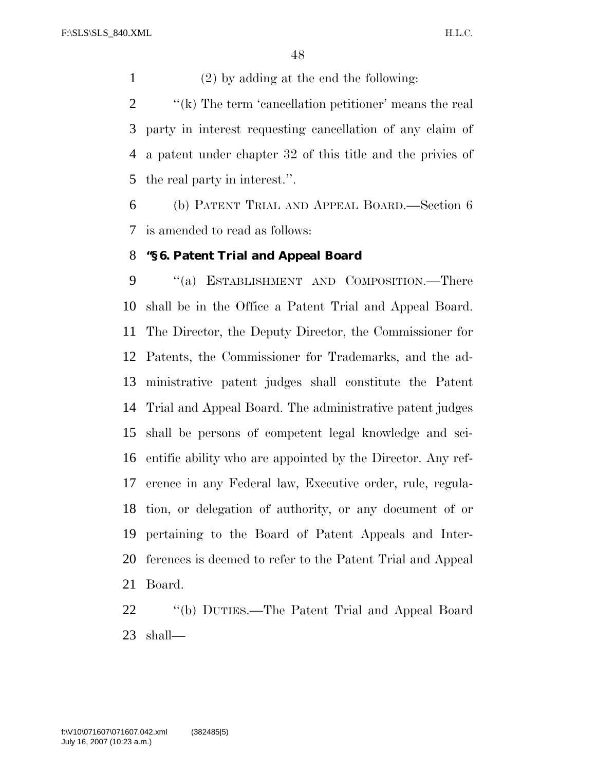(2) by adding at the end the following:

''(k) The term 'cancellation petitioner' means the real party in interest requesting cancellation of any claim of a patent under chapter 32 of this title and the privies of the real party in interest.''.

(b) PATENT TRIAL AND APPEAL BOARD.—Section 6 is amended to read as follows:

**''§ 6. Patent Trial and Appeal Board**

''(a) ESTABLISHMENT AND COMPOSITION.—There shall be in the Office a Patent Trial and Appeal Board. The Director, the Deputy Director, the Commissioner for Patents, the Commissioner for Trademarks, and the administrative patent judges shall constitute the Patent Trial and Appeal Board. The administrative patent judges shall be persons of competent legal knowledge and scientific ability who are appointed by the Director. Any reference in any Federal law, Executive order, rule, regulation, or delegation of authority, or any document of or pertaining to the Board of Patent Appeals and Interferences is deemed to refer to the Patent Trial and Appeal Board.

''(b) DUTIES.—The Patent Trial and Appeal Board shall—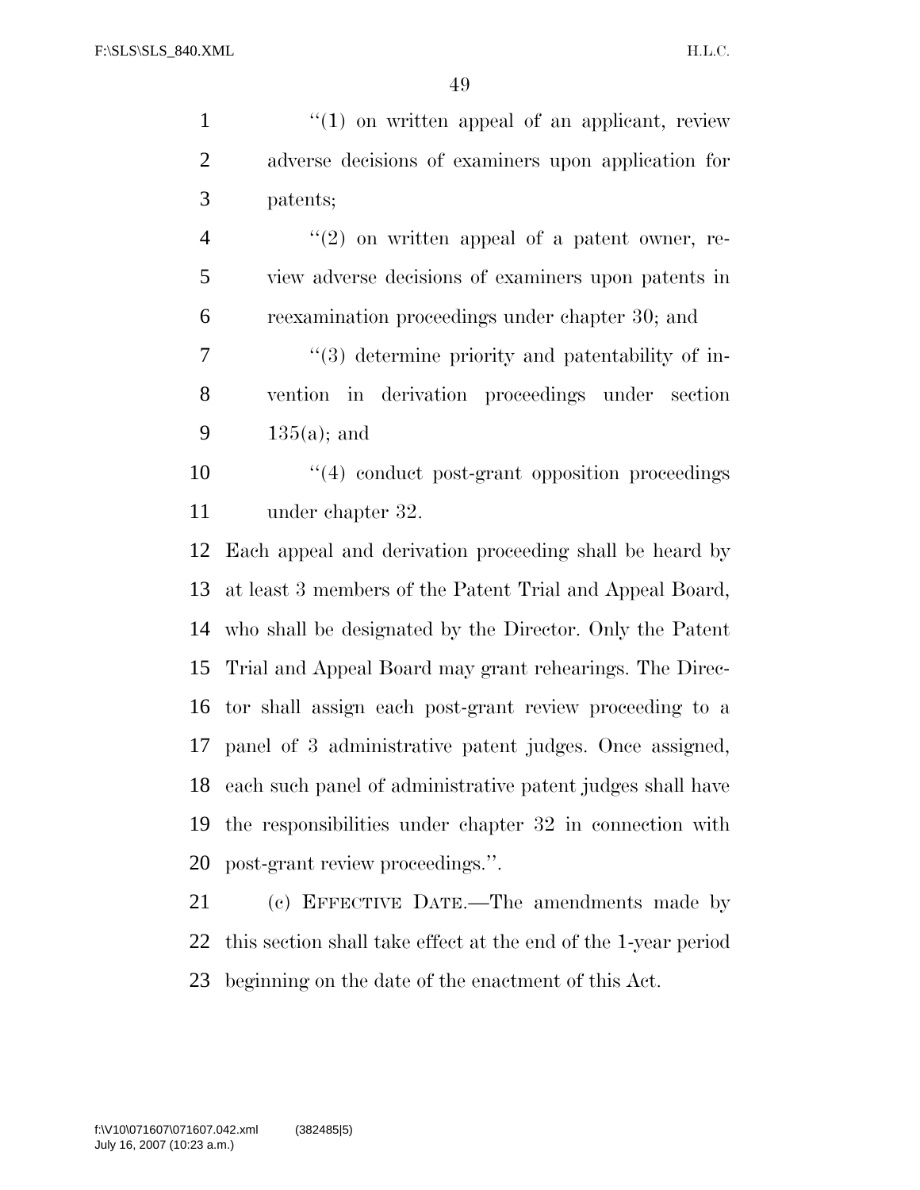''(1) on written appeal of an applicant, review adverse decisions of examiners upon application for patents;

''(2) on written appeal of a patent owner, review adverse decisions of examiners upon patents in reexamination proceedings under chapter 30; and

''(3) determine priority and patentability of invention in derivation proceedings under section 135(a); and

''(4) conduct post-grant opposition proceedings under chapter 32.

Each appeal and derivation proceeding shall be heard by at least 3 members of the Patent Trial and Appeal Board, who shall be designated by the Director. Only the Patent Trial and Appeal Board may grant rehearings. The Director shall assign each post-grant review proceeding to a panel of 3 administrative patent judges. Once assigned, each such panel of administrative patent judges shall have the responsibilities under chapter 32 in connection with post-grant review proceedings.''.

(c) EFFECTIVE DATE.—The amendments made by this section shall take effect at the end of the 1-year period beginning on the date of the enactment of this Act.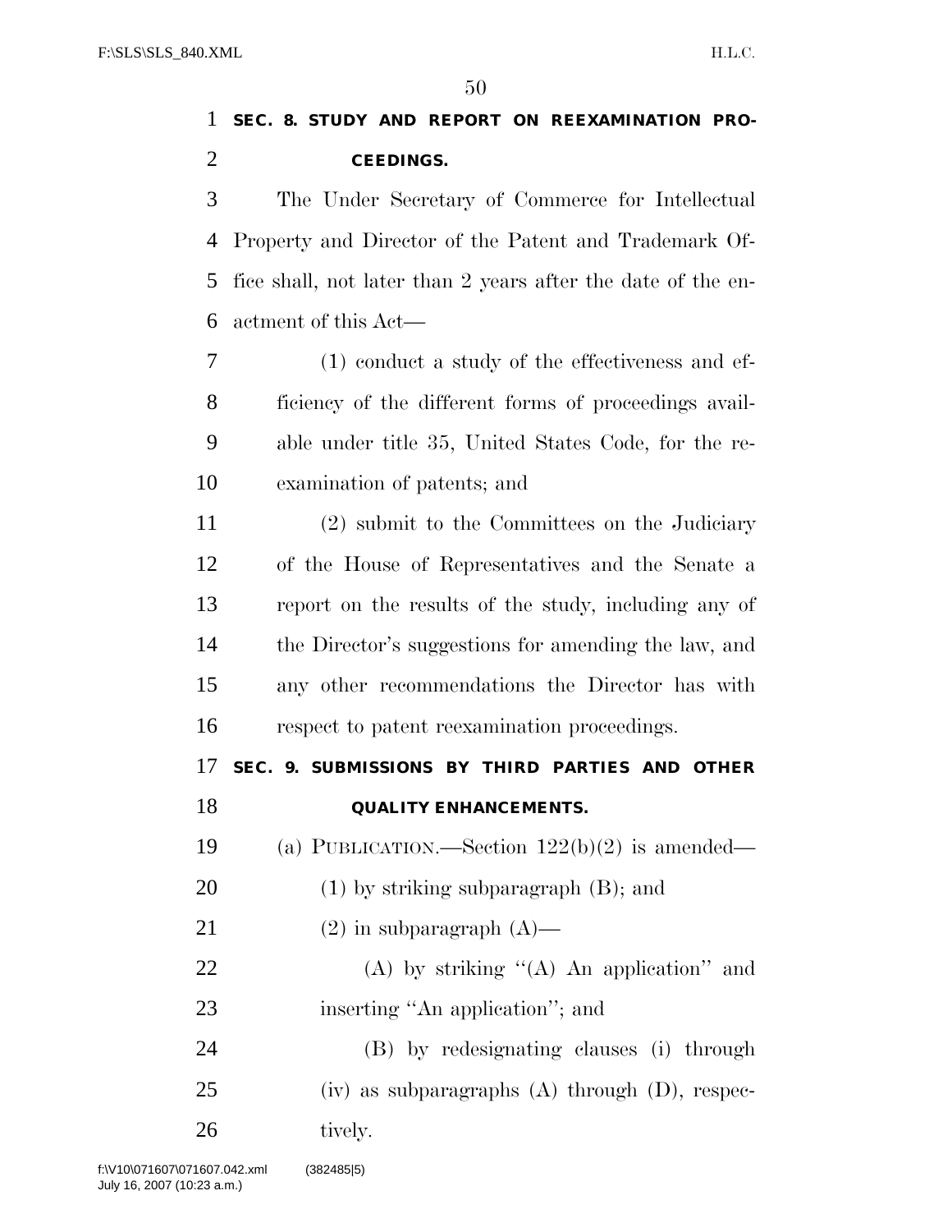**SEC. 8. STUDY AND REPORT ON REEXAMINATION PROCEEDINGS.**

The Under Secretary of Commerce for Intellectual Property and Director of the Patent and Trademark Office shall, not later than 2 years after the date of the enactment of this Act—

(1) conduct a study of the effectiveness and efficiency of the different forms of proceedings available under title 35, United States Code, for the reexamination of patents; and

(2) submit to the Committees on the Judiciary of the House of Representatives and the Senate a report on the results of the study, including any of the Director's suggestions for amending the law, and any other recommendations the Director has with respect to patent reexamination proceedings.

**SEC. 9. SUBMISSIONS BY THIRD PARTIES AND OTHER QUALITY ENHANCEMENTS.**

(a) PUBLICATION.—Section 122(b)(2) is amended—

(1) by striking subparagraph (B); and

(2) in subparagraph (A)—

(A) by striking ''(A) An application'' and inserting ''An application''; and

(B) by redesignating clauses (i) through (iv) as subparagraphs (A) through (D), respectively.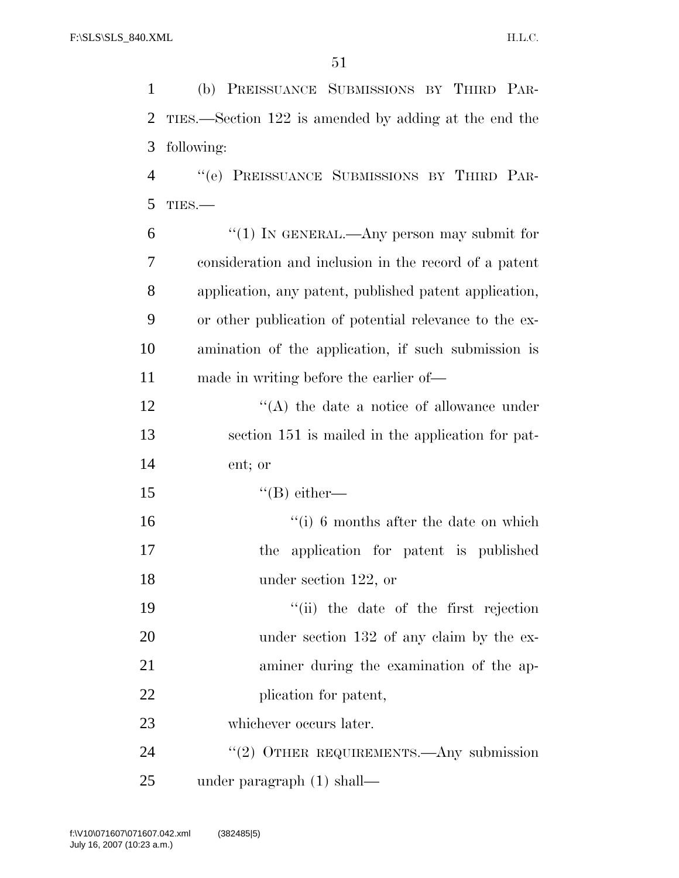(b) PREISSUANCE SUBMISSIONS BY THIRD PARTIES.—Section 122 is amended by adding at the end the following:

"(e) PREISSUANCE SUBMISSIONS BY THIRD PARTIES.—

"(1) IN GENERAL.—Any person may submit for consideration and inclusion in the record of a patent application, any patent, published patent application, or other publication of potential relevance to the examination of the application, if such submission is made in writing before the earlier of—

"(A) the date a notice of allowance under section 151 is mailed in the application for patent; or

"(B) either—

"(i) 6 months after the date on which the application for patent is published under section 122, or

"(ii) the date of the first rejection under section 132 of any claim by the examiner during the examination of the application for patent,

whichever occurs later.

"(2) OTHER REQUIREMENTS.—Any submission under paragraph (1) shall—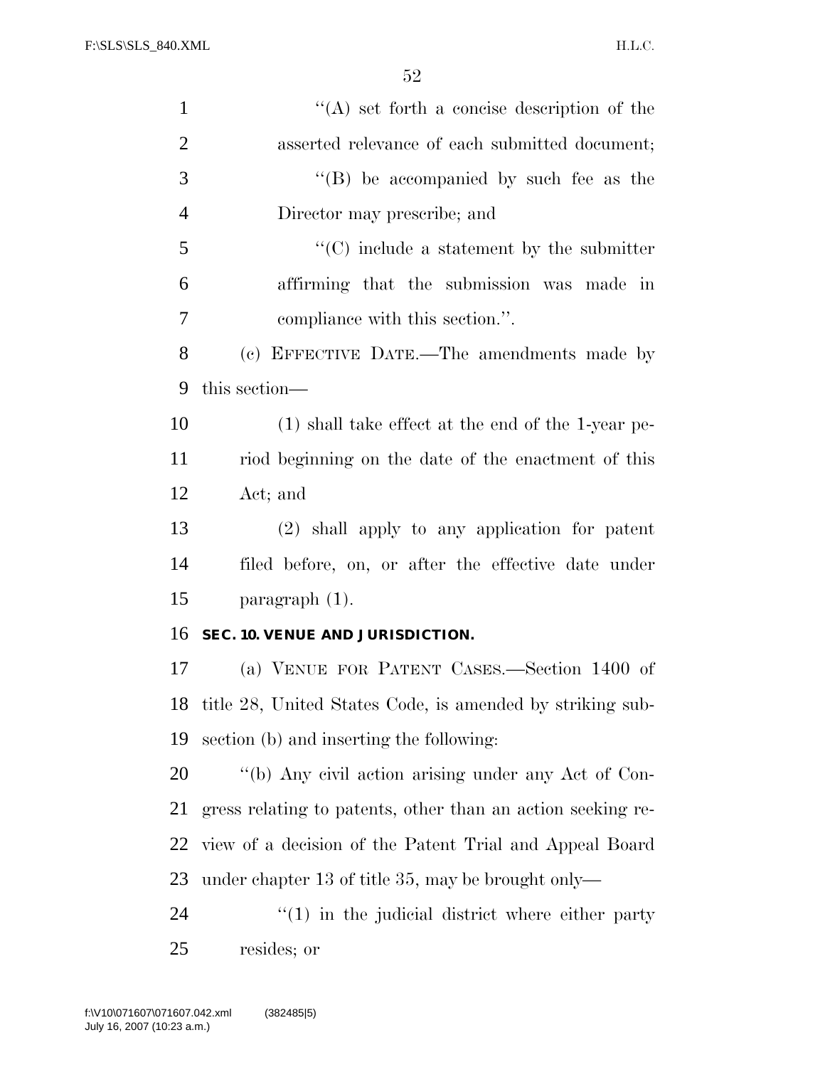''(A) set forth a concise description of the asserted relevance of each submitted document;

''(B) be accompanied by such fee as the Director may prescribe; and

''(C) include a statement by the submitter affirming that the submission was made in compliance with this section.''.

(c) EFFECTIVE DATE.—The amendments made by this section—

(1) shall take effect at the end of the 1-year period beginning on the date of the enactment of this Act; and

(2) shall apply to any application for patent filed before, on, or after the effective date under paragraph (1).

**SEC. 10. VENUE AND JURISDICTION.**

(a) VENUE FOR PATENT CASES.—Section 1400 of title 28, United States Code, is amended by striking subsection (b) and inserting the following:

''(b) Any civil action arising under any Act of Congress relating to patents, other than an action seeking review of a decision of the Patent Trial and Appeal Board under chapter 13 of title 35, may be brought only—

''(1) in the judicial district where either party resides; or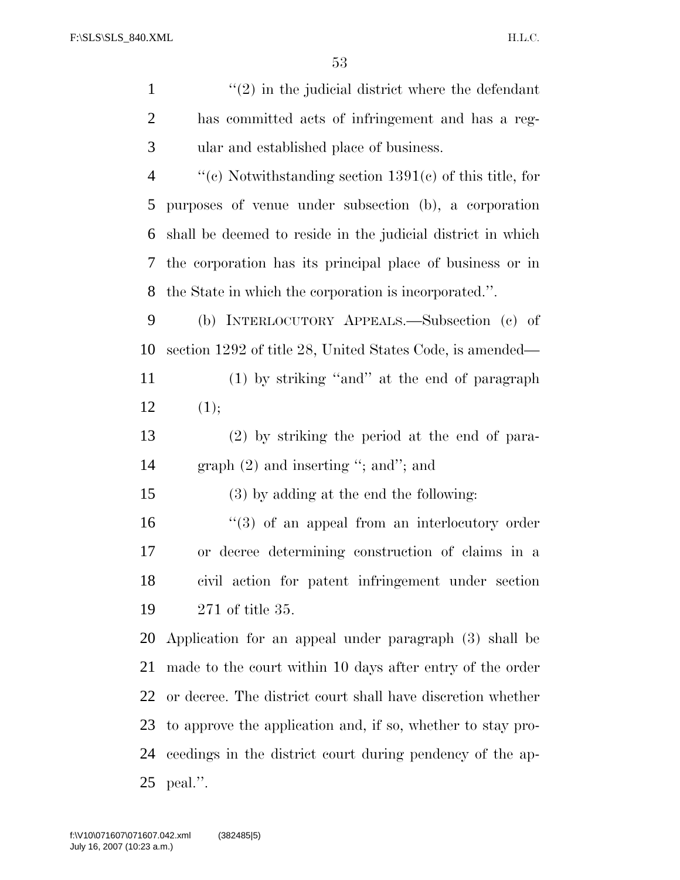"(2) in the judicial district where the defendant has committed acts of infringement and has a regular and established place of business.

"(c) Notwithstanding section 1391(c) of this title, for purposes of venue under subsection (b), a corporation shall be deemed to reside in the judicial district in which the corporation has its principal place of business or in the State in which the corporation is incorporated.".

(b) INTERLOCUTORY APPEALS.—Subsection (c) of section 1292 of title 28, United States Code, is amended—

(1) by striking "and" at the end of paragraph (1);

(2) by striking the period at the end of paragraph (2) and inserting "; and"; and

(3) by adding at the end the following:

"(3) of an appeal from an interlocutory order or decree determining construction of claims in a civil action for patent infringement under section 271 of title 35.

Application for an appeal under paragraph (3) shall be made to the court within 10 days after entry of the order or decree. The district court shall have discretion whether to approve the application and, if so, whether to stay proceedings in the district court during pendency of the appeal.".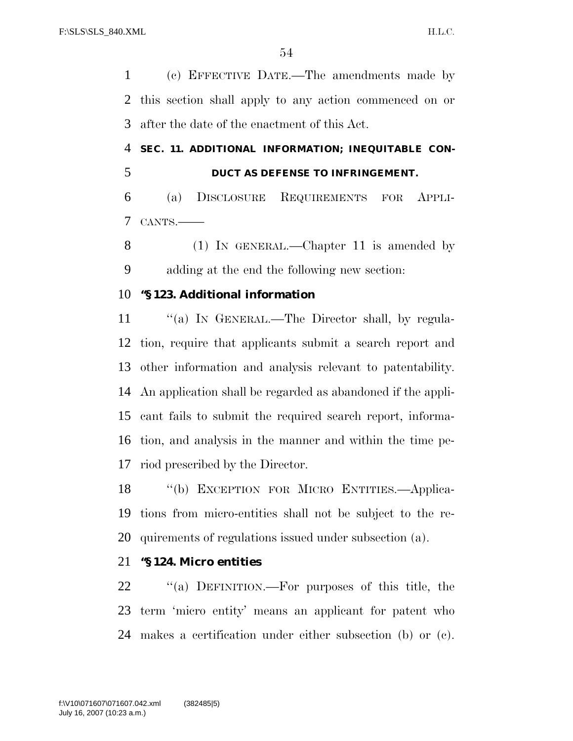(c) EFFECTIVE DATE.—The amendments made by this section shall apply to any action commenced on or after the date of the enactment of this Act.

**SEC. 11. ADDITIONAL INFORMATION; INEQUITABLE CONDUCT AS DEFENSE TO INFRINGEMENT.**

(a) DISCLOSURE REQUIREMENTS FOR APPLICANTS.——

(1) IN GENERAL.—Chapter 11 is amended by adding at the end the following new section:

**''§ 123. Additional information**

''(a) IN GENERAL.—The Director shall, by regulation, require that applicants submit a search report and other information and analysis relevant to patentability. An application shall be regarded as abandoned if the applicant fails to submit the required search report, information, and analysis in the manner and within the time period prescribed by the Director.

''(b) EXCEPTION FOR MICRO ENTITIES.—Applications from micro-entities shall not be subject to the requirements of regulations issued under subsection (a).

**''§ 124. Micro entities**

''(a) DEFINITION.—For purposes of this title, the term 'micro entity' means an applicant for patent who makes a certification under either subsection (b) or (c).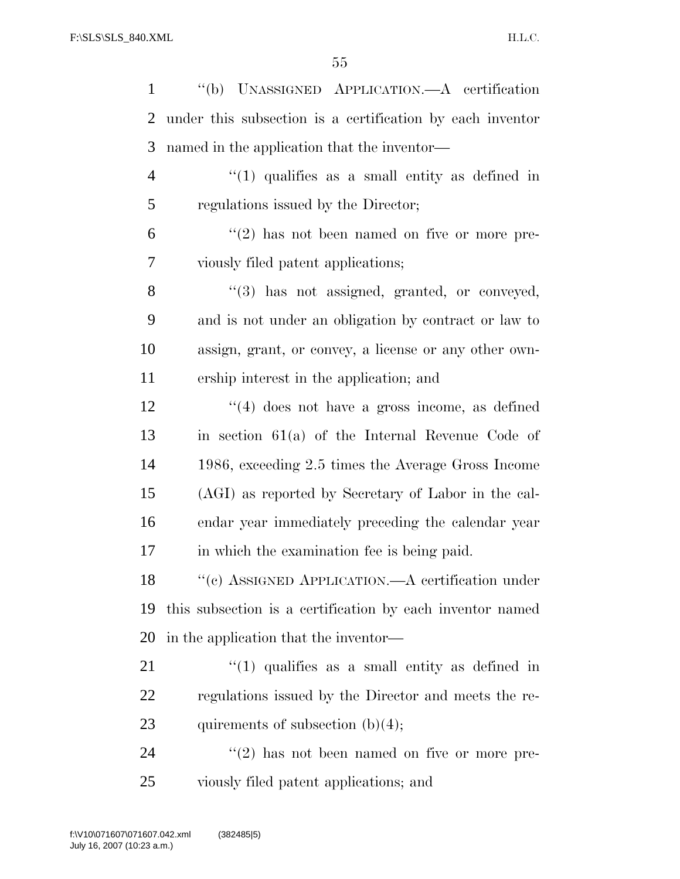"(b) Unassigned Application.—A certification under this subsection is a certification by each inventor named in the application that the inventor—

"(1) qualifies as a small entity as defined in regulations issued by the Director;

"(2) has not been named on five or more previously filed patent applications;

"(3) has not assigned, granted, or conveyed, and is not under an obligation by contract or law to assign, grant, or convey, a license or any other ownership interest in the application; and

"(4) does not have a gross income, as defined in section 61(a) of the Internal Revenue Code of 1986, exceeding 2.5 times the Average Gross Income (AGI) as reported by Secretary of Labor in the calendar year immediately preceding the calendar year in which the examination fee is being paid.

"(c) Assigned Application.—A certification under this subsection is a certification by each inventor named in the application that the inventor—

"(1) qualifies as a small entity as defined in regulations issued by the Director and meets the requirements of subsection (b)(4);

"(2) has not been named on five or more previously filed patent applications; and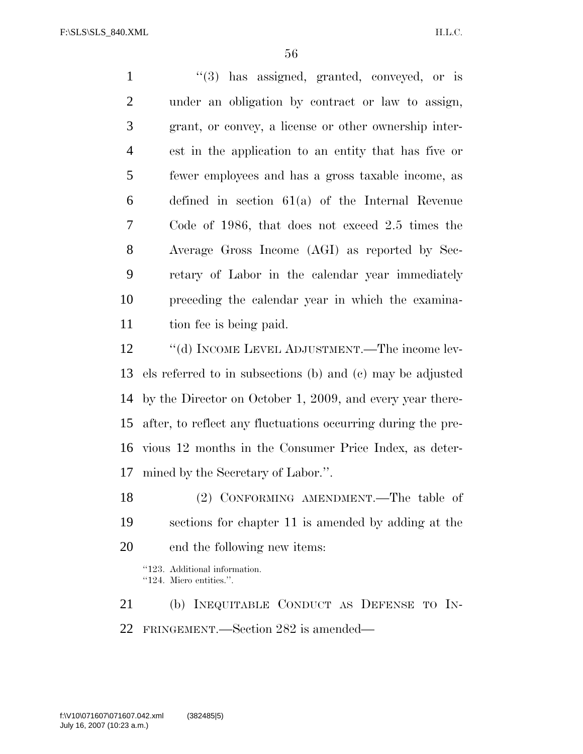"(3) has assigned, granted, conveyed, or is under an obligation by contract or law to assign, grant, or convey, a license or other ownership interest in the application to an entity that has five or fewer employees and has a gross taxable income, as defined in section 61(a) of the Internal Revenue Code of 1986, that does not exceed 2.5 times the Average Gross Income (AGI) as reported by Secretary of Labor in the calendar year immediately preceding the calendar year in which the examination fee is being paid.

"(d) INCOME LEVEL ADJUSTMENT.—The income levels referred to in subsections (b) and (c) may be adjusted by the Director on October 1, 2009, and every year thereafter, to reflect any fluctuations occurring during the previous 12 months in the Consumer Price Index, as determined by the Secretary of Labor.".

(2) CONFORMING AMENDMENT.—The table of sections for chapter 11 is amended by adding at the end the following new items:

"123. Additional information.
"124. Micro entities.".

(b) INEQUITABLE CONDUCT AS DEFENSE TO INFRINGEMENT.—Section 282 is amended—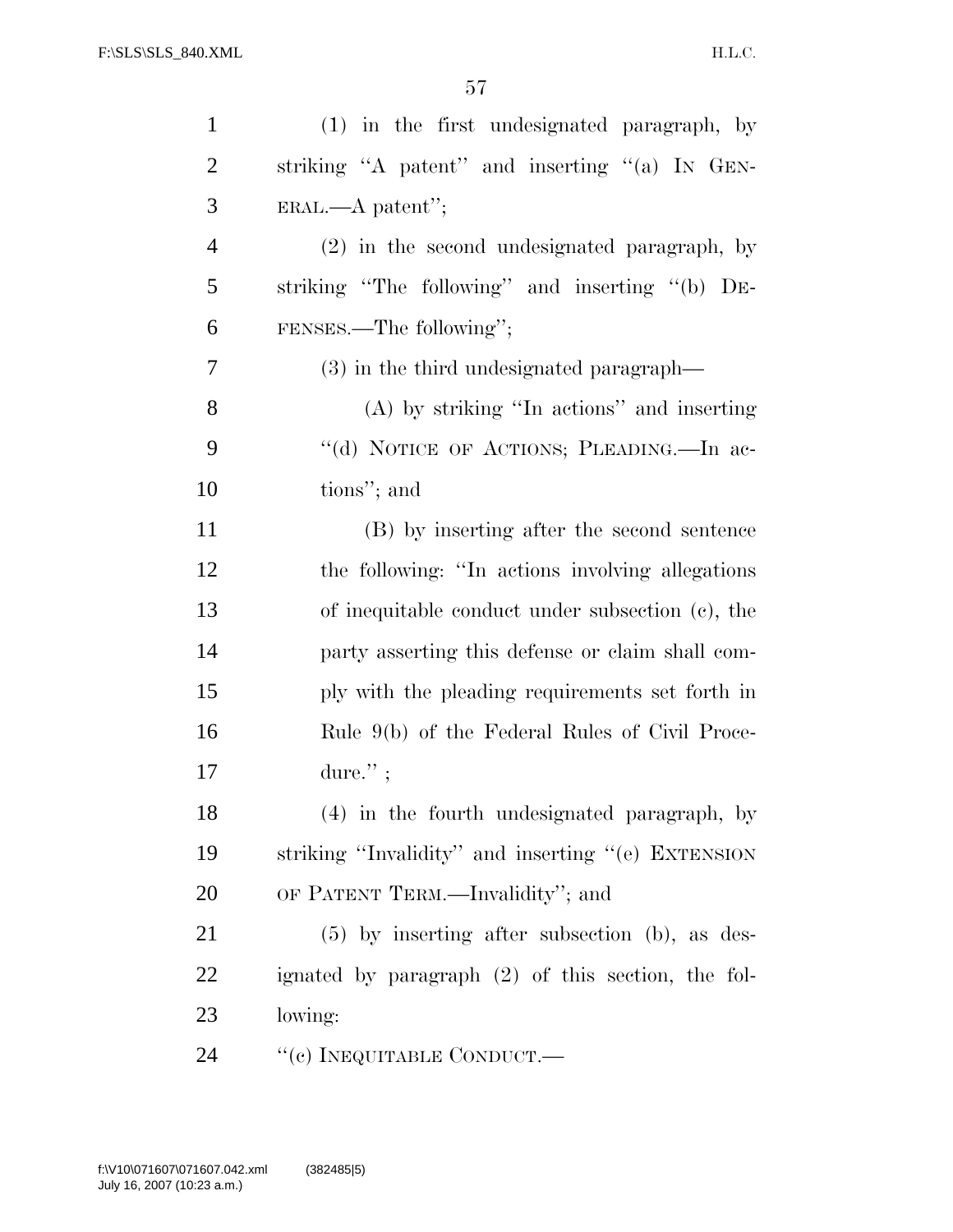(1) in the first undesignated paragraph, by striking "A patent" and inserting "(a) IN GENERAL.—A patent";

(2) in the second undesignated paragraph, by striking "The following" and inserting "(b) DEFENSES.—The following";

(3) in the third undesignated paragraph—

(A) by striking "In actions" and inserting "(d) NOTICE OF ACTIONS; PLEADING.—In actions"; and

(B) by inserting after the second sentence the following: "In actions involving allegations of inequitable conduct under subsection (c), the party asserting this defense or claim shall comply with the pleading requirements set forth in Rule 9(b) of the Federal Rules of Civil Procedure." ;

(4) in the fourth undesignated paragraph, by striking "Invalidity" and inserting "(e) EXTENSION OF PATENT TERM.—Invalidity"; and

(5) by inserting after subsection (b), as designated by paragraph (2) of this section, the following:

"(c) INEQUITABLE CONDUCT.—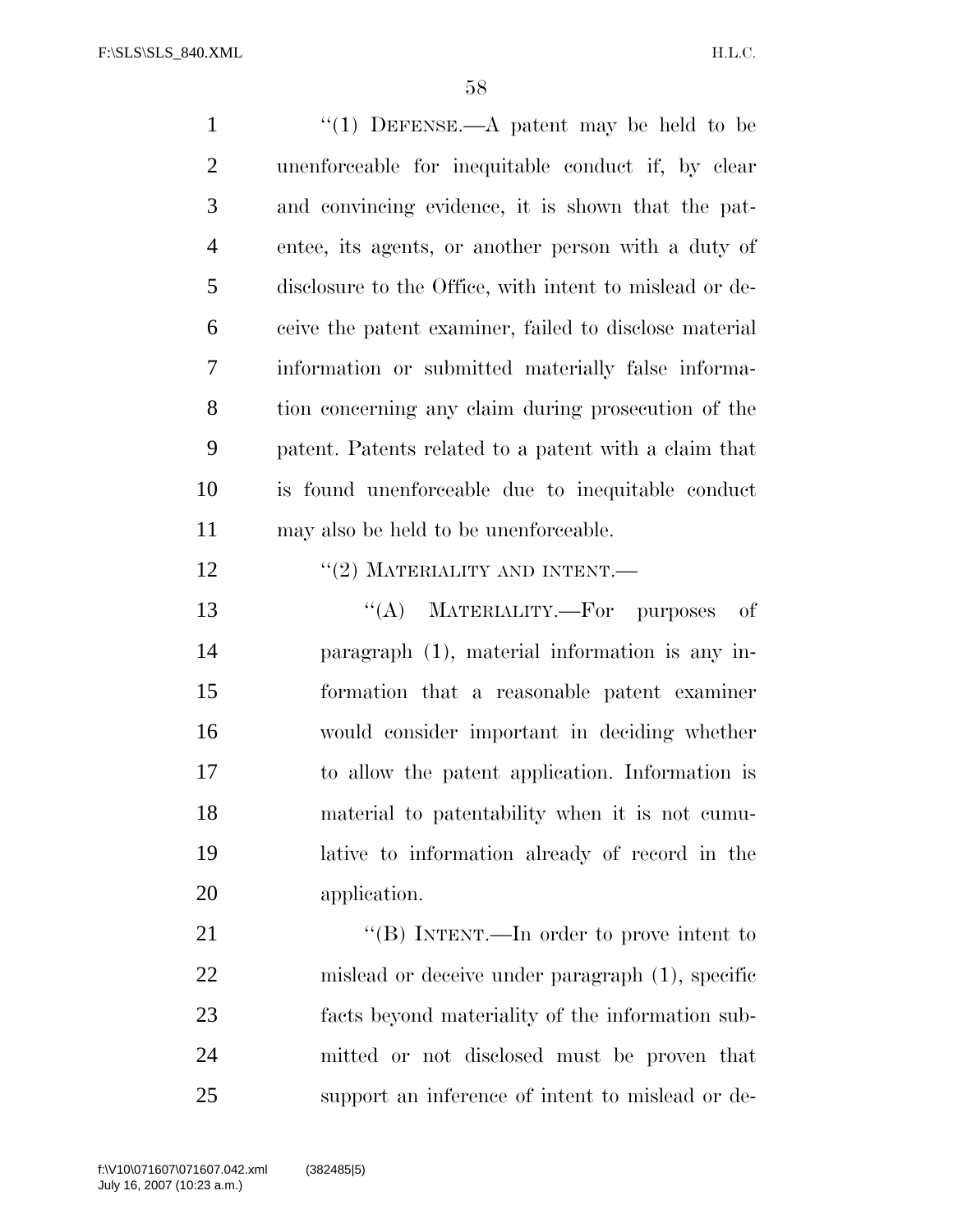"(1) DEFENSE.—A patent may be held to be unenforceable for inequitable conduct if, by clear and convincing evidence, it is shown that the patentee, its agents, or another person with a duty of disclosure to the Office, with intent to mislead or deceive the patent examiner, failed to disclose material information or submitted materially false information concerning any claim during prosecution of the patent. Patents related to a patent with a claim that is found unenforceable due to inequitable conduct may also be held to be unenforceable.

"(2) MATERIALITY AND INTENT.—

"(A) MATERIALITY.—For purposes of paragraph (1), material information is any information that a reasonable patent examiner would consider important in deciding whether to allow the patent application. Information is material to patentability when it is not cumulative to information already of record in the application.

"(B) INTENT.—In order to prove intent to mislead or deceive under paragraph (1), specific facts beyond materiality of the information submitted or not disclosed must be proven that support an inference of intent to mislead or de-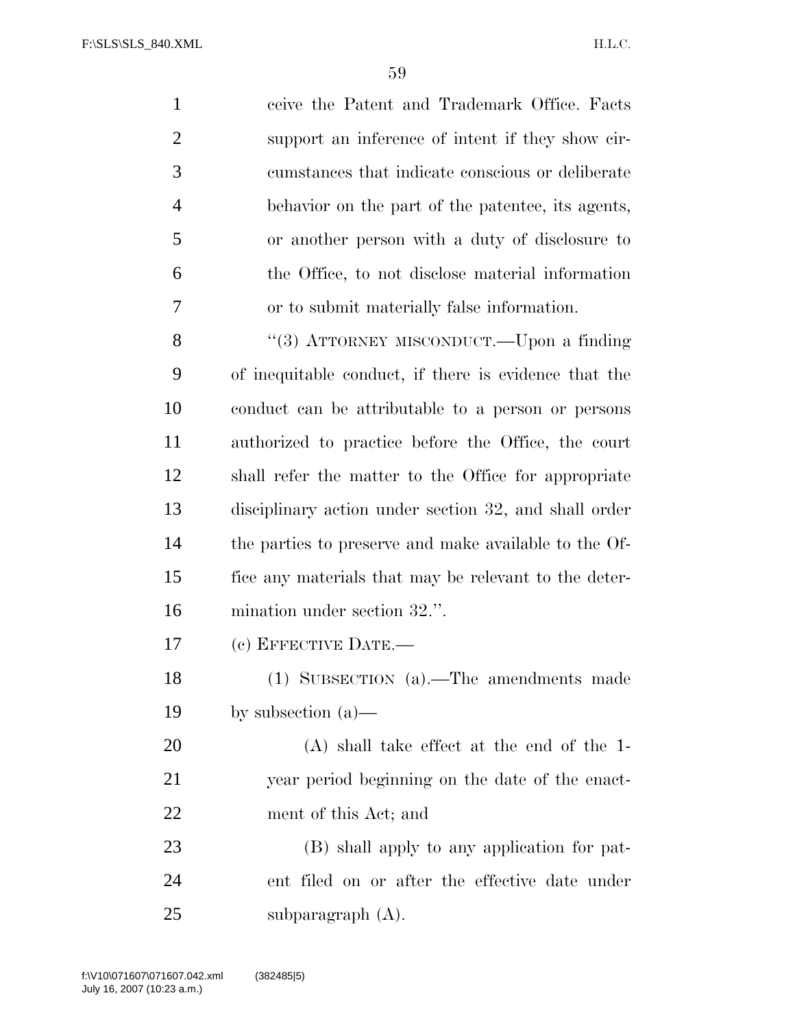ceive the Patent and Trademark Office. Facts support an inference of intent if they show circumstances that indicate conscious or deliberate behavior on the part of the patentee, its agents, or another person with a duty of disclosure to the Office, to not disclose material information or to submit materially false information.

"(3) ATTORNEY MISCONDUCT.—Upon a finding of inequitable conduct, if there is evidence that the conduct can be attributable to a person or persons authorized to practice before the Office, the court shall refer the matter to the Office for appropriate disciplinary action under section 32, and shall order the parties to preserve and make available to the Office any materials that may be relevant to the determination under section 32.".

(c) EFFECTIVE DATE.—

(1) SUBSECTION (a).—The amendments made by subsection (a)—

(A) shall take effect at the end of the 1-year period beginning on the date of the enactment of this Act; and

(B) shall apply to any application for patent filed on or after the effective date under subparagraph (A).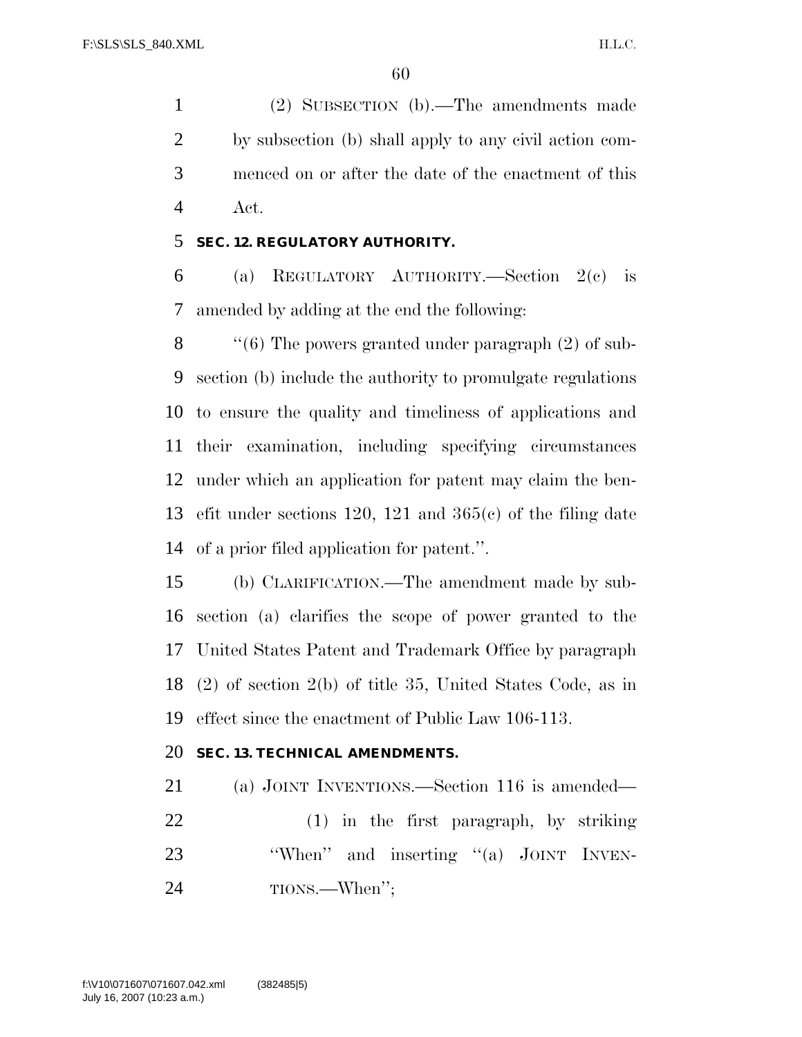(2) SUBSECTION (b).—The amendments made by subsection (b) shall apply to any civil action commenced on or after the date of the enactment of this Act.

**SEC. 12. REGULATORY AUTHORITY.**

(a) REGULATORY AUTHORITY.—Section 2(c) is amended by adding at the end the following:

''(6) The powers granted under paragraph (2) of subsection (b) include the authority to promulgate regulations to ensure the quality and timeliness of applications and their examination, including specifying circumstances under which an application for patent may claim the benefit under sections 120, 121 and 365(c) of the filing date of a prior filed application for patent.''.

(b) CLARIFICATION.—The amendment made by subsection (a) clarifies the scope of power granted to the United States Patent and Trademark Office by paragraph (2) of section 2(b) of title 35, United States Code, as in effect since the enactment of Public Law 106-113.

**SEC. 13. TECHNICAL AMENDMENTS.**

(a) JOINT INVENTIONS.—Section 116 is amended—

(1) in the first paragraph, by striking ''When'' and inserting ''(a) JOINT INVENTIONS.—When'';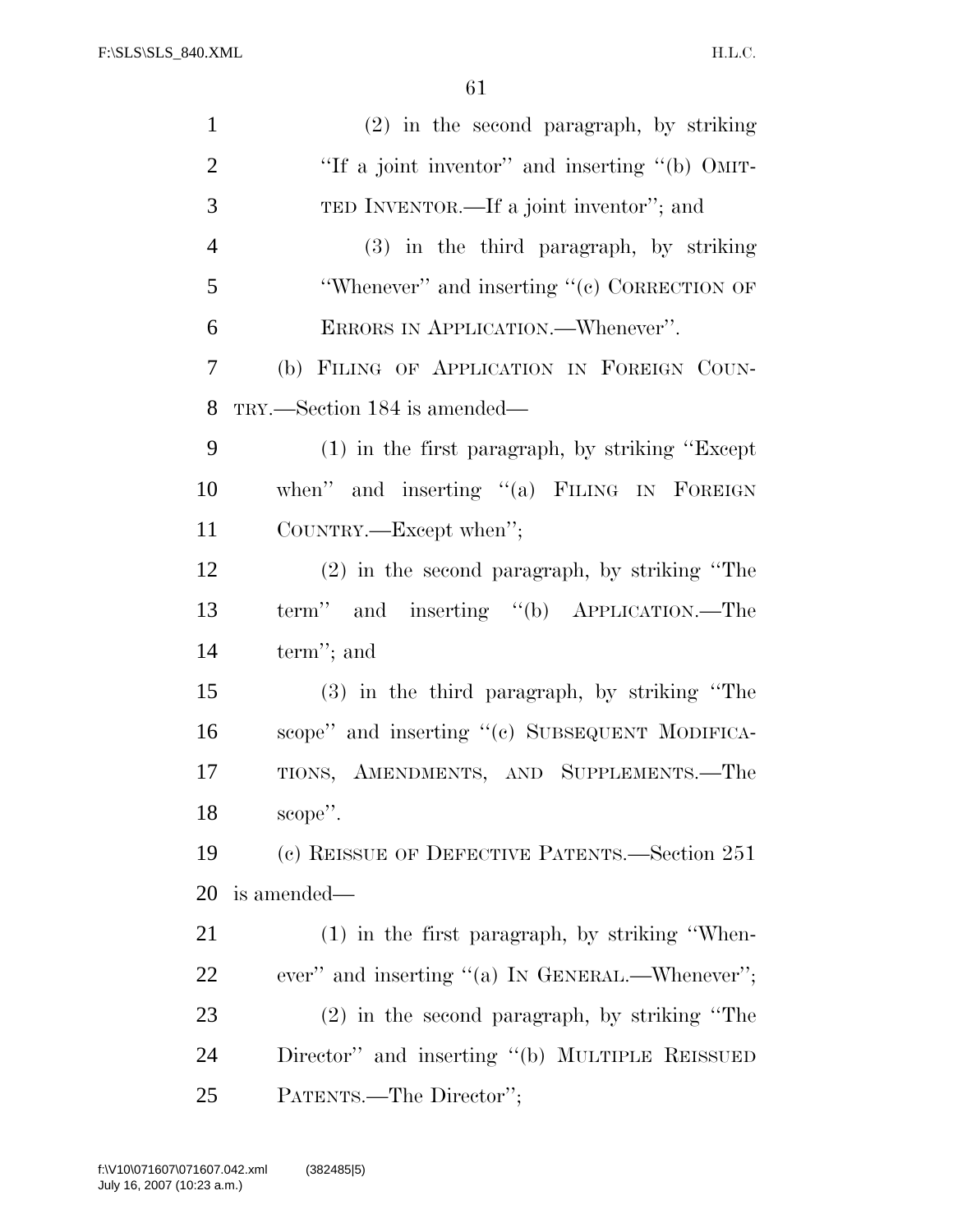(2) in the second paragraph, by striking "If a joint inventor" and inserting "(b) OMITTED INVENTOR.—If a joint inventor"; and

(3) in the third paragraph, by striking "Whenever" and inserting "(c) CORRECTION OF ERRORS IN APPLICATION.—Whenever".

(b) FILING OF APPLICATION IN FOREIGN COUNTRY.—Section 184 is amended—

(1) in the first paragraph, by striking "Except when" and inserting "(a) FILING IN FOREIGN COUNTRY.—Except when";

(2) in the second paragraph, by striking "The term" and inserting "(b) APPLICATION.—The term"; and

(3) in the third paragraph, by striking "The scope" and inserting "(c) SUBSEQUENT MODIFICATIONS, AMENDMENTS, AND SUPPLEMENTS.—The scope".

(c) REISSUE OF DEFECTIVE PATENTS.—Section 251 is amended—

(1) in the first paragraph, by striking "Whenever" and inserting "(a) IN GENERAL.—Whenever";

(2) in the second paragraph, by striking "The Director" and inserting "(b) MULTIPLE REISSUED PATENTS.—The Director";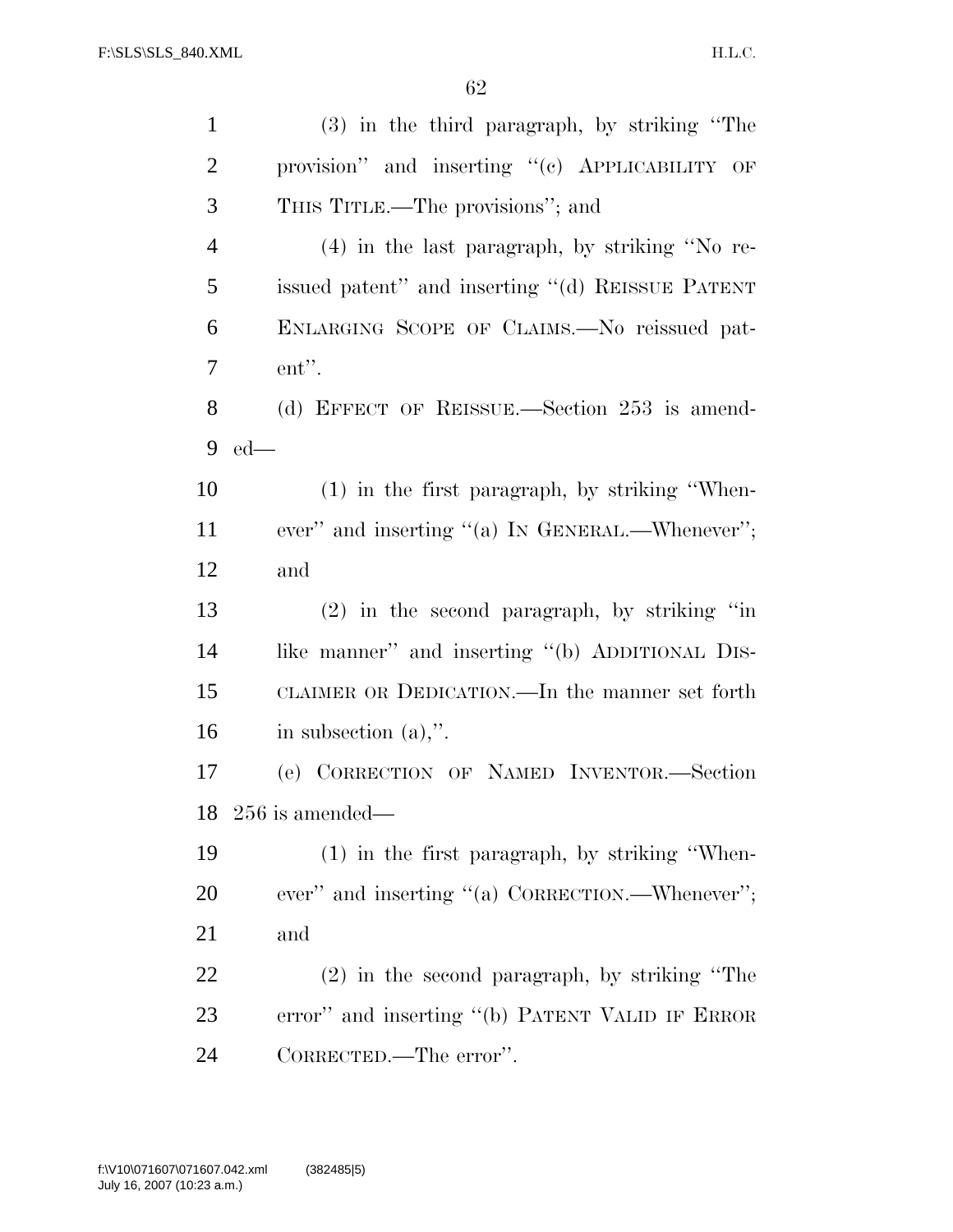(3) in the third paragraph, by striking "The provision" and inserting "(c) APPLICABILITY OF THIS TITLE.—The provisions"; and

(4) in the last paragraph, by striking "No reissued patent" and inserting "(d) REISSUE PATENT ENLARGING SCOPE OF CLAIMS.—No reissued patent".

(d) EFFECT OF REISSUE.—Section 253 is amended—

(1) in the first paragraph, by striking "Whenever" and inserting "(a) IN GENERAL.—Whenever"; and

(2) in the second paragraph, by striking "in like manner" and inserting "(b) ADDITIONAL DISCLAIMER OR DEDICATION.—In the manner set forth in subsection (a),".

(e) CORRECTION OF NAMED INVENTOR.—Section 256 is amended—

(1) in the first paragraph, by striking "Whenever" and inserting "(a) CORRECTION.—Whenever"; and

(2) in the second paragraph, by striking "The error" and inserting "(b) PATENT VALID IF ERROR CORRECTED.—The error".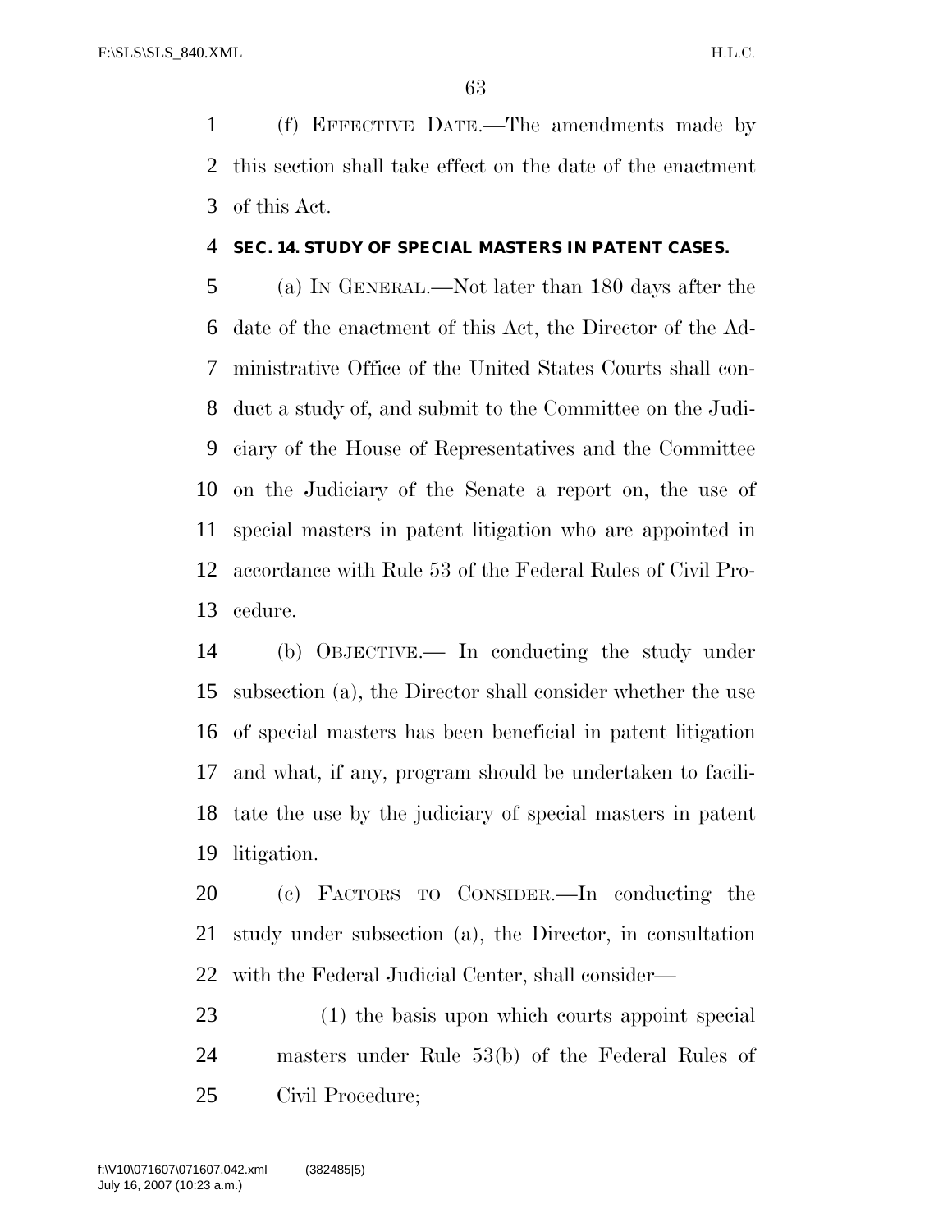(f) EFFECTIVE DATE.—The amendments made by this section shall take effect on the date of the enactment of this Act.

## SEC. 14. STUDY OF SPECIAL MASTERS IN PATENT CASES.

(a) IN GENERAL.—Not later than 180 days after the date of the enactment of this Act, the Director of the Administrative Office of the United States Courts shall conduct a study of, and submit to the Committee on the Judiciary of the House of Representatives and the Committee on the Judiciary of the Senate a report on, the use of special masters in patent litigation who are appointed in accordance with Rule 53 of the Federal Rules of Civil Procedure.

(b) OBJECTIVE.— In conducting the study under subsection (a), the Director shall consider whether the use of special masters has been beneficial in patent litigation and what, if any, program should be undertaken to facilitate the use by the judiciary of special masters in patent litigation.

(c) FACTORS TO CONSIDER.—In conducting the study under subsection (a), the Director, in consultation with the Federal Judicial Center, shall consider—

(1) the basis upon which courts appoint special masters under Rule 53(b) of the Federal Rules of Civil Procedure;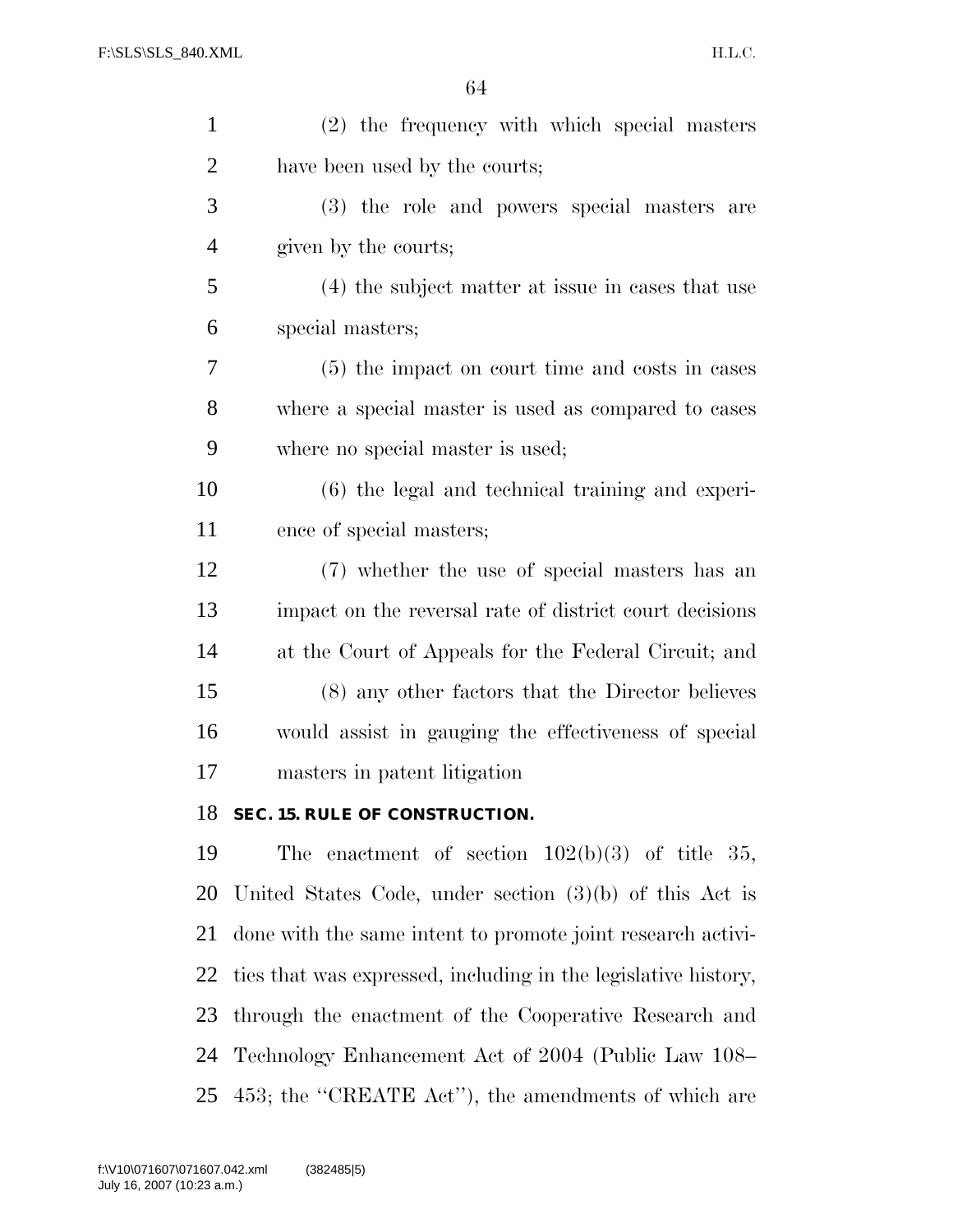(2) the frequency with which special masters have been used by the courts;

(3) the role and powers special masters are given by the courts;

(4) the subject matter at issue in cases that use special masters;

(5) the impact on court time and costs in cases where a special master is used as compared to cases where no special master is used;

(6) the legal and technical training and experience of special masters;

(7) whether the use of special masters has an impact on the reversal rate of district court decisions at the Court of Appeals for the Federal Circuit; and

(8) any other factors that the Director believes would assist in gauging the effectiveness of special masters in patent litigation

## SEC. 15. RULE OF CONSTRUCTION.

The enactment of section 102(b)(3) of title 35, United States Code, under section (3)(b) of this Act is done with the same intent to promote joint research activities that was expressed, including in the legislative history, through the enactment of the Cooperative Research and Technology Enhancement Act of 2004 (Public Law 108–453; the ''CREATE Act''), the amendments of which are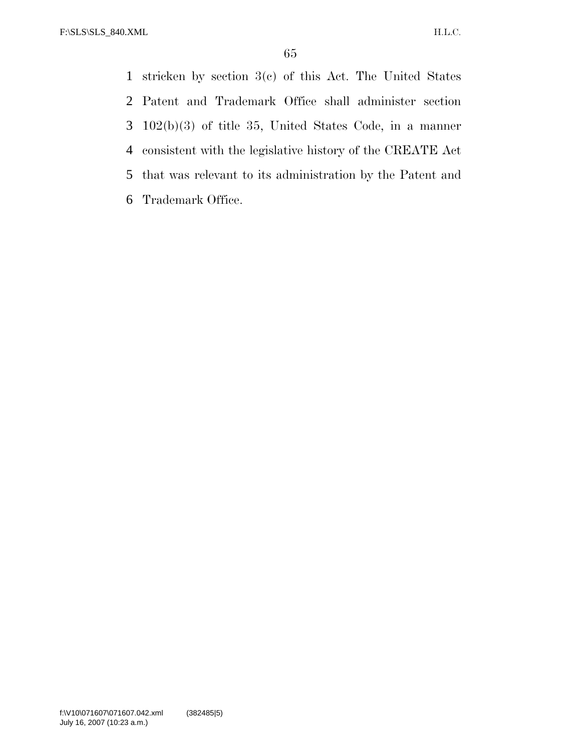stricken by section 3(c) of this Act. The United States Patent and Trademark Office shall administer section 102(b)(3) of title 35, United States Code, in a manner consistent with the legislative history of the CREATE Act that was relevant to its administration by the Patent and Trademark Office.